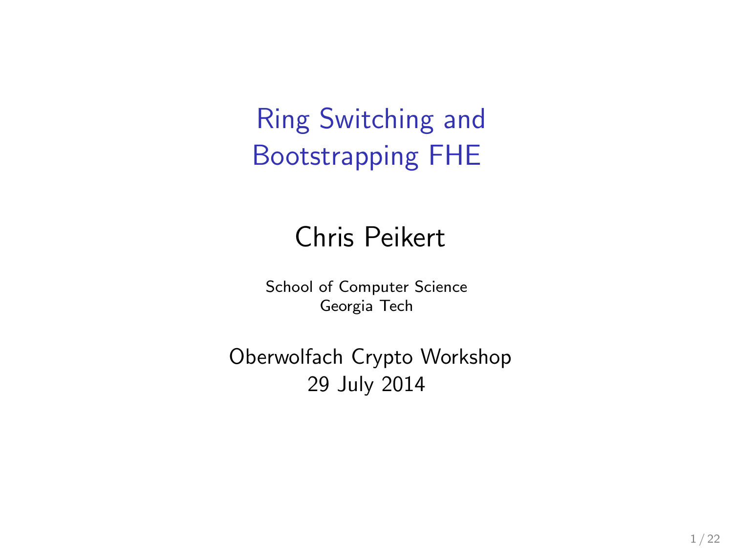# Ring Switching and Bootstrapping FHE

Chris Peikert

School of Computer Science
Georgia Tech

Oberwolfach Crypto Workshop
29 July 2014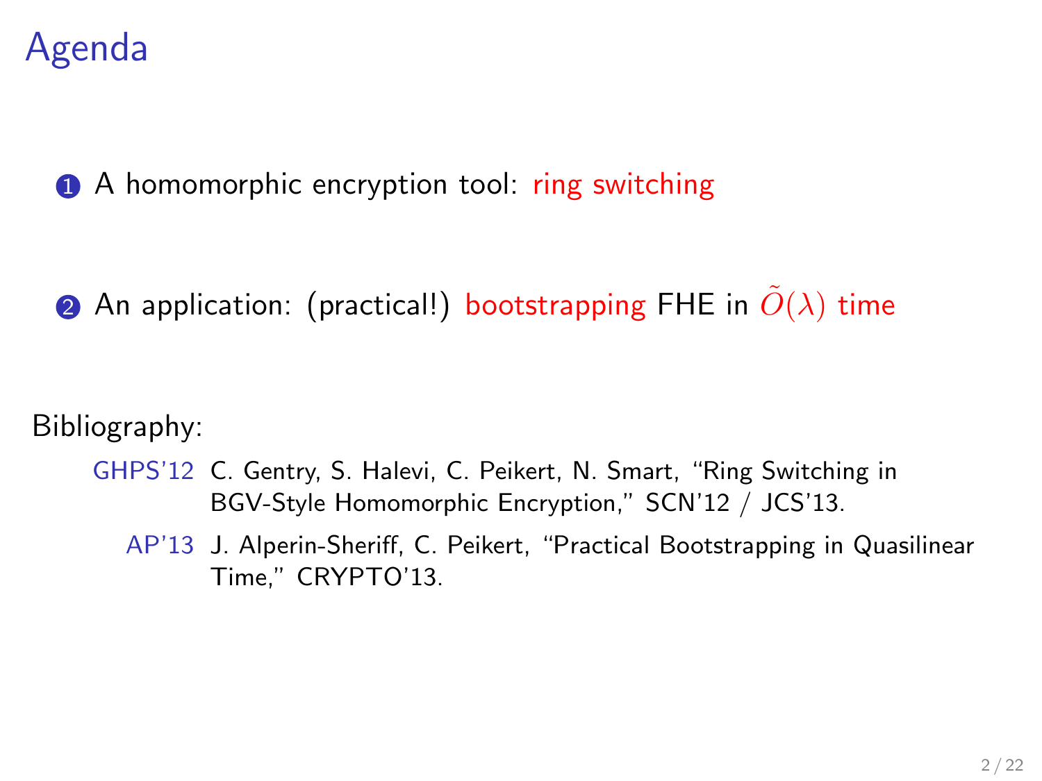# Agenda

1. A homomorphic encryption tool: ring switching

2. An application: (practical!) bootstrapping FHE in $\tilde{O}(\lambda)$ time

Bibliography:

- GHPS'12 C. Gentry, S. Halevi, C. Peikert, N. Smart, "Ring Switching in BGV-Style Homomorphic Encryption," SCN'12 / JCS'13.
- AP'13 J. Alperin-Sheriff, C. Peikert, "Practical Bootstrapping in Quasilinear Time," CRYPTO'13.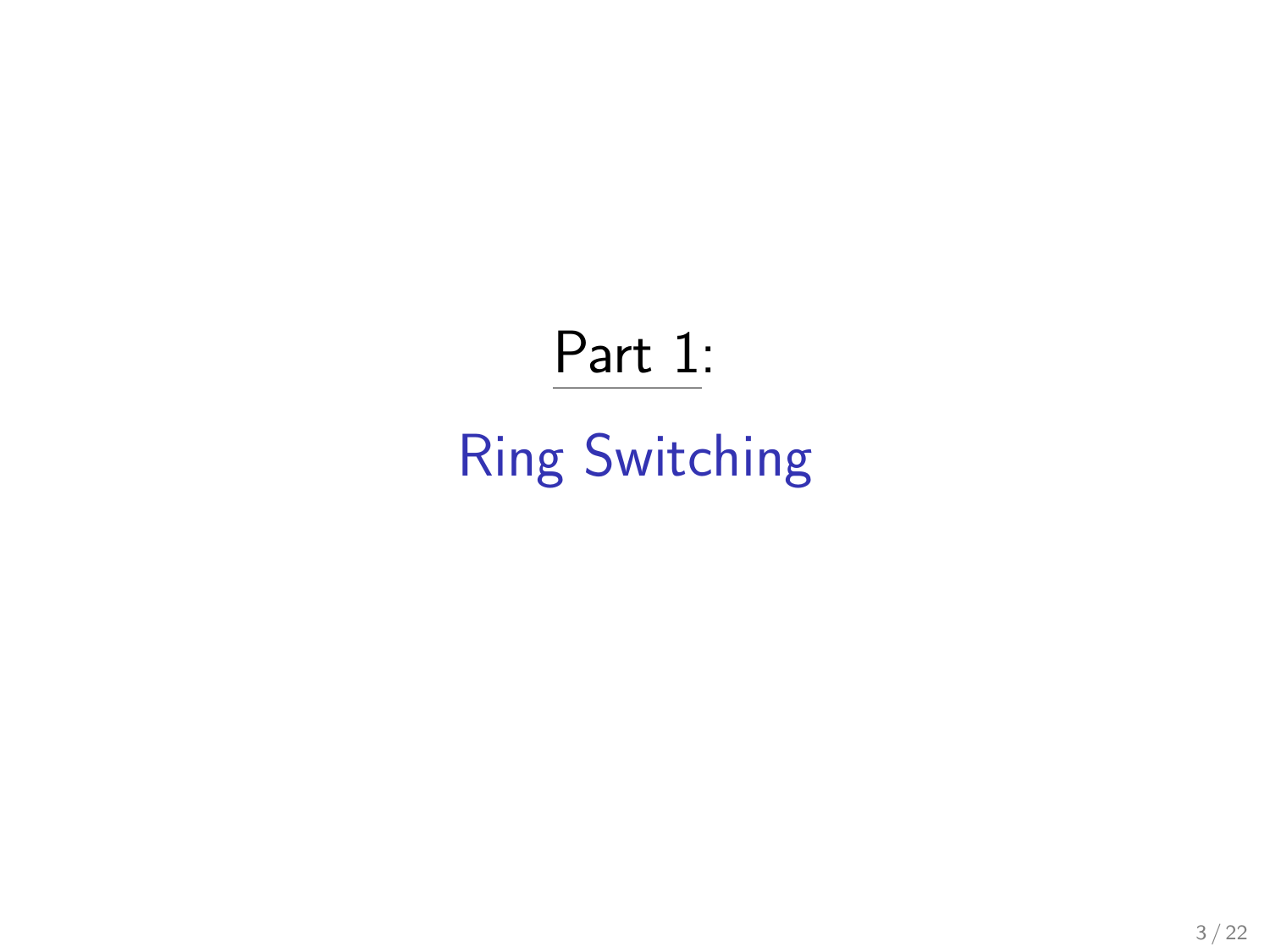# Part 1:

## Ring Switching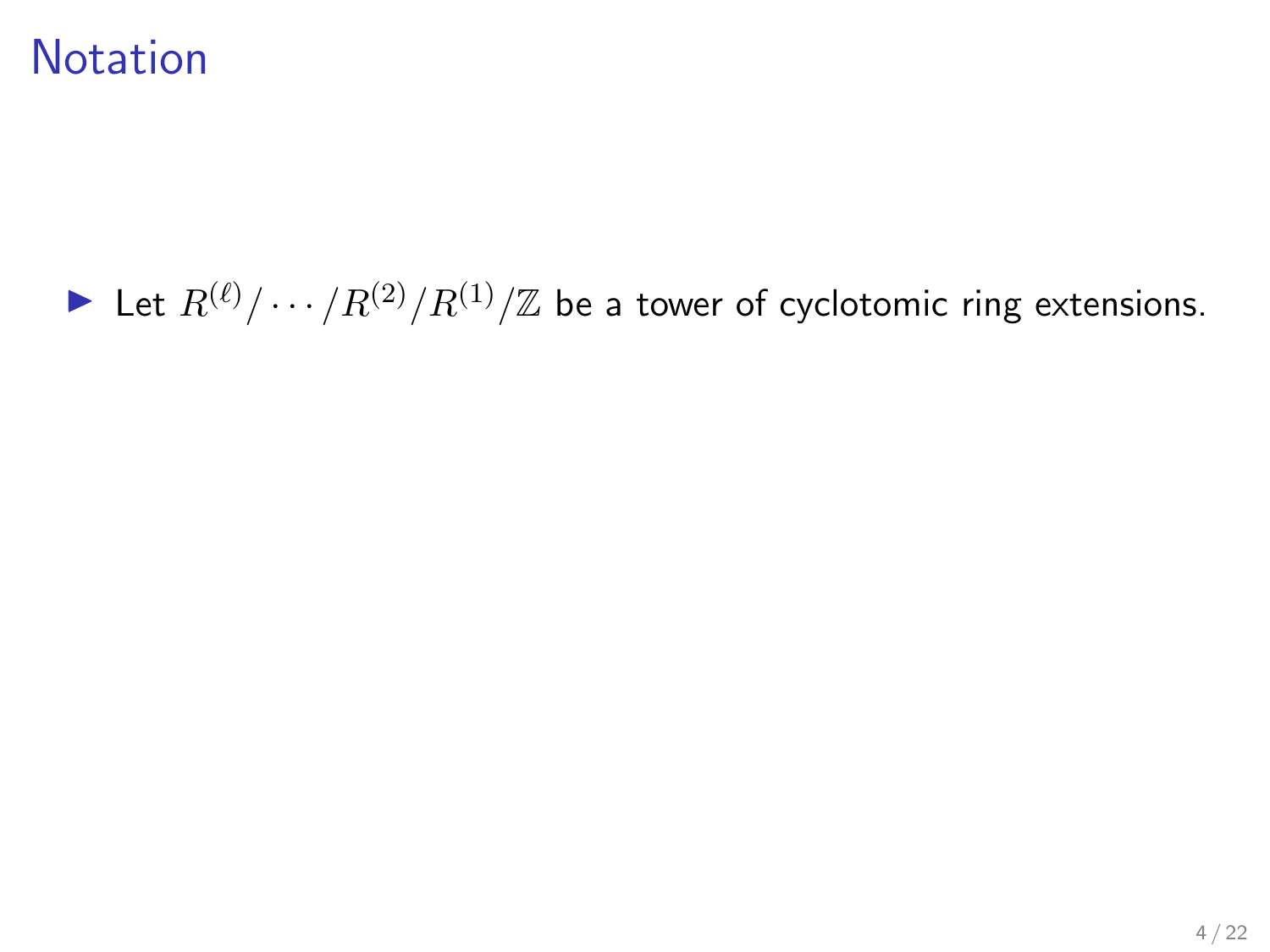# Notation

- Let $R^{(\ell)}/\cdots/R^{(2)}/R^{(1)}/\mathbb{Z}$ be a tower of cyclotomic ring extensions.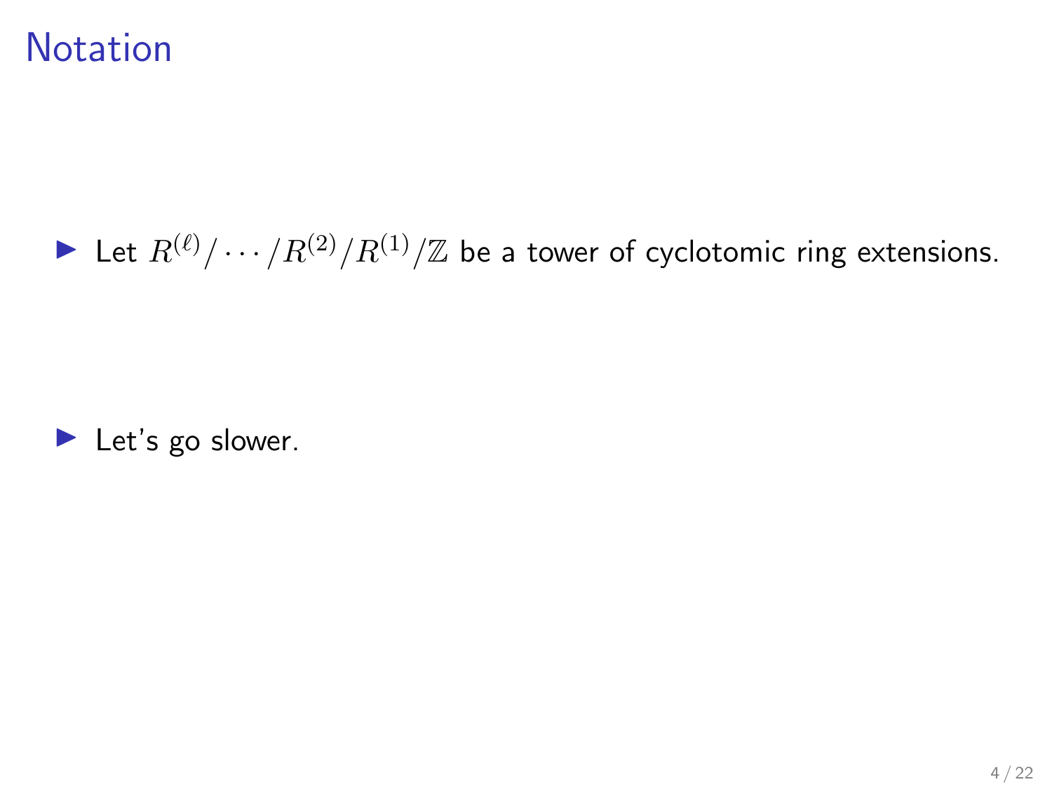# Notation

- Let $R^{(\ell)}/\cdots/R^{(2)}/R^{(1)}/\mathbb{Z}$ be a tower of cyclotomic ring extensions.

- Let's go slower.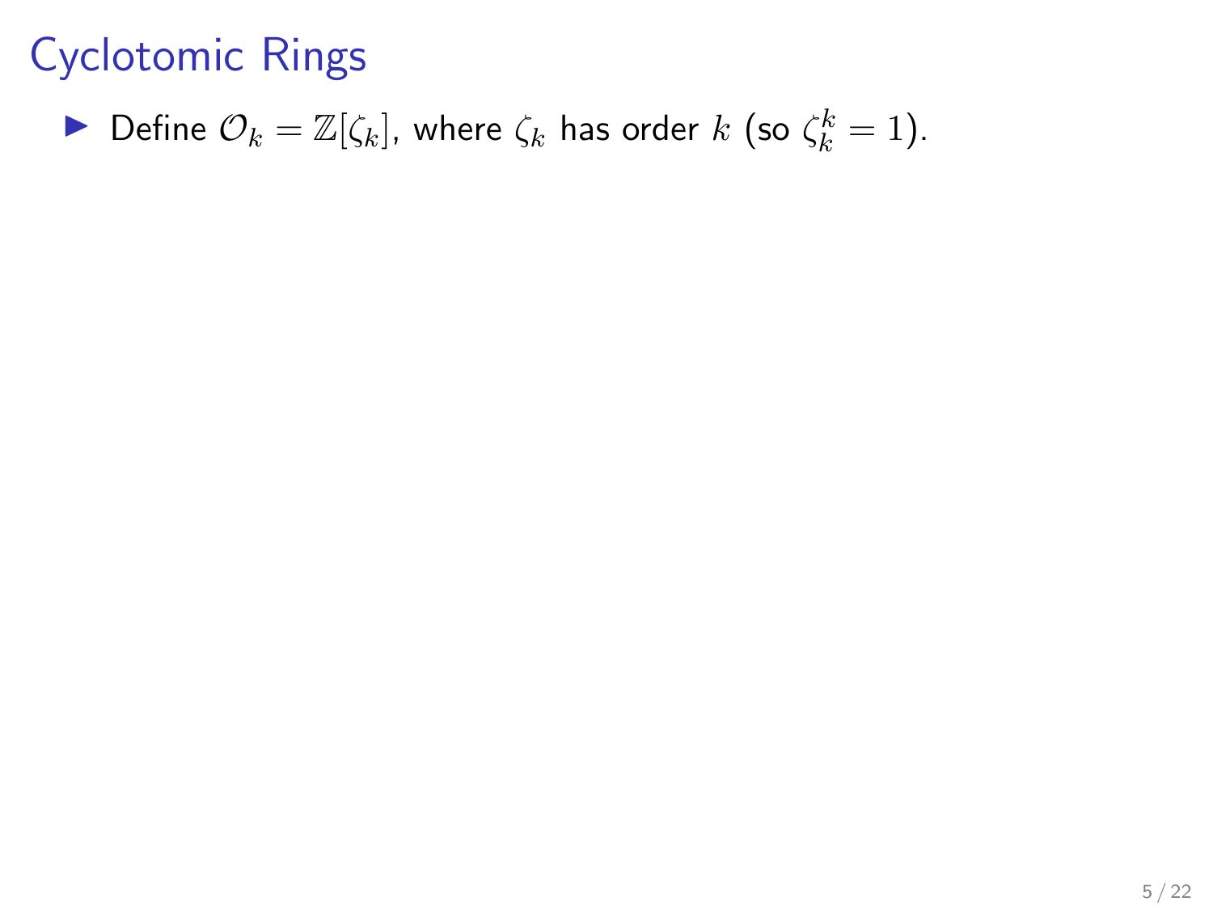# Cyclotomic Rings

- Define $\mathcal{O}_k = \mathbb{Z}[\zeta_k]$, where $\zeta_k$ has order $k$ (so $\zeta_k^k = 1$).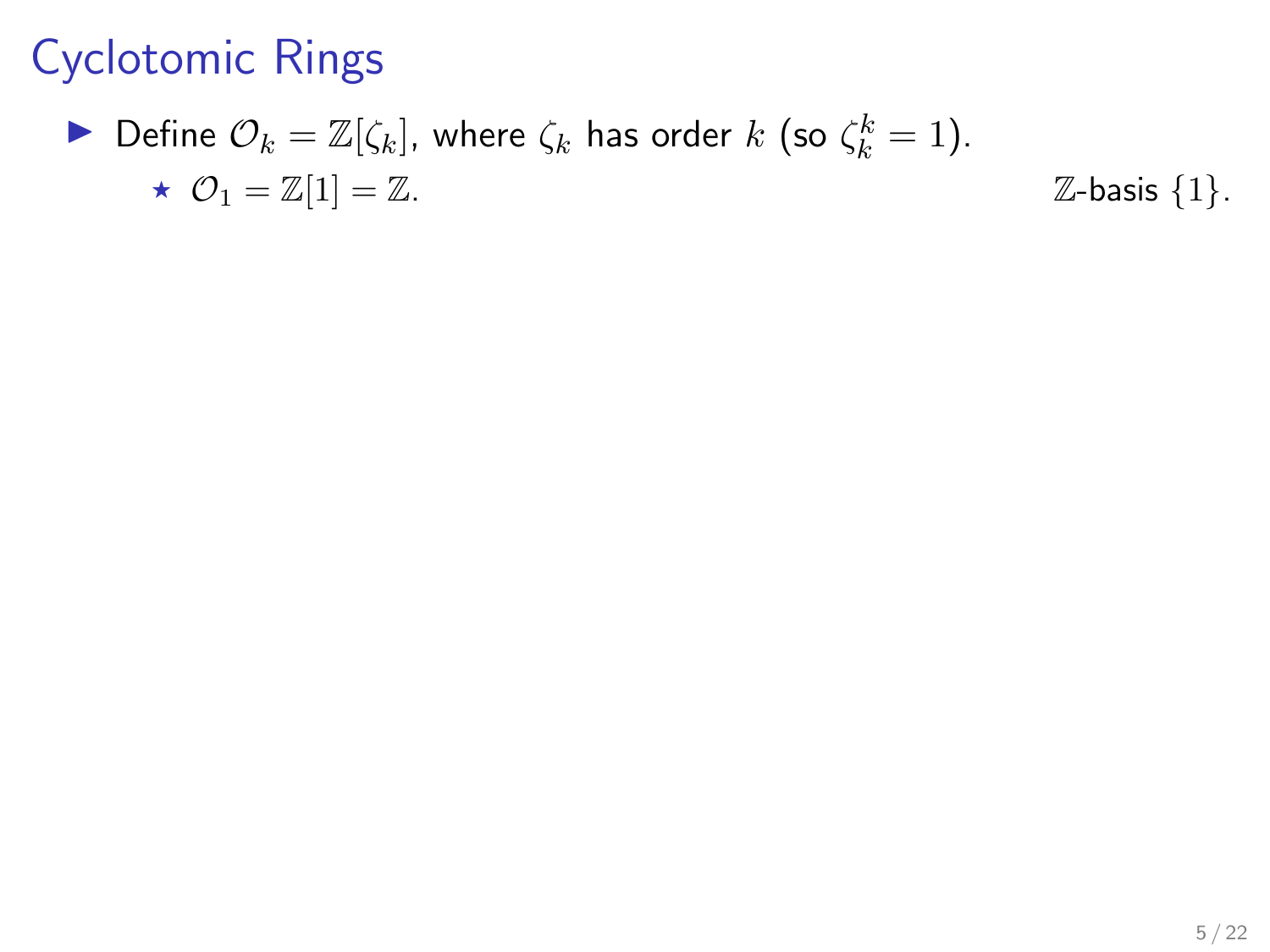# Cyclotomic Rings

- Define $\mathcal{O}_k = \mathbb{Z}[\zeta_k]$, where $\zeta_k$ has order $k$ (so $\zeta_k^k = 1$).
  - $\star$ $\mathcal{O}_1 = \mathbb{Z}[1] = \mathbb{Z}$. $\mathbb{Z}$-basis $\{1\}$.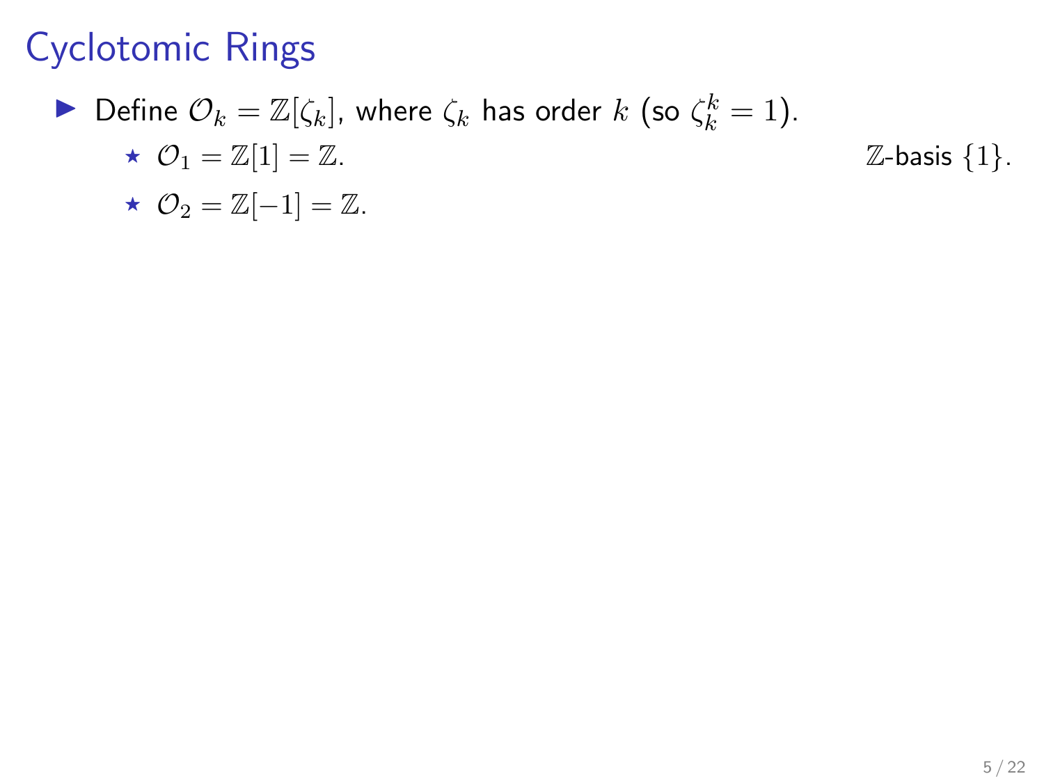# Cyclotomic Rings

- Define $\mathcal{O}_k = \mathbb{Z}[\zeta_k]$, where $\zeta_k$ has order $k$ (so $\zeta_k^k = 1$).
  - ⋆ $\mathcal{O}_1 = \mathbb{Z}[1] = \mathbb{Z}$. $\mathbb{Z}$-basis $\{1\}$.
  - ⋆ $\mathcal{O}_2 = \mathbb{Z}[-1] = \mathbb{Z}$.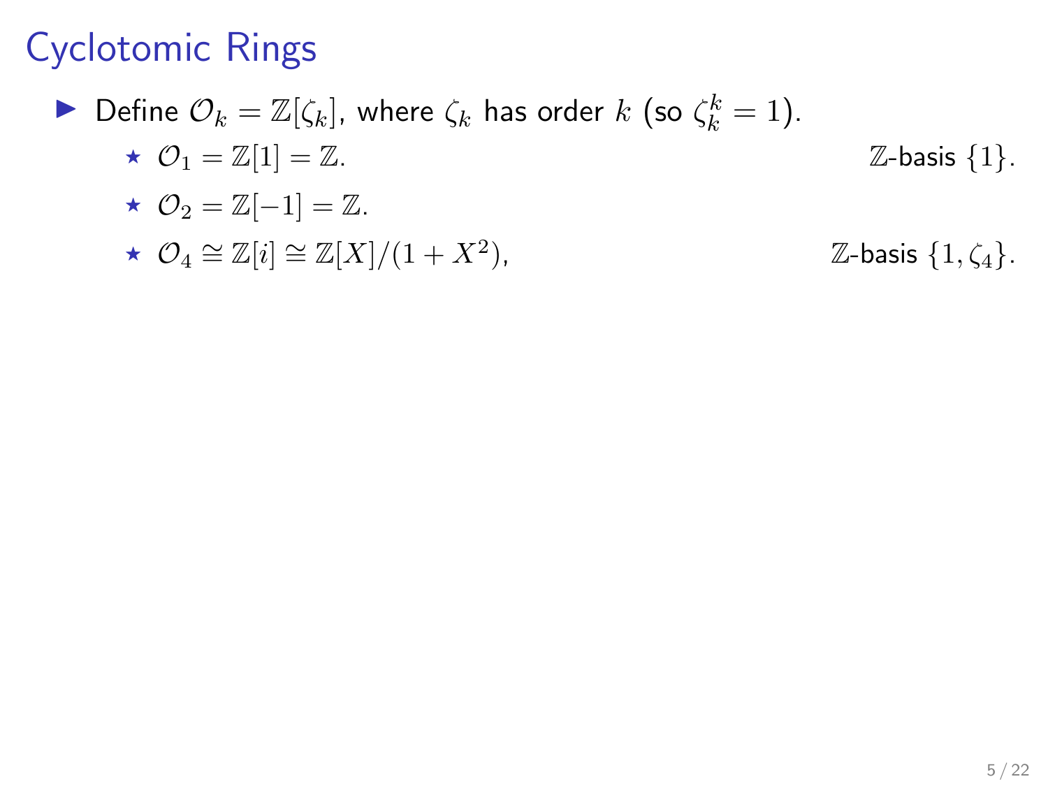# Cyclotomic Rings

- Define $\mathcal{O}_k = \mathbb{Z}[\zeta_k]$, where $\zeta_k$ has order $k$ (so $\zeta_k^k = 1$).
  - $\mathcal{O}_1 = \mathbb{Z}[1] = \mathbb{Z}$. $\mathbb{Z}$-basis $\{1\}$.
  - $\mathcal{O}_2 = \mathbb{Z}[-1] = \mathbb{Z}$.
  - $\mathcal{O}_4 \cong \mathbb{Z}[i] \cong \mathbb{Z}[X]/(1 + X^2)$, $\mathbb{Z}$-basis $\{1, \zeta_4\}$.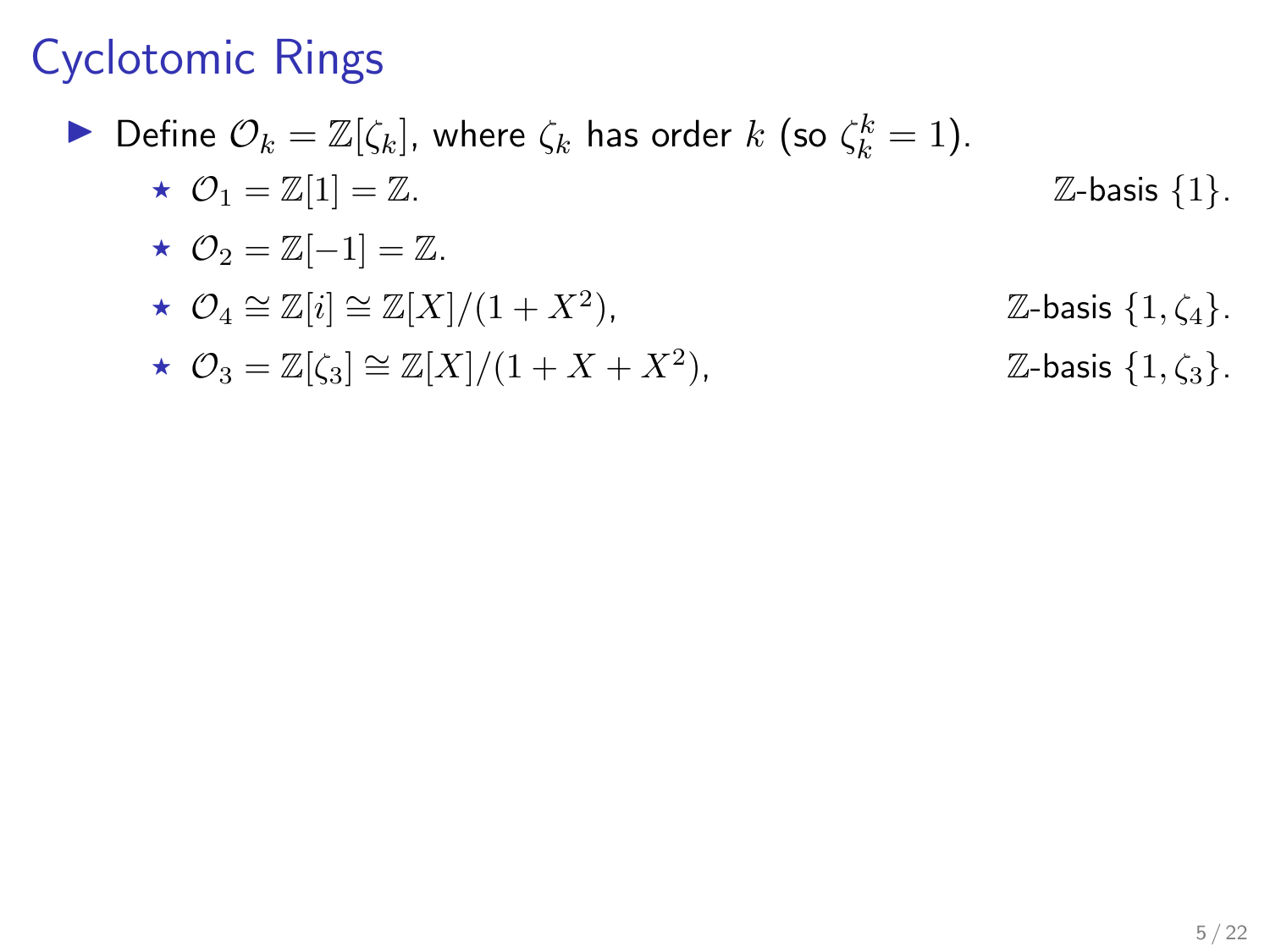# Cyclotomic Rings

- Define $\mathcal{O}_k = \mathbb{Z}[\zeta_k]$, where $\zeta_k$ has order $k$ (so $\zeta_k^k = 1$).
  - ⋆ $\mathcal{O}_1 = \mathbb{Z}[1] = \mathbb{Z}$. $\mathbb{Z}$-basis $\{1\}$.
  - ⋆ $\mathcal{O}_2 = \mathbb{Z}[-1] = \mathbb{Z}$.
  - ⋆ $\mathcal{O}_4 \cong \mathbb{Z}[i] \cong \mathbb{Z}[X]/(1 + X^2)$, $\mathbb{Z}$-basis $\{1, \zeta_4\}$.
  - ⋆ $\mathcal{O}_3 = \mathbb{Z}[\zeta_3] \cong \mathbb{Z}[X]/(1 + X + X^2)$, $\mathbb{Z}$-basis $\{1, \zeta_3\}$.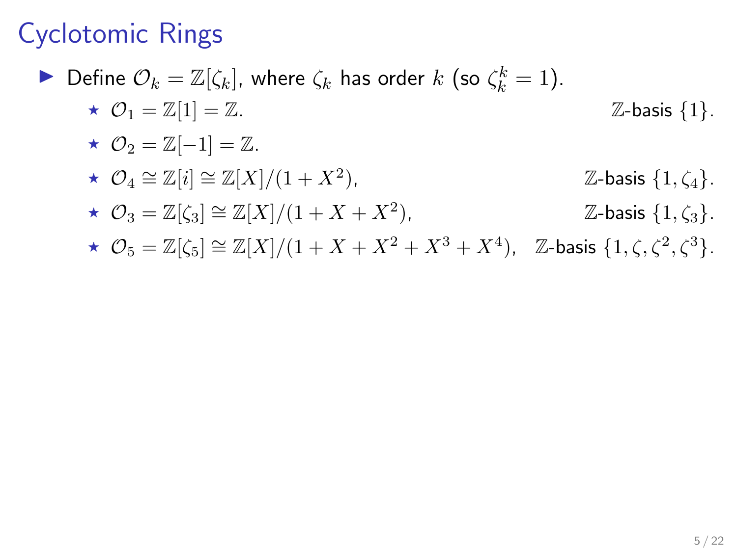# Cyclotomic Rings

- Define $\mathcal{O}_k = \mathbb{Z}[\zeta_k]$, where $\zeta_k$ has order $k$ (so $\zeta_k^k = 1$).
  - ⋆ $\mathcal{O}_1 = \mathbb{Z}[1] = \mathbb{Z}$. $\mathbb{Z}$-basis $\{1\}$.
  - ⋆ $\mathcal{O}_2 = \mathbb{Z}[-1] = \mathbb{Z}$.
  - ⋆ $\mathcal{O}_4 \cong \mathbb{Z}[i] \cong \mathbb{Z}[X]/(1 + X^2)$, $\mathbb{Z}$-basis $\{1, \zeta_4\}$.
  - ⋆ $\mathcal{O}_3 = \mathbb{Z}[\zeta_3] \cong \mathbb{Z}[X]/(1 + X + X^2)$, $\mathbb{Z}$-basis $\{1, \zeta_3\}$.
  - ⋆ $\mathcal{O}_5 = \mathbb{Z}[\zeta_5] \cong \mathbb{Z}[X]/(1 + X + X^2 + X^3 + X^4)$, $\mathbb{Z}$-basis $\{1, \zeta, \zeta^2, \zeta^3\}$.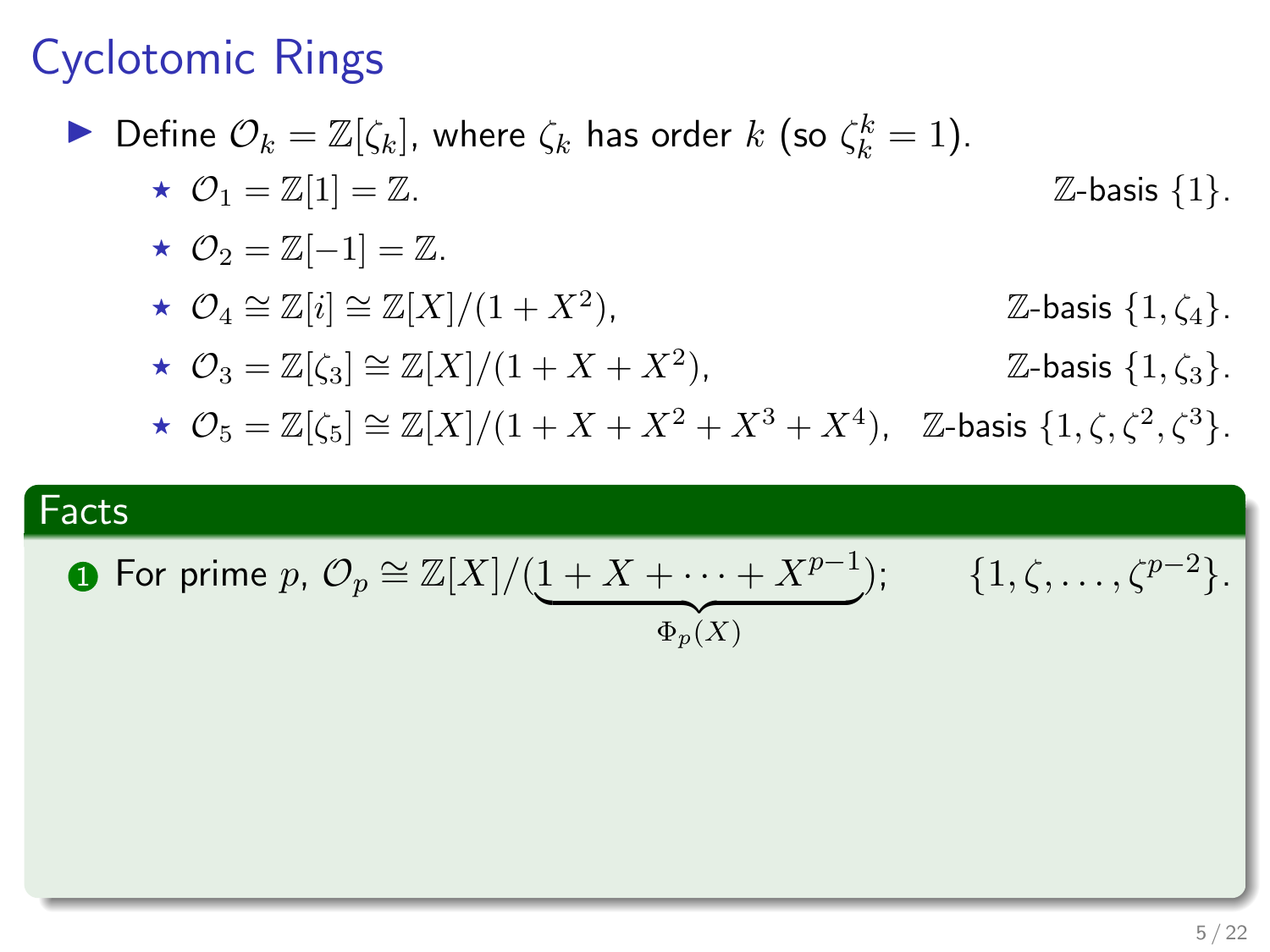# Cyclotomic Rings

- Define $\mathcal{O}_k = \mathbb{Z}[\zeta_k]$, where $\zeta_k$ has order $k$ (so $\zeta_k^k = 1$).
  - ⋆ $\mathcal{O}_1 = \mathbb{Z}[1] = \mathbb{Z}$. $\mathbb{Z}$-basis $\{1\}$.
  - ⋆ $\mathcal{O}_2 = \mathbb{Z}[-1] = \mathbb{Z}$.
  - ⋆ $\mathcal{O}_4 \cong \mathbb{Z}[i] \cong \mathbb{Z}[X]/(1 + X^2)$, $\mathbb{Z}$-basis $\{1, \zeta_4\}$.
  - ⋆ $\mathcal{O}_3 = \mathbb{Z}[\zeta_3] \cong \mathbb{Z}[X]/(1 + X + X^2)$, $\mathbb{Z}$-basis $\{1, \zeta_3\}$.
  - ⋆ $\mathcal{O}_5 = \mathbb{Z}[\zeta_5] \cong \mathbb{Z}[X]/(1 + X + X^2 + X^3 + X^4)$, $\mathbb{Z}$-basis $\{1, \zeta, \zeta^2, \zeta^3\}$.

**Facts**

1. For prime $p$, $\mathcal{O}_p \cong \mathbb{Z}[X]/(\underbrace{1 + X + \cdots + X^{p-1}}_{\Phi_p(X)})$; $\{1, \zeta, \ldots, \zeta^{p-2}\}$.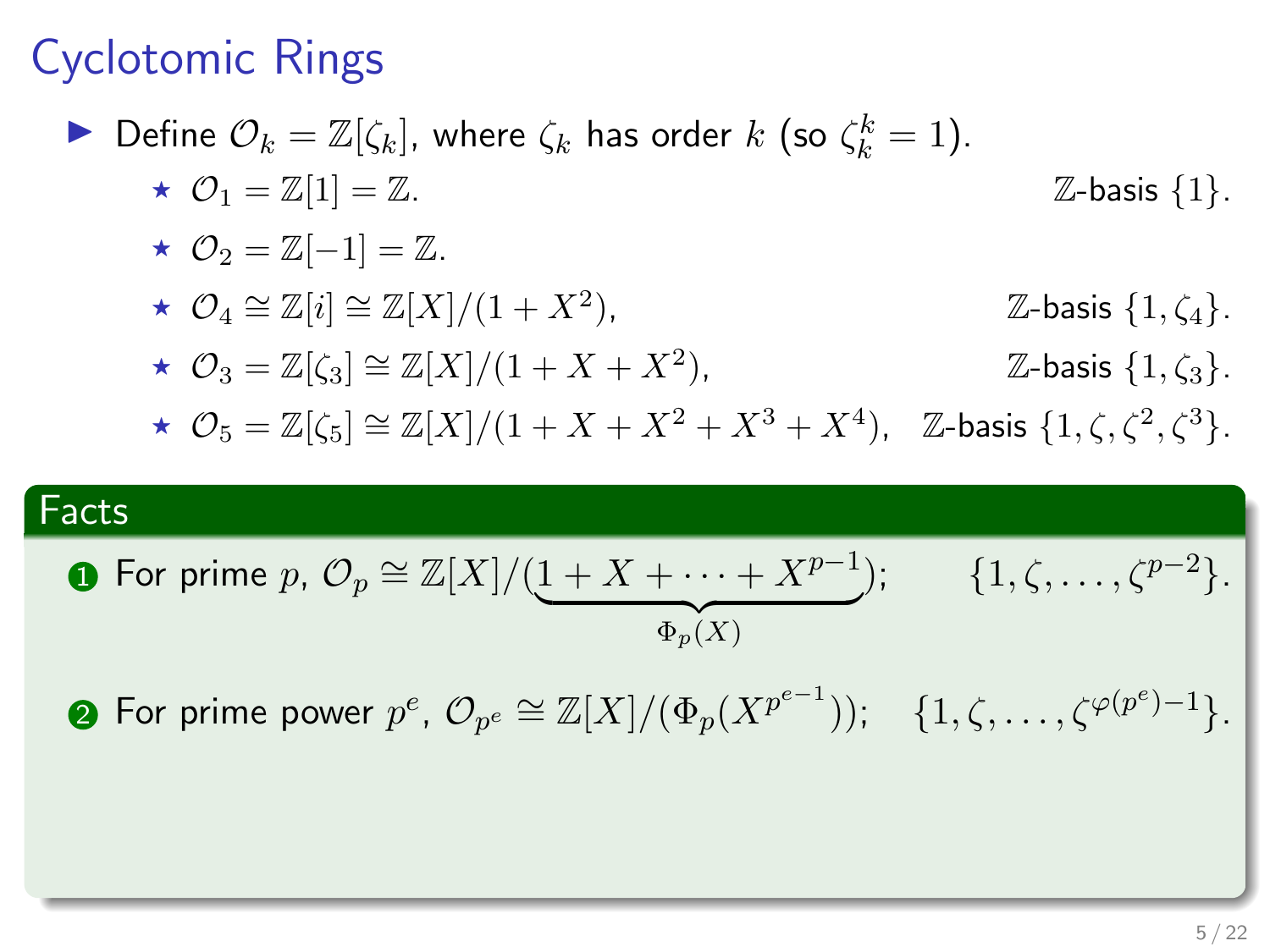# Cyclotomic Rings

- Define $\mathcal{O}_k = \mathbb{Z}[\zeta_k]$, where $\zeta_k$ has order $k$ (so $\zeta_k^k = 1$).
  - $\mathcal{O}_1 = \mathbb{Z}[1] = \mathbb{Z}$. $\mathbb{Z}$-basis $\{1\}$.
  - $\mathcal{O}_2 = \mathbb{Z}[-1] = \mathbb{Z}$.
  - $\mathcal{O}_4 \cong \mathbb{Z}[i] \cong \mathbb{Z}[X]/(1 + X^2)$, $\mathbb{Z}$-basis $\{1, \zeta_4\}$.
  - $\mathcal{O}_3 = \mathbb{Z}[\zeta_3] \cong \mathbb{Z}[X]/(1 + X + X^2)$, $\mathbb{Z}$-basis $\{1, \zeta_3\}$.
  - $\mathcal{O}_5 = \mathbb{Z}[\zeta_5] \cong \mathbb{Z}[X]/(1 + X + X^2 + X^3 + X^4)$, $\mathbb{Z}$-basis $\{1, \zeta, \zeta^2, \zeta^3\}$.

**Facts**

1. For prime $p$, $\mathcal{O}_p \cong \mathbb{Z}[X]/(\underbrace{1 + X + \cdots + X^{p-1}}_{\Phi_p(X)})$; $\{1, \zeta, \ldots, \zeta^{p-2}\}$.
2. For prime power $p^e$, $\mathcal{O}_{p^e} \cong \mathbb{Z}[X]/(\Phi_p(X^{p^{e-1}}))$; $\{1, \zeta, \ldots, \zeta^{\varphi(p^e)-1}\}$.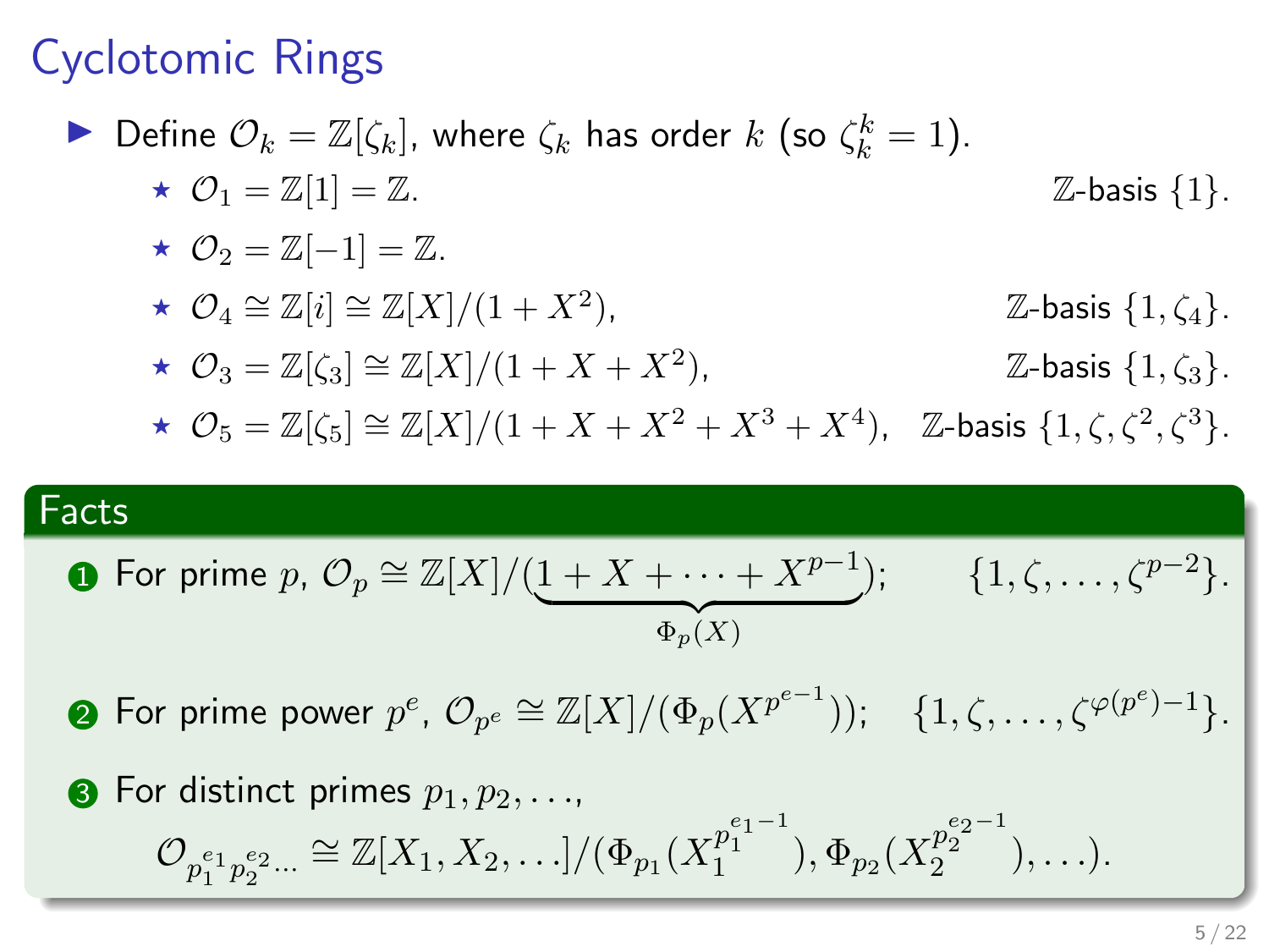# Cyclotomic Rings

- Define $\mathcal{O}_k = \mathbb{Z}[\zeta_k]$, where $\zeta_k$ has order $k$ (so $\zeta_k^k = 1$).
  - $\mathcal{O}_1 = \mathbb{Z}[1] = \mathbb{Z}$. $\mathbb{Z}$-basis $\{1\}$.
  - $\mathcal{O}_2 = \mathbb{Z}[-1] = \mathbb{Z}$.
  - $\mathcal{O}_4 \cong \mathbb{Z}[i] \cong \mathbb{Z}[X]/(1 + X^2)$, $\mathbb{Z}$-basis $\{1, \zeta_4\}$.
  - $\mathcal{O}_3 = \mathbb{Z}[\zeta_3] \cong \mathbb{Z}[X]/(1 + X + X^2)$, $\mathbb{Z}$-basis $\{1, \zeta_3\}$.
  - $\mathcal{O}_5 = \mathbb{Z}[\zeta_5] \cong \mathbb{Z}[X]/(1 + X + X^2 + X^3 + X^4)$, $\mathbb{Z}$-basis $\{1, \zeta, \zeta^2, \zeta^3\}$.

**Facts**

1. For prime $p$, $\mathcal{O}_p \cong \mathbb{Z}[X]/(\underbrace{1 + X + \cdots + X^{p-1}}_{\Phi_p(X)})$; $\{1, \zeta, \ldots, \zeta^{p-2}\}$.
2. For prime power $p^e$, $\mathcal{O}_{p^e} \cong \mathbb{Z}[X]/(\Phi_p(X^{p^{e-1}}))$; $\{1, \zeta, \ldots, \zeta^{\varphi(p^e)-1}\}$.
3. For distinct primes $p_1, p_2, \ldots$,
$$\mathcal{O}_{p_1^{e_1} p_2^{e_2} \cdots} \cong \mathbb{Z}[X_1, X_2, \ldots]/(\Phi_{p_1}(X_1^{p_1^{e_1-1}}), \Phi_{p_2}(X_2^{p_2^{e_2-1}}), \ldots).$$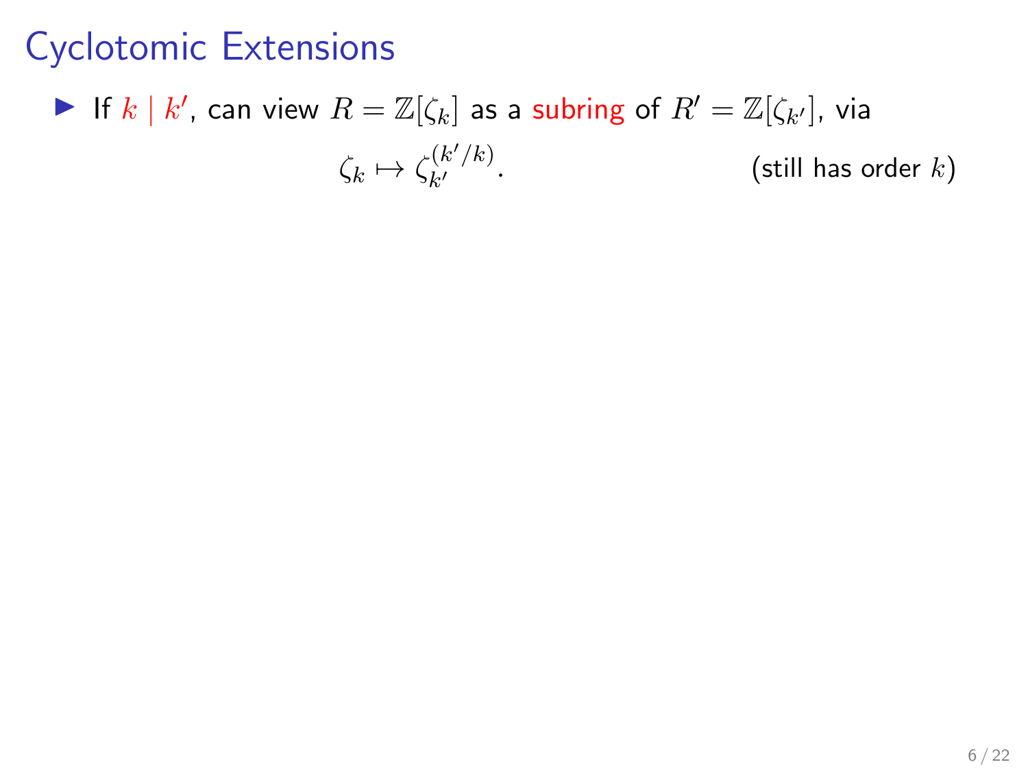# Cyclotomic Extensions

- If $k \mid k'$, can view $R = \mathbb{Z}[\zeta_k]$ as a subring of $R' = \mathbb{Z}[\zeta_{k'}]$, via

$$\zeta_k \mapsto \zeta_{k'}^{(k'/k)}. \qquad \text{(still has order } k\text{)}$$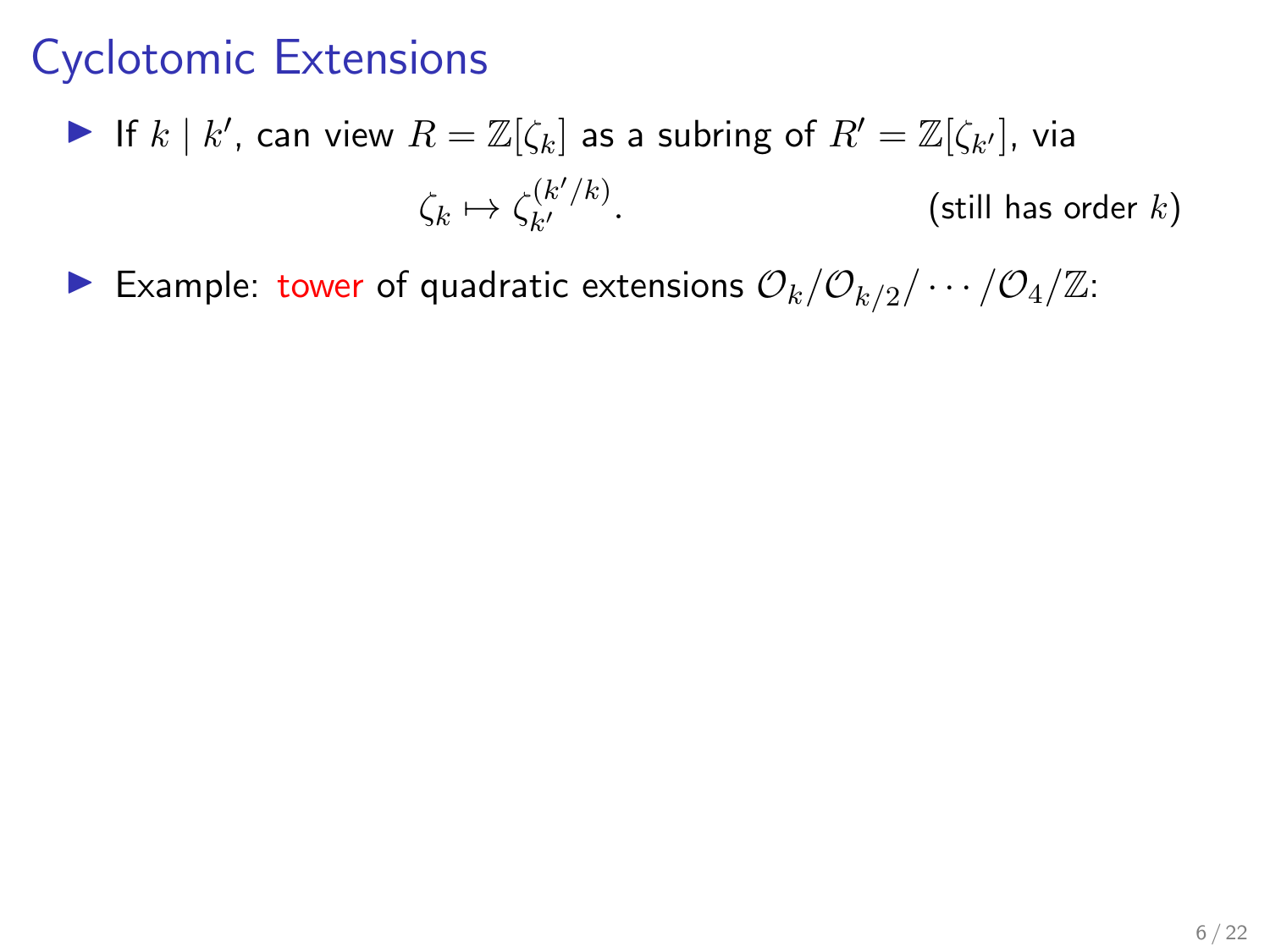# Cyclotomic Extensions

- If $k \mid k'$, can view $R = \mathbb{Z}[\zeta_k]$ as a subring of $R' = \mathbb{Z}[\zeta_{k'}]$, via

$$\zeta_k \mapsto \zeta_{k'}^{(k'/k)}. \qquad \text{(still has order } k\text{)}$$

- Example: tower of quadratic extensions $\mathcal{O}_k / \mathcal{O}_{k/2} / \cdots / \mathcal{O}_4 / \mathbb{Z}$: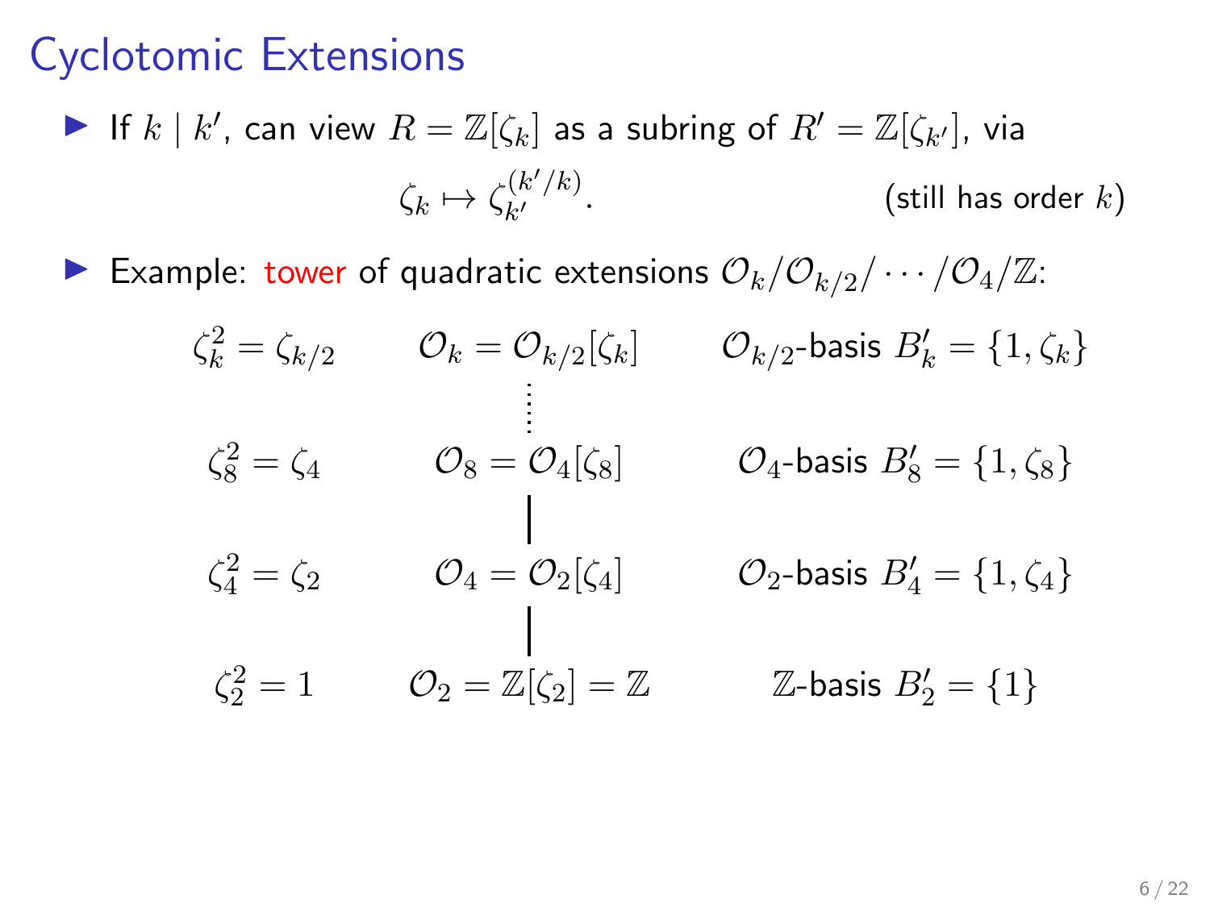# Cyclotomic Extensions

- If $k \mid k'$, can view $R = \mathbb{Z}[\zeta_k]$ as a subring of $R' = \mathbb{Z}[\zeta_{k'}]$, via

$$\zeta_k \mapsto \zeta_{k'}^{(k'/k)}. \qquad \text{(still has order } k\text{)}$$

- Example: tower of quadratic extensions $\mathcal{O}_k / \mathcal{O}_{k/2} / \cdots / \mathcal{O}_4 / \mathbb{Z}$:

| | | |
|---|---|---|
| $\zeta_k^2 = \zeta_{k/2}$ | $\mathcal{O}_k = \mathcal{O}_{k/2}[\zeta_k]$ | $\mathcal{O}_{k/2}$-basis $B'_k = \{1, \zeta_k\}$ |
| | $\vdots$ | |
| $\zeta_8^2 = \zeta_4$ | $\mathcal{O}_8 = \mathcal{O}_4[\zeta_8]$ | $\mathcal{O}_4$-basis $B'_8 = \{1, \zeta_8\}$ |
| | $\vert$ | |
| $\zeta_4^2 = \zeta_2$ | $\mathcal{O}_4 = \mathcal{O}_2[\zeta_4]$ | $\mathcal{O}_2$-basis $B'_4 = \{1, \zeta_4\}$ |
| | $\vert$ | |
| $\zeta_2^2 = 1$ | $\mathcal{O}_2 = \mathbb{Z}[\zeta_2] = \mathbb{Z}$ | $\mathbb{Z}$-basis $B'_2 = \{1\}$ |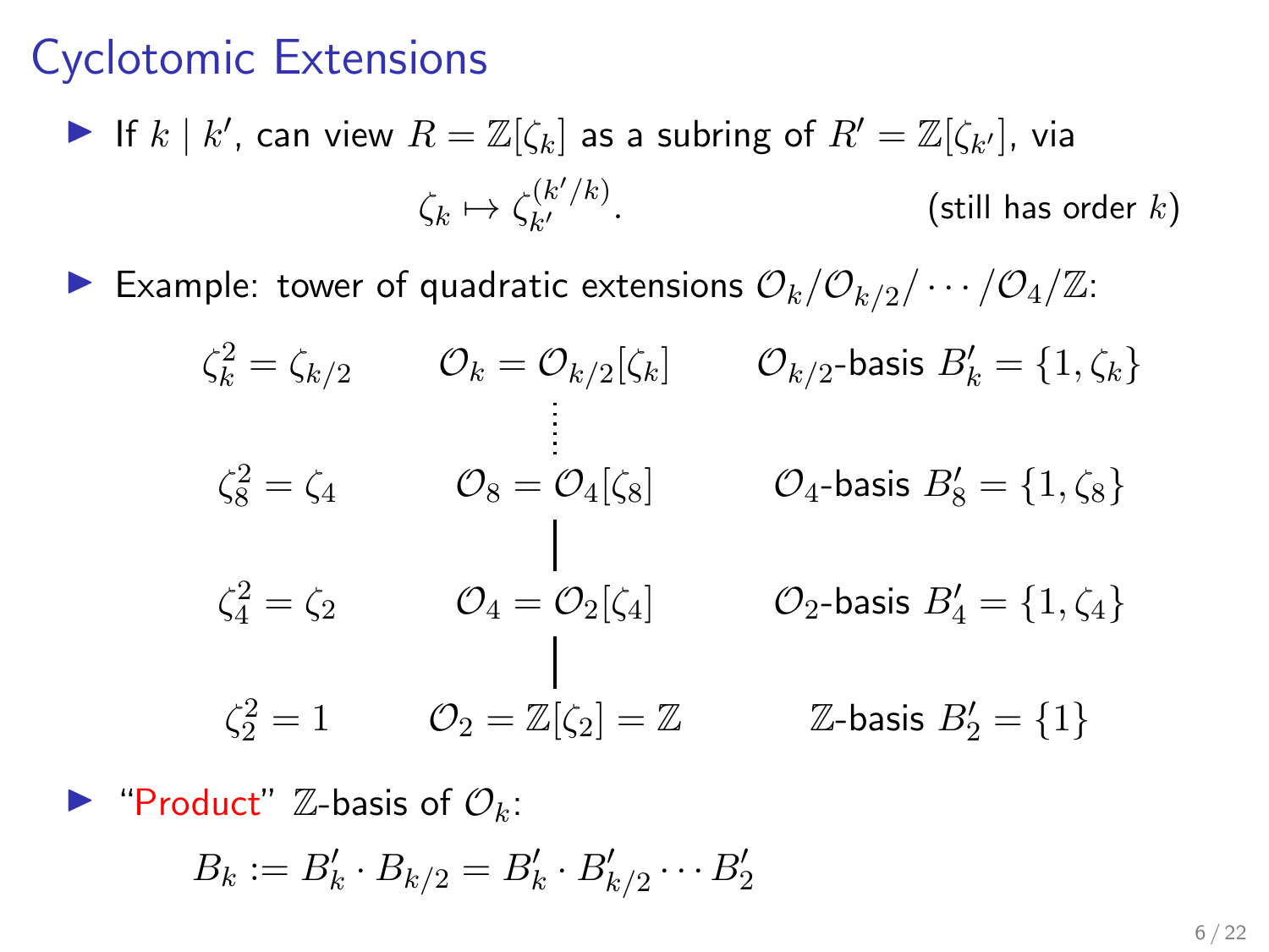# Cyclotomic Extensions

- If $k \mid k'$, can view $R = \mathbb{Z}[\zeta_k]$ as a subring of $R' = \mathbb{Z}[\zeta_{k'}]$, via

$$\zeta_k \mapsto \zeta_{k'}^{(k'/k)}. \qquad \text{(still has order } k\text{)}$$

- Example: tower of quadratic extensions $\mathcal{O}_k/\mathcal{O}_{k/2}/\cdots/\mathcal{O}_4/\mathbb{Z}$:

| | | |
|---|---|---|
| $\zeta_k^2 = \zeta_{k/2}$ | $\mathcal{O}_k = \mathcal{O}_{k/2}[\zeta_k]$ | $\mathcal{O}_{k/2}$-basis $B'_k = \{1, \zeta_k\}$ |
| | $\vdots$ | |
| $\zeta_8^2 = \zeta_4$ | $\mathcal{O}_8 = \mathcal{O}_4[\zeta_8]$ | $\mathcal{O}_4$-basis $B'_8 = \{1, \zeta_8\}$ |
| | $\vert$ | |
| $\zeta_4^2 = \zeta_2$ | $\mathcal{O}_4 = \mathcal{O}_2[\zeta_4]$ | $\mathcal{O}_2$-basis $B'_4 = \{1, \zeta_4\}$ |
| | $\vert$ | |
| $\zeta_2^2 = 1$ | $\mathcal{O}_2 = \mathbb{Z}[\zeta_2] = \mathbb{Z}$ | $\mathbb{Z}$-basis $B'_2 = \{1\}$ |

- "Product" $\mathbb{Z}$-basis of $\mathcal{O}_k$:

$$B_k := B'_k \cdot B_{k/2} = B'_k \cdot B'_{k/2} \cdots B'_2$$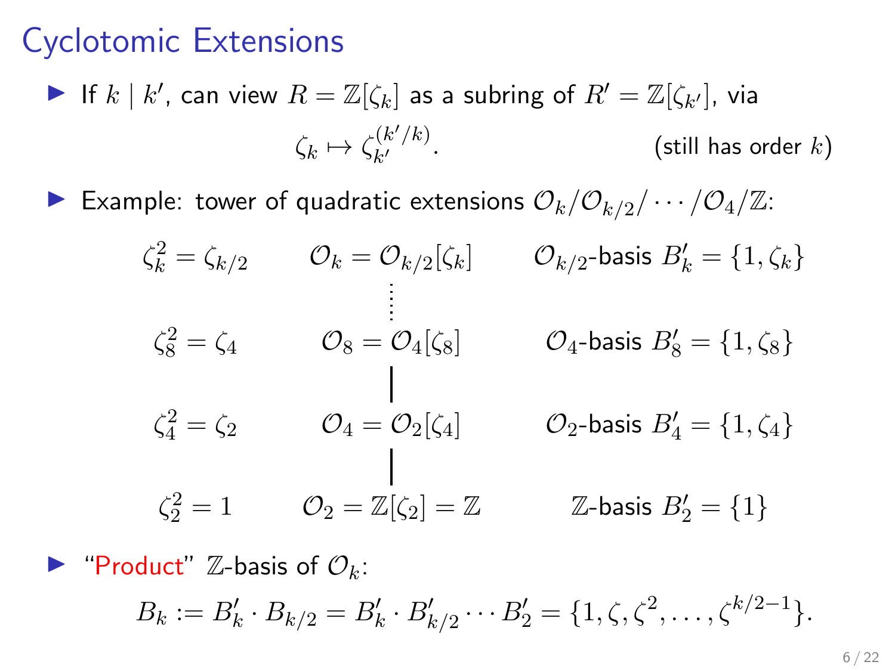# Cyclotomic Extensions

- If $k \mid k'$, can view $R = \mathbb{Z}[\zeta_k]$ as a subring of $R' = \mathbb{Z}[\zeta_{k'}]$, via

$$\zeta_k \mapsto \zeta_{k'}^{(k'/k)}. \qquad \text{(still has order } k\text{)}$$

- Example: tower of quadratic extensions $\mathcal{O}_k/\mathcal{O}_{k/2}/\cdots/\mathcal{O}_4/\mathbb{Z}$:

| | | |
|---|---|---|
| $\zeta_k^2 = \zeta_{k/2}$ | $\mathcal{O}_k = \mathcal{O}_{k/2}[\zeta_k]$ | $\mathcal{O}_{k/2}$-basis $B'_k = \{1, \zeta_k\}$ |
| | $\vdots$ | |
| $\zeta_8^2 = \zeta_4$ | $\mathcal{O}_8 = \mathcal{O}_4[\zeta_8]$ | $\mathcal{O}_4$-basis $B'_8 = \{1, \zeta_8\}$ |
| | $\vert$ | |
| $\zeta_4^2 = \zeta_2$ | $\mathcal{O}_4 = \mathcal{O}_2[\zeta_4]$ | $\mathcal{O}_2$-basis $B'_4 = \{1, \zeta_4\}$ |
| | $\vert$ | |
| $\zeta_2^2 = 1$ | $\mathcal{O}_2 = \mathbb{Z}[\zeta_2] = \mathbb{Z}$ | $\mathbb{Z}$-basis $B'_2 = \{1\}$ |

- "Product" $\mathbb{Z}$-basis of $\mathcal{O}_k$:

$$B_k := B'_k \cdot B_{k/2} = B'_k \cdot B'_{k/2} \cdots B'_2 = \{1, \zeta, \zeta^2, \ldots, \zeta^{k/2-1}\}.$$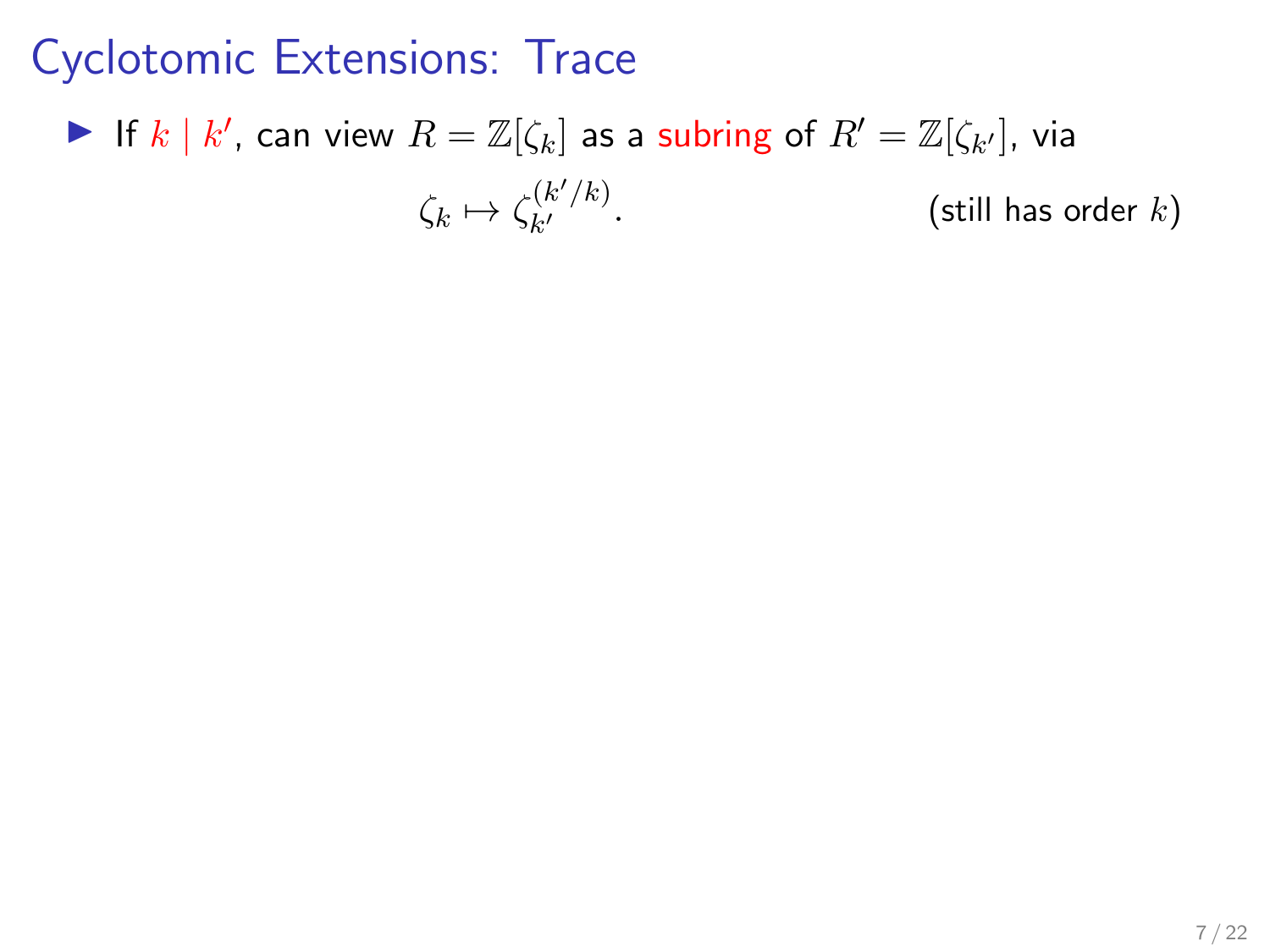# Cyclotomic Extensions: Trace

- If $k \mid k'$, can view $R = \mathbb{Z}[\zeta_k]$ as a subring of $R' = \mathbb{Z}[\zeta_{k'}]$, via

$$\zeta_k \mapsto \zeta_{k'}^{(k'/k)}. \qquad \text{(still has order } k\text{)}$$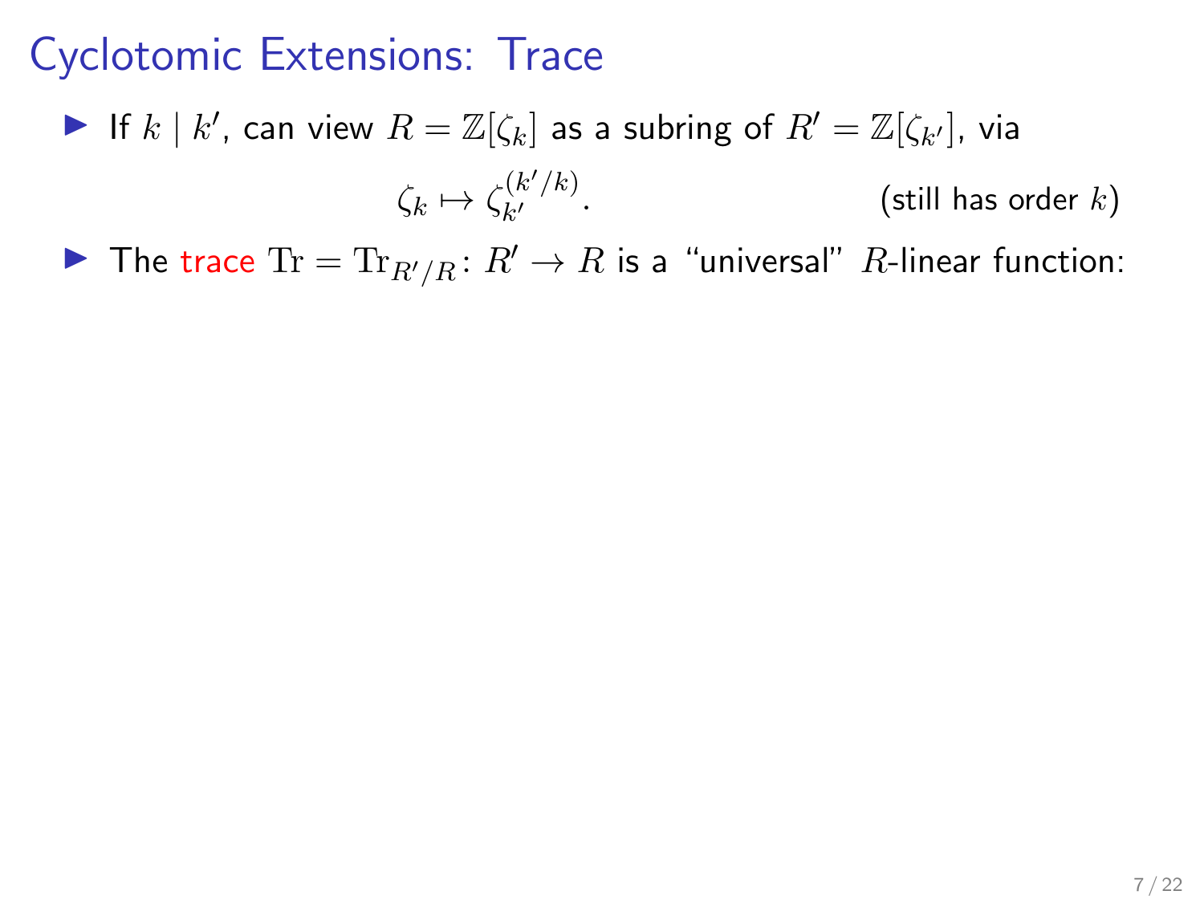# Cyclotomic Extensions: Trace

- If $k \mid k'$, can view $R = \mathbb{Z}[\zeta_k]$ as a subring of $R' = \mathbb{Z}[\zeta_{k'}]$, via

$$\zeta_k \mapsto \zeta_{k'}^{(k'/k)}. \qquad \text{(still has order } k\text{)}$$

- The trace $\mathrm{Tr} = \mathrm{Tr}_{R'/R} \colon R' \to R$ is a "universal" $R$-linear function: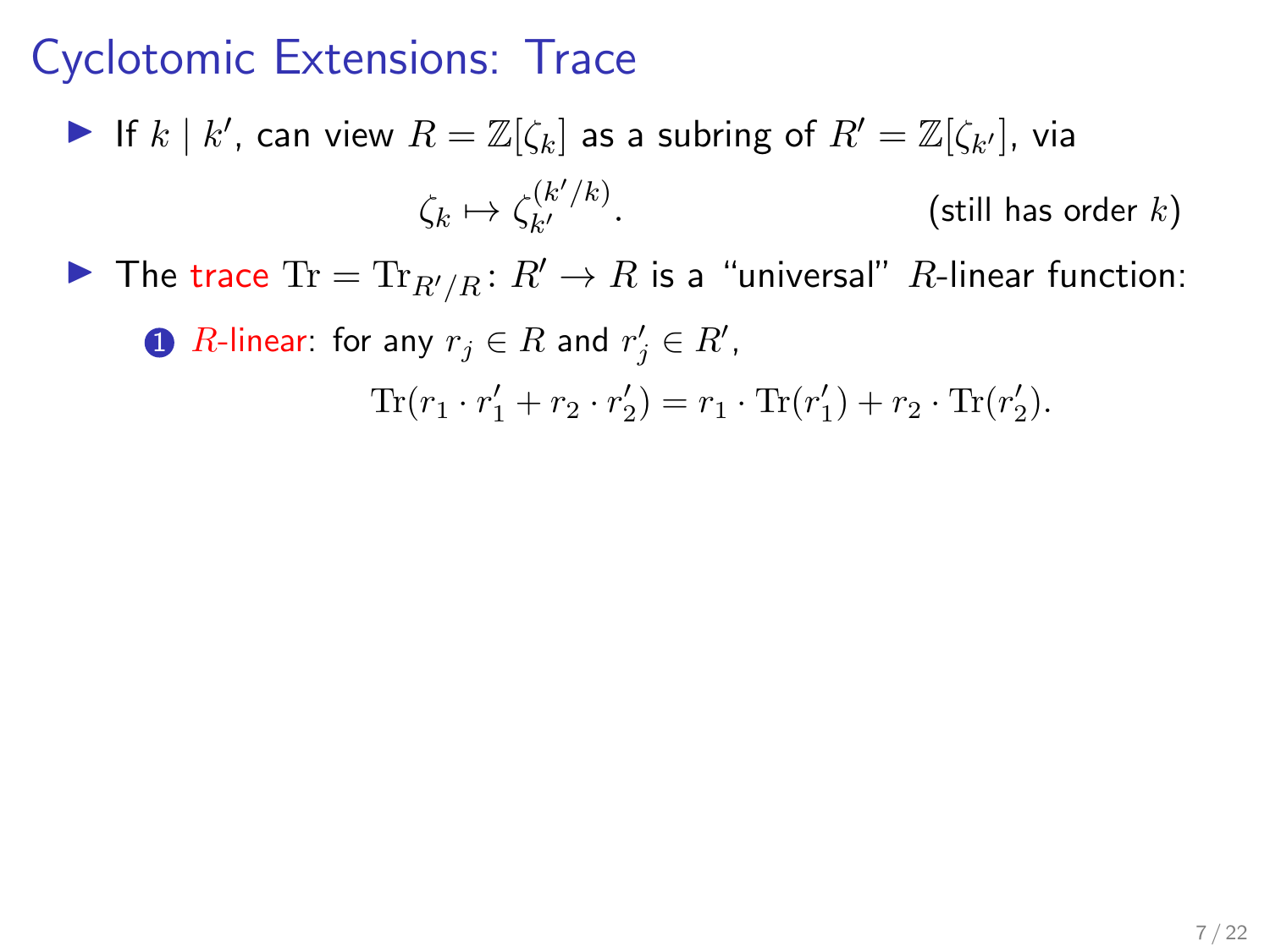# Cyclotomic Extensions: Trace

- If $k \mid k'$, can view $R = \mathbb{Z}[\zeta_k]$ as a subring of $R' = \mathbb{Z}[\zeta_{k'}]$, via

$$\zeta_k \mapsto \zeta_{k'}^{(k'/k)}. \qquad \text{(still has order } k\text{)}$$

- The trace $\mathrm{Tr} = \mathrm{Tr}_{R'/R} \colon R' \to R$ is a "universal" $R$-linear function:

  1. $R$-linear: for any $r_j \in R$ and $r'_j \in R'$,

$$\mathrm{Tr}(r_1 \cdot r'_1 + r_2 \cdot r'_2) = r_1 \cdot \mathrm{Tr}(r'_1) + r_2 \cdot \mathrm{Tr}(r'_2).$$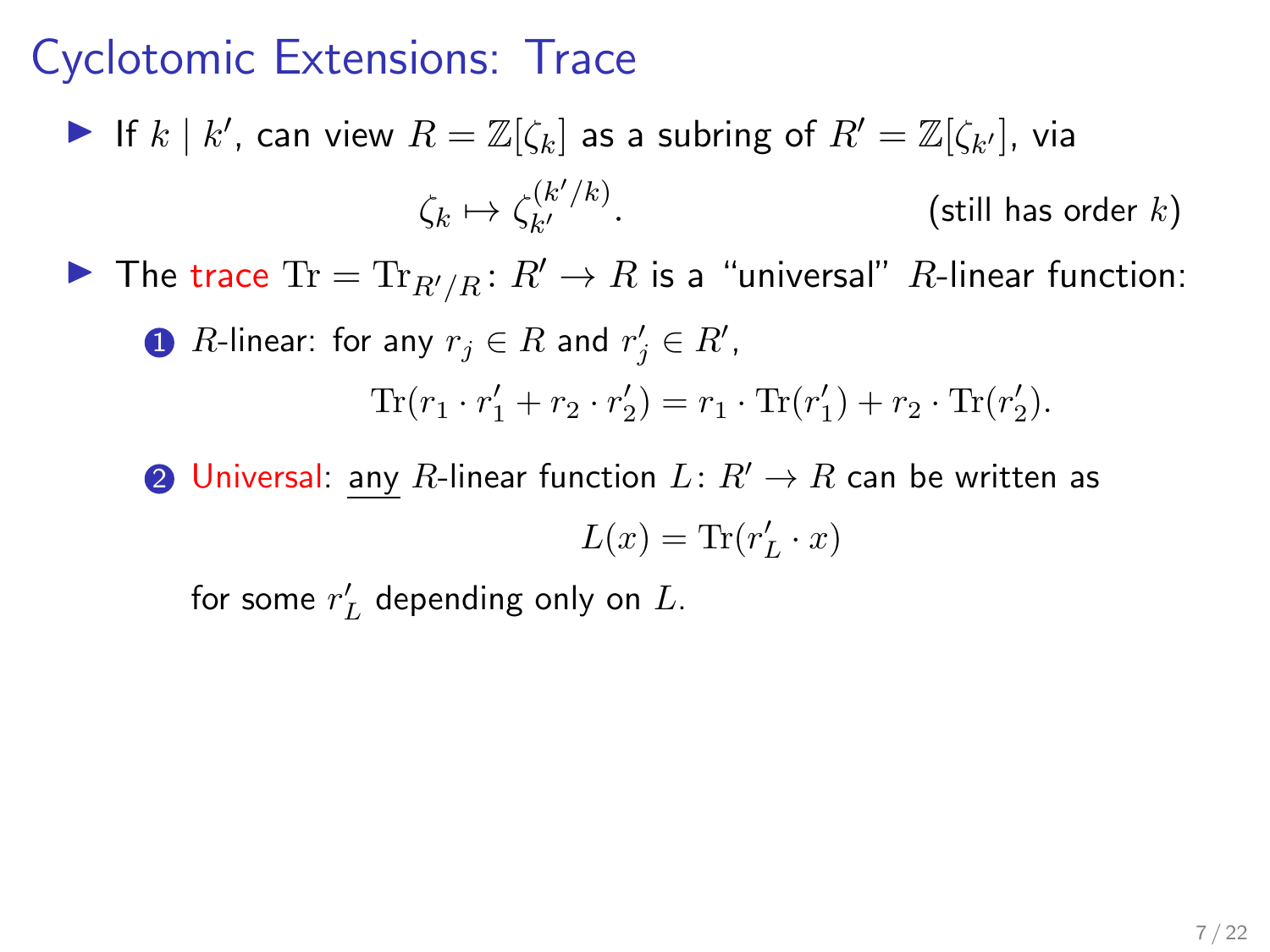# Cyclotomic Extensions: Trace

- If $k \mid k'$, can view $R = \mathbb{Z}[\zeta_k]$ as a subring of $R' = \mathbb{Z}[\zeta_{k'}]$, via

$$\zeta_k \mapsto \zeta_{k'}^{(k'/k)}. \qquad \text{(still has order } k\text{)}$$

- The trace $\mathrm{Tr} = \mathrm{Tr}_{R'/R} \colon R' \to R$ is a "universal" $R$-linear function:

  1. $R$-linear: for any $r_j \in R$ and $r'_j \in R'$,

  $$\mathrm{Tr}(r_1 \cdot r'_1 + r_2 \cdot r'_2) = r_1 \cdot \mathrm{Tr}(r'_1) + r_2 \cdot \mathrm{Tr}(r'_2).$$

  2. Universal: any $R$-linear function $L \colon R' \to R$ can be written as

  $$L(x) = \mathrm{Tr}(r'_L \cdot x)$$

  for some $r'_L$ depending only on $L$.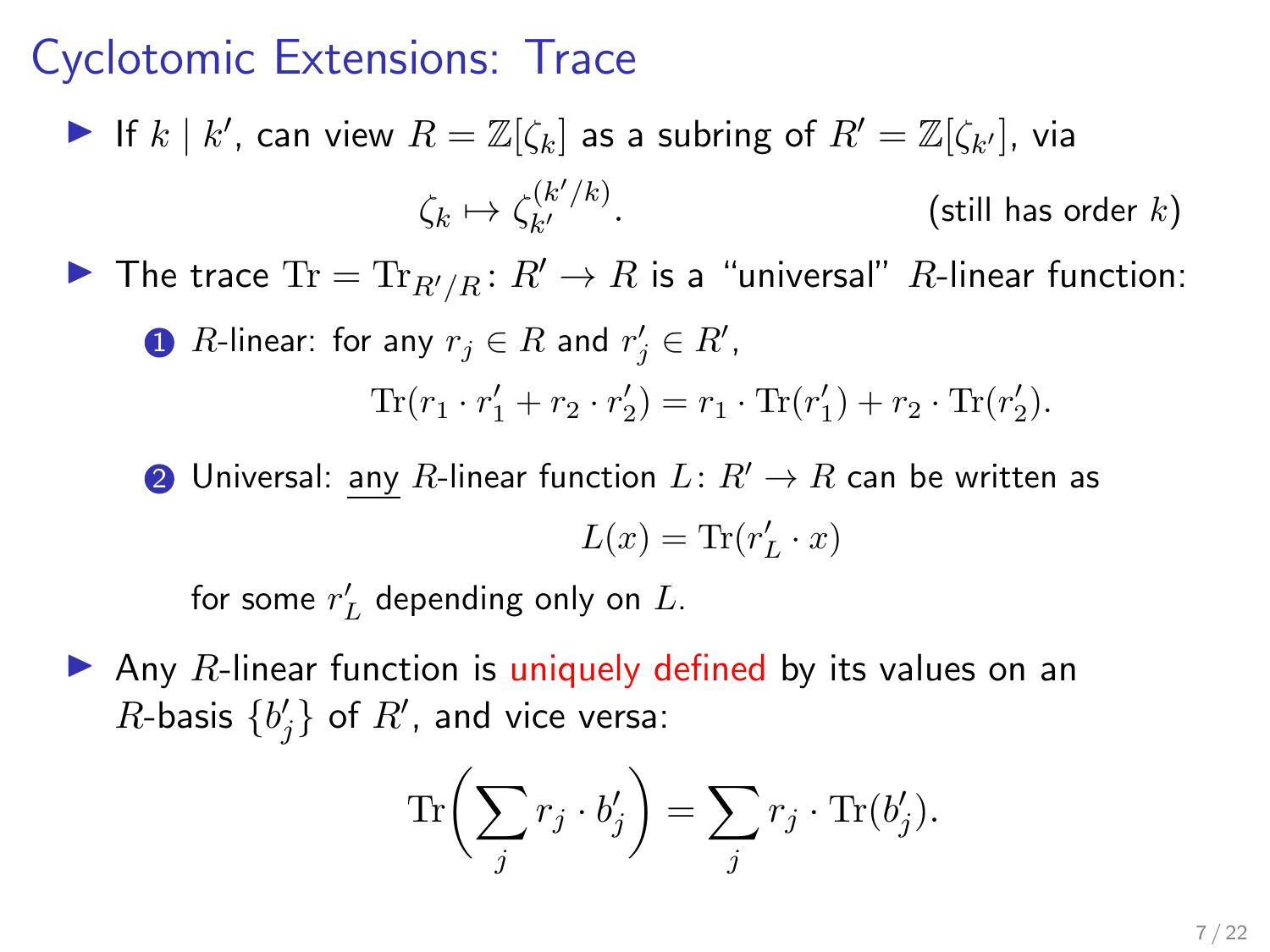# Cyclotomic Extensions: Trace

- If $k \mid k'$, can view $R = \mathbb{Z}[\zeta_k]$ as a subring of $R' = \mathbb{Z}[\zeta_{k'}]$, via

$$\zeta_k \mapsto \zeta_{k'}^{(k'/k)}. \qquad \text{(still has order } k\text{)}$$

- The trace $\mathrm{Tr} = \mathrm{Tr}_{R'/R} \colon R' \to R$ is a "universal" $R$-linear function:

  1. $R$-linear: for any $r_j \in R$ and $r'_j \in R'$,

     $$\mathrm{Tr}(r_1 \cdot r'_1 + r_2 \cdot r'_2) = r_1 \cdot \mathrm{Tr}(r'_1) + r_2 \cdot \mathrm{Tr}(r'_2).$$

  2. Universal: <u>any</u> $R$-linear function $L \colon R' \to R$ can be written as

     $$L(x) = \mathrm{Tr}(r'_L \cdot x)$$

     for some $r'_L$ depending only on $L$.

- Any $R$-linear function is uniquely defined by its values on an $R$-basis $\{b'_j\}$ of $R'$, and vice versa:

$$\mathrm{Tr}\left(\sum_j r_j \cdot b'_j\right) = \sum_j r_j \cdot \mathrm{Tr}(b'_j).$$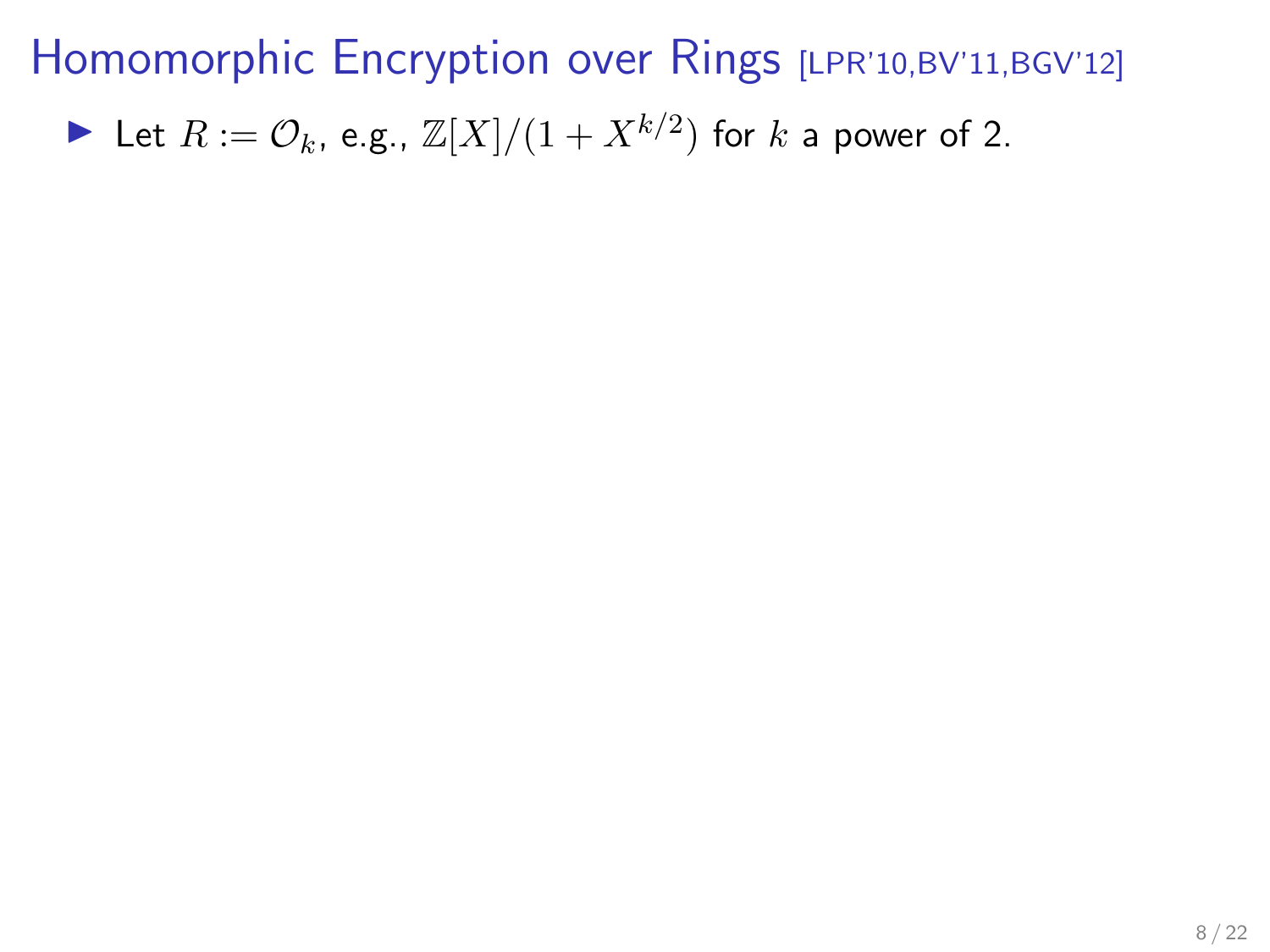# Homomorphic Encryption over Rings [LPR'10,BV'11,BGV'12]

- Let $R := \mathcal{O}_k$, e.g., $\mathbb{Z}[X]/(1 + X^{k/2})$ for $k$ a power of 2.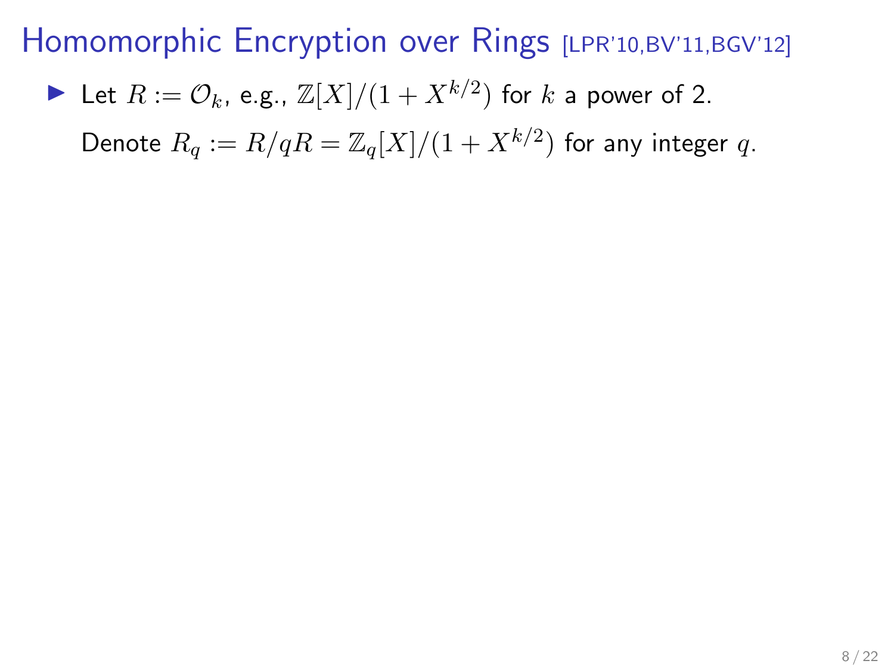# Homomorphic Encryption over Rings [LPR'10,BV'11,BGV'12]

- Let $R := \mathcal{O}_k$, e.g., $\mathbb{Z}[X]/(1 + X^{k/2})$ for $k$ a power of 2.

  Denote $R_q := R/qR = \mathbb{Z}_q[X]/(1 + X^{k/2})$ for any integer $q$.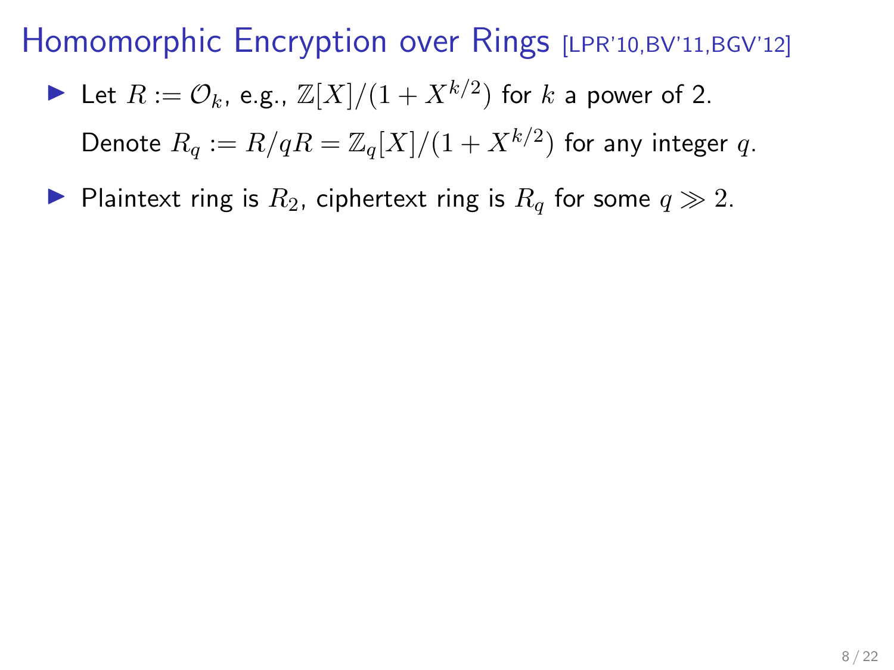# Homomorphic Encryption over Rings [LPR'10,BV'11,BGV'12]

- Let $R := \mathcal{O}_k$, e.g., $\mathbb{Z}[X]/(1 + X^{k/2})$ for $k$ a power of 2.

  Denote $R_q := R/qR = \mathbb{Z}_q[X]/(1 + X^{k/2})$ for any integer $q$.

- Plaintext ring is $R_2$, ciphertext ring is $R_q$ for some $q \gg 2$.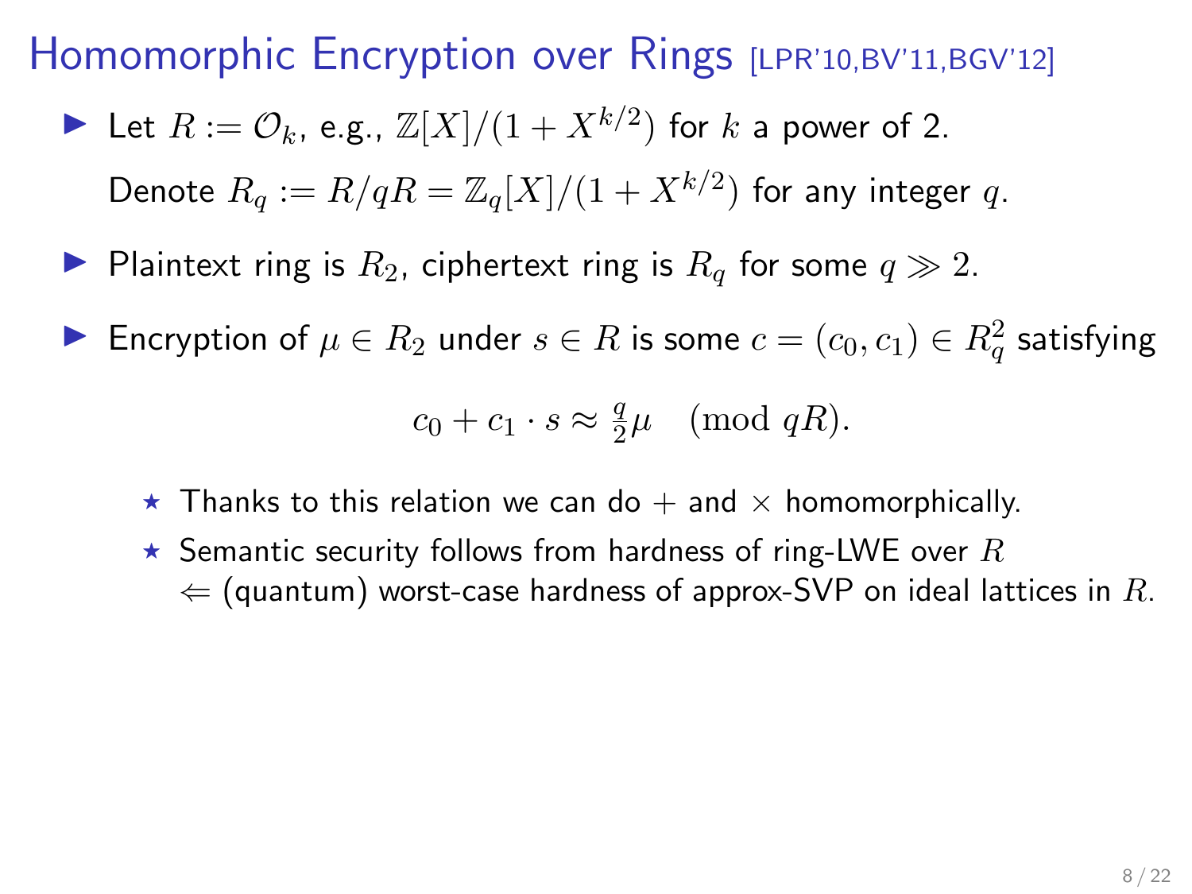# Homomorphic Encryption over Rings [LPR'10,BV'11,BGV'12]

- Let $R := \mathcal{O}_k$, e.g., $\mathbb{Z}[X]/(1 + X^{k/2})$ for $k$ a power of 2.
  Denote $R_q := R/qR = \mathbb{Z}_q[X]/(1 + X^{k/2})$ for any integer $q$.
- Plaintext ring is $R_2$, ciphertext ring is $R_q$ for some $q \gg 2$.
- Encryption of $\mu \in R_2$ under $s \in R$ is some $c = (c_0, c_1) \in R_q^2$ satisfying

$$c_0 + c_1 \cdot s \approx \tfrac{q}{2}\mu \pmod{qR}.$$

  - ⋆ Thanks to this relation we can do $+$ and $\times$ homomorphically.
  - ⋆ Semantic security follows from hardness of ring-LWE over $R$
    $\Leftarrow$ (quantum) worst-case hardness of approx-SVP on ideal lattices in $R$.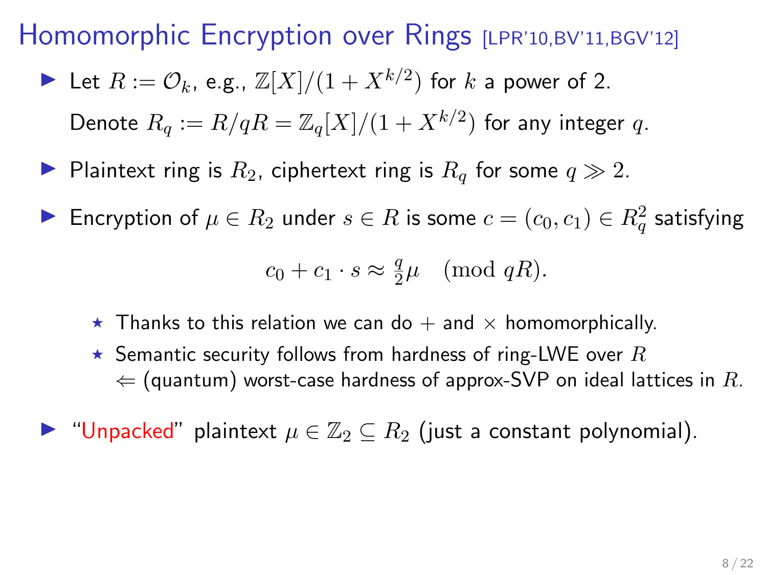# Homomorphic Encryption over Rings [LPR'10,BV'11,BGV'12]

- Let $R := \mathcal{O}_k$, e.g., $\mathbb{Z}[X]/(1 + X^{k/2})$ for $k$ a power of 2.

  Denote $R_q := R/qR = \mathbb{Z}_q[X]/(1 + X^{k/2})$ for any integer $q$.

- Plaintext ring is $R_2$, ciphertext ring is $R_q$ for some $q \gg 2$.

- Encryption of $\mu \in R_2$ under $s \in R$ is some $c = (c_0, c_1) \in R_q^2$ satisfying

$$c_0 + c_1 \cdot s \approx \tfrac{q}{2}\mu \pmod{qR}.$$

  - Thanks to this relation we can do $+$ and $\times$ homomorphically.
  - Semantic security follows from hardness of ring-LWE over $R$
    $\Leftarrow$ (quantum) worst-case hardness of approx-SVP on ideal lattices in $R$.

- "Unpacked" plaintext $\mu \in \mathbb{Z}_2 \subseteq R_2$ (just a constant polynomial).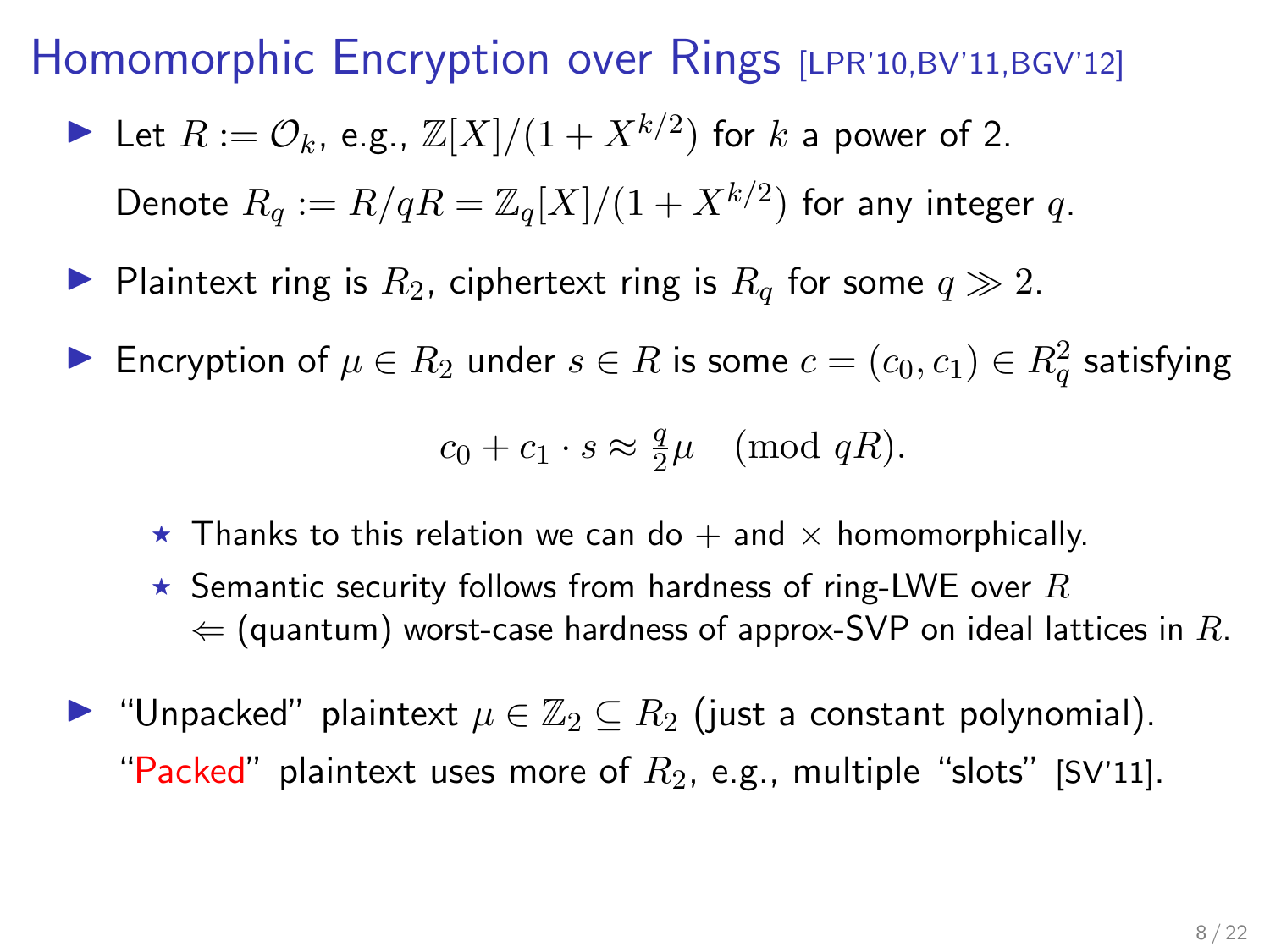# Homomorphic Encryption over Rings [LPR'10,BV'11,BGV'12]

- Let $R := \mathcal{O}_k$, e.g., $\mathbb{Z}[X]/(1 + X^{k/2})$ for $k$ a power of 2.

  Denote $R_q := R/qR = \mathbb{Z}_q[X]/(1 + X^{k/2})$ for any integer $q$.

- Plaintext ring is $R_2$, ciphertext ring is $R_q$ for some $q \gg 2$.

- Encryption of $\mu \in R_2$ under $s \in R$ is some $c = (c_0, c_1) \in R_q^2$ satisfying

$$c_0 + c_1 \cdot s \approx \tfrac{q}{2}\mu \pmod{qR}.$$

  - ⋆ Thanks to this relation we can do $+$ and $\times$ homomorphically.
  - ⋆ Semantic security follows from hardness of ring-LWE over $R$ 
    $\Leftarrow$ (quantum) worst-case hardness of approx-SVP on ideal lattices in $R$.

- "Unpacked" plaintext $\mu \in \mathbb{Z}_2 \subseteq R_2$ (just a constant polynomial).

  "Packed" plaintext uses more of $R_2$, e.g., multiple "slots" [SV'11].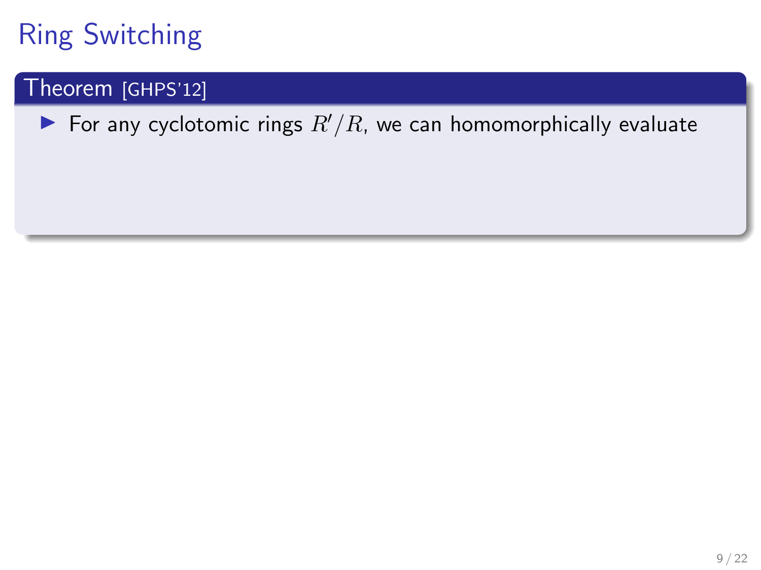# Ring Switching

**Theorem** [GHPS'12]

- For any cyclotomic rings $R'/R$, we can homomorphically evaluate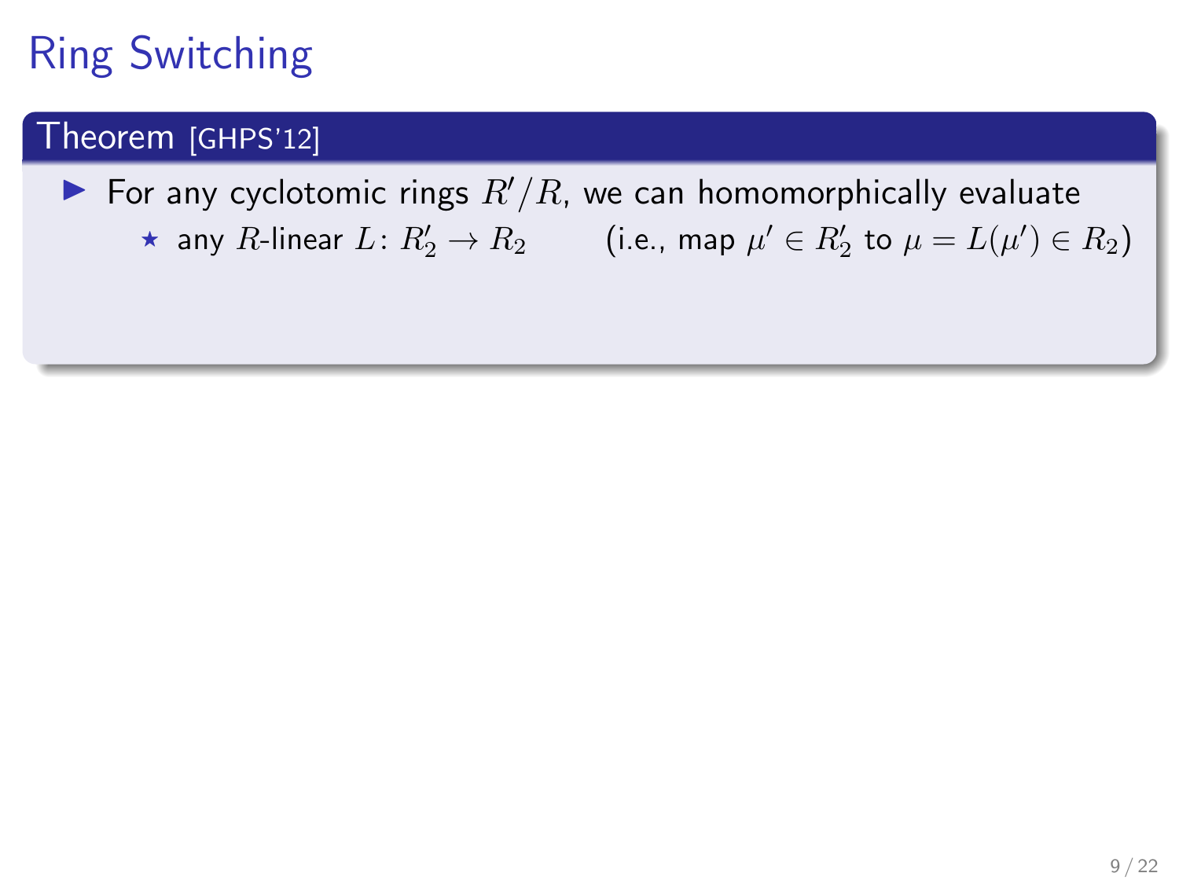# Ring Switching

**Theorem** [GHPS'12]

- For any cyclotomic rings $R'/R$, we can homomorphically evaluate
  - ⋆ any $R$-linear $L \colon R'_2 \to R_2$ (i.e., map $\mu' \in R'_2$ to $\mu = L(\mu') \in R_2$)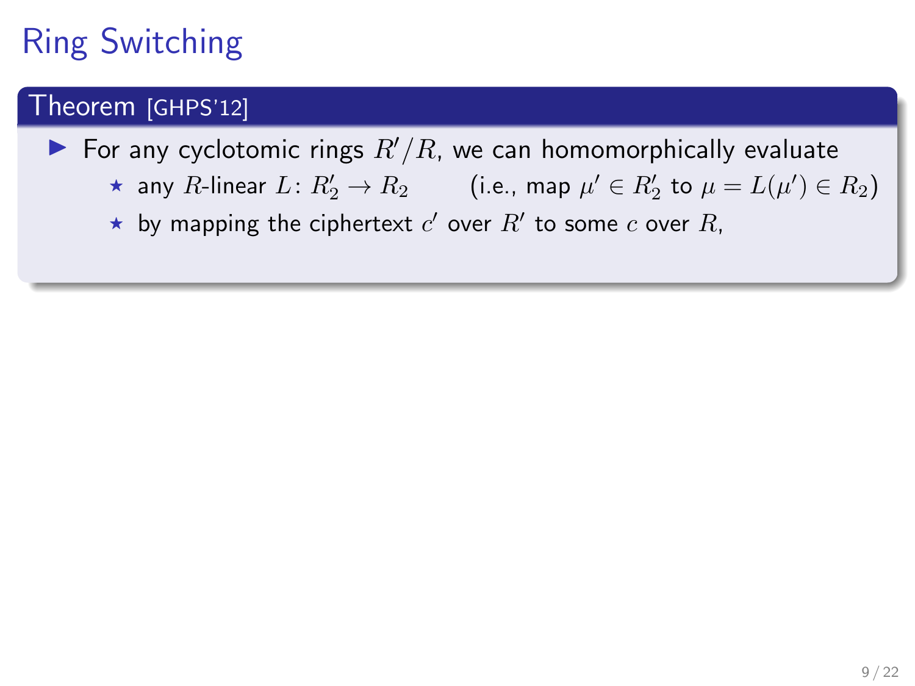# Ring Switching

**Theorem** [GHPS'12]

- For any cyclotomic rings $R'/R$, we can homomorphically evaluate
  - any $R$-linear $L\colon R'_2 \to R_2$ (i.e., map $\mu' \in R'_2$ to $\mu = L(\mu') \in R_2$)
  - by mapping the ciphertext $c'$ over $R'$ to some $c$ over $R$,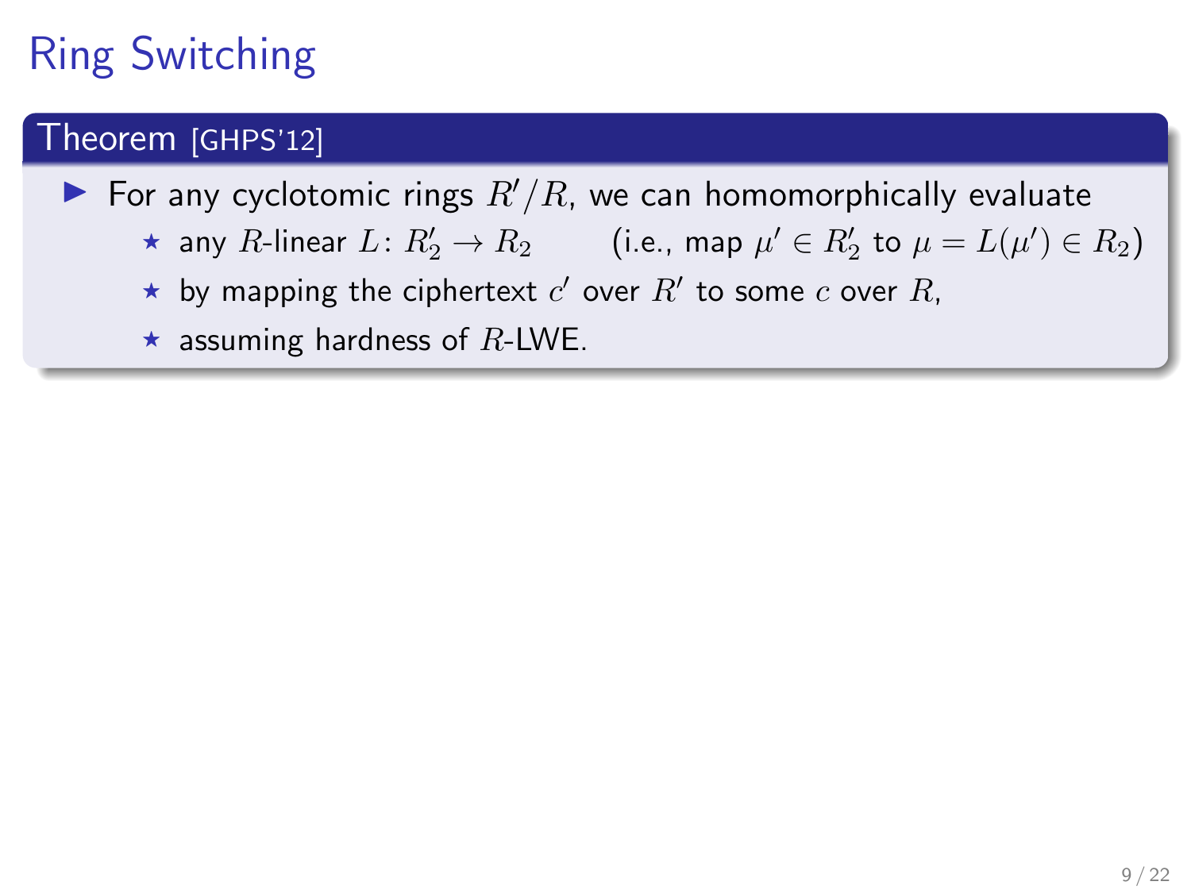# Ring Switching

**Theorem** [GHPS'12]

- For any cyclotomic rings $R'/R$, we can homomorphically evaluate
  - any $R$-linear $L\colon R'_2 \to R_2$ (i.e., map $\mu' \in R'_2$ to $\mu = L(\mu') \in R_2$)
  - by mapping the ciphertext $c'$ over $R'$ to some $c$ over $R$,
  - assuming hardness of $R$-LWE.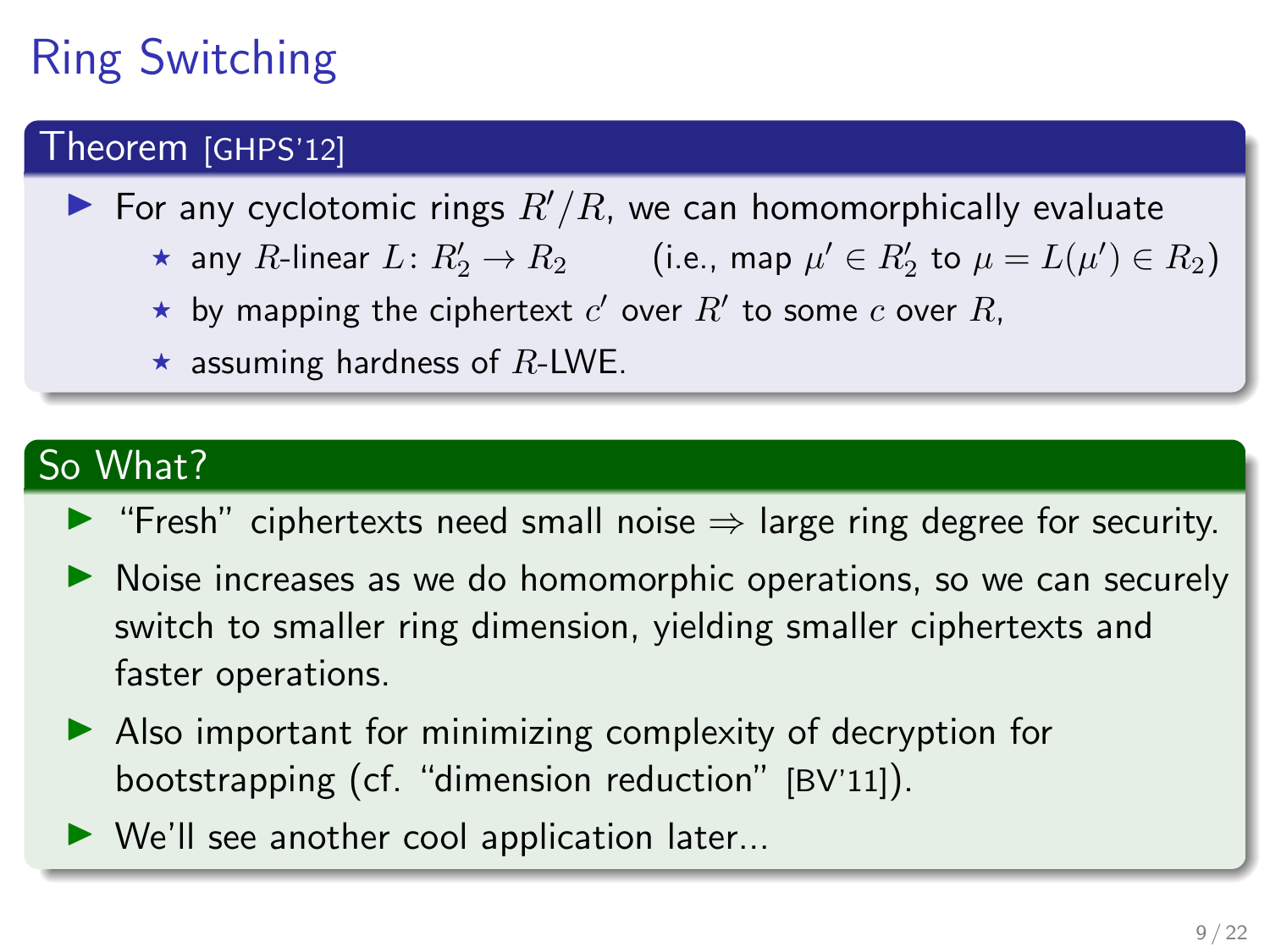# Ring Switching

## Theorem [GHPS'12]

- For any cyclotomic rings $R'/R$, we can homomorphically evaluate
  - any $R$-linear $L\colon R'_2 \to R_2$ (i.e., map $\mu' \in R'_2$ to $\mu = L(\mu') \in R_2$)
  - by mapping the ciphertext $c'$ over $R'$ to some $c$ over $R$,
  - assuming hardness of $R$-LWE.

## So What?

- "Fresh" ciphertexts need small noise $\Rightarrow$ large ring degree for security.
- Noise increases as we do homomorphic operations, so we can securely switch to smaller ring dimension, yielding smaller ciphertexts and faster operations.
- Also important for minimizing complexity of decryption for bootstrapping (cf. "dimension reduction" [BV'11]).
- We'll see another cool application later...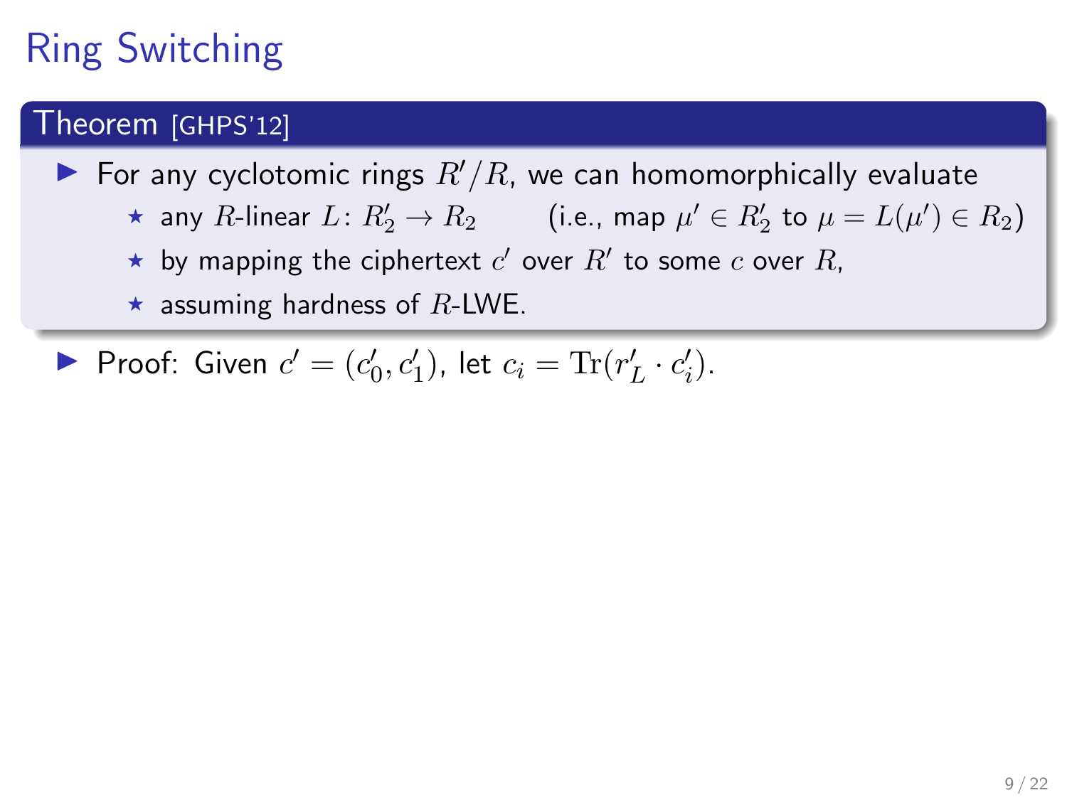# Ring Switching

**Theorem** [GHPS'12]

- For any cyclotomic rings $R'/R$, we can homomorphically evaluate
  - any $R$-linear $L \colon R'_2 \to R_2$ (i.e., map $\mu' \in R'_2$ to $\mu = L(\mu') \in R_2$)
  - by mapping the ciphertext $c'$ over $R'$ to some $c$ over $R$,
  - assuming hardness of $R$-LWE.

- Proof: Given $c' = (c'_0, c'_1)$, let $c_i = \mathrm{Tr}(r'_L \cdot c'_i)$.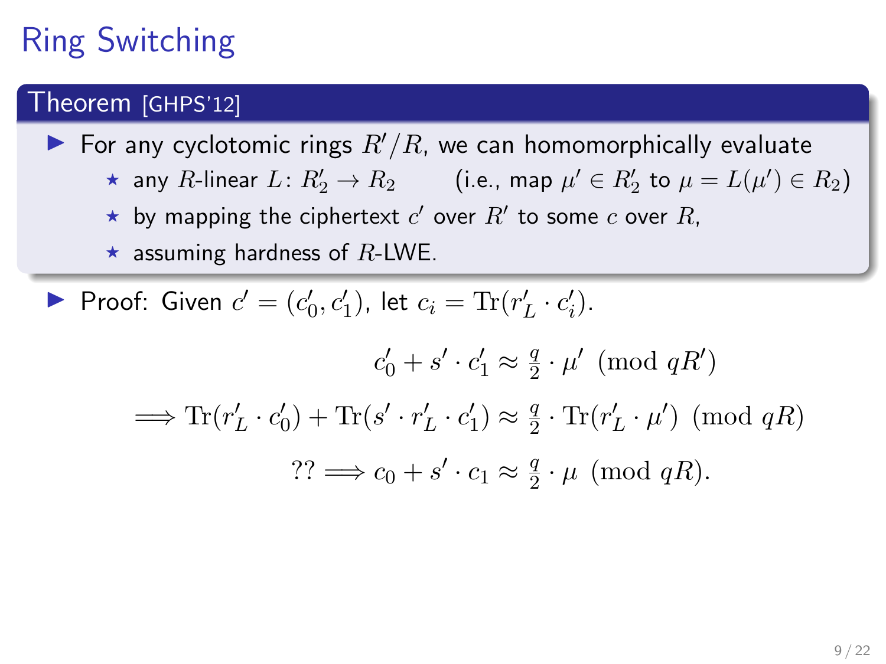# Ring Switching

**Theorem** [GHPS'12]

- For any cyclotomic rings $R'/R$, we can homomorphically evaluate
  - ⋆ any $R$-linear $L \colon R'_2 \to R_2$ (i.e., map $\mu' \in R'_2$ to $\mu = L(\mu') \in R_2$)
  - ⋆ by mapping the ciphertext $c'$ over $R'$ to some $c$ over $R$,
  - ⋆ assuming hardness of $R$-LWE.

- Proof: Given $c' = (c'_0, c'_1)$, let $c_i = \mathrm{Tr}(r'_L \cdot c'_i)$.

$$
\begin{aligned}
c'_0 + s' \cdot c'_1 &\approx \tfrac{q}{2} \cdot \mu' \pmod{qR'} \\
\implies \mathrm{Tr}(r'_L \cdot c'_0) + \mathrm{Tr}(s' \cdot r'_L \cdot c'_1) &\approx \tfrac{q}{2} \cdot \mathrm{Tr}(r'_L \cdot \mu') \pmod{qR} \\
?? \implies c_0 + s' \cdot c_1 &\approx \tfrac{q}{2} \cdot \mu \pmod{qR}.
\end{aligned}
$$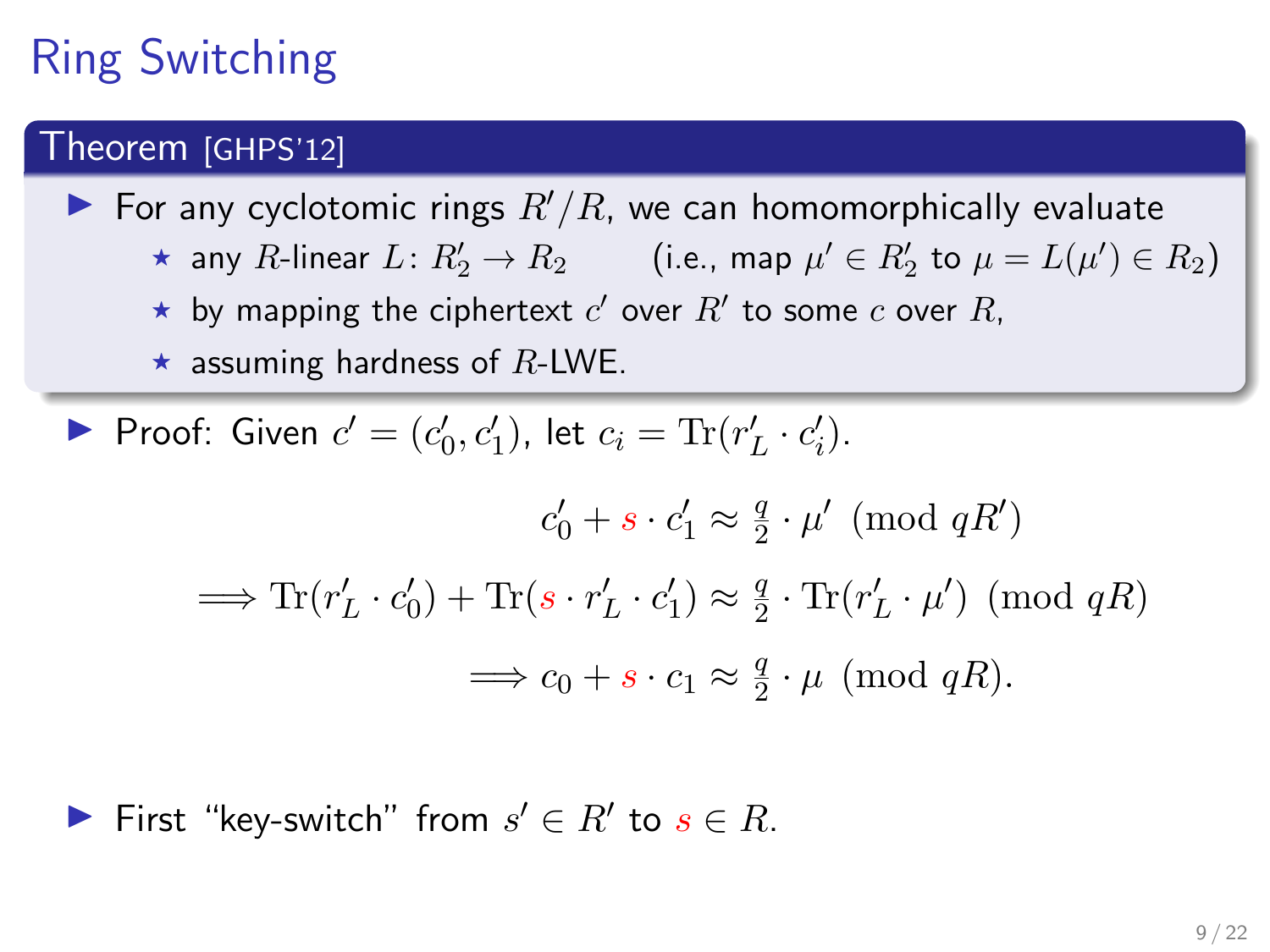# Ring Switching

**Theorem** [GHPS'12]

- For any cyclotomic rings $R'/R$, we can homomorphically evaluate
  - any $R$-linear $L \colon R'_2 \to R_2$ (i.e., map $\mu' \in R'_2$ to $\mu = L(\mu') \in R_2$)
  - by mapping the ciphertext $c'$ over $R'$ to some $c$ over $R$,
  - assuming hardness of $R$-LWE.

- Proof: Given $c' = (c'_0, c'_1)$, let $c_i = \mathrm{Tr}(r'_L \cdot c'_i)$.

$$
\begin{aligned}
c'_0 + s \cdot c'_1 &\approx \tfrac{q}{2} \cdot \mu' \pmod{qR'} \\
\implies \mathrm{Tr}(r'_L \cdot c'_0) + \mathrm{Tr}(s \cdot r'_L \cdot c'_1) &\approx \tfrac{q}{2} \cdot \mathrm{Tr}(r'_L \cdot \mu') \pmod{qR} \\
\implies c_0 + s \cdot c_1 &\approx \tfrac{q}{2} \cdot \mu \pmod{qR}.
\end{aligned}
$$

- First "key-switch" from $s' \in R'$ to $s \in R$.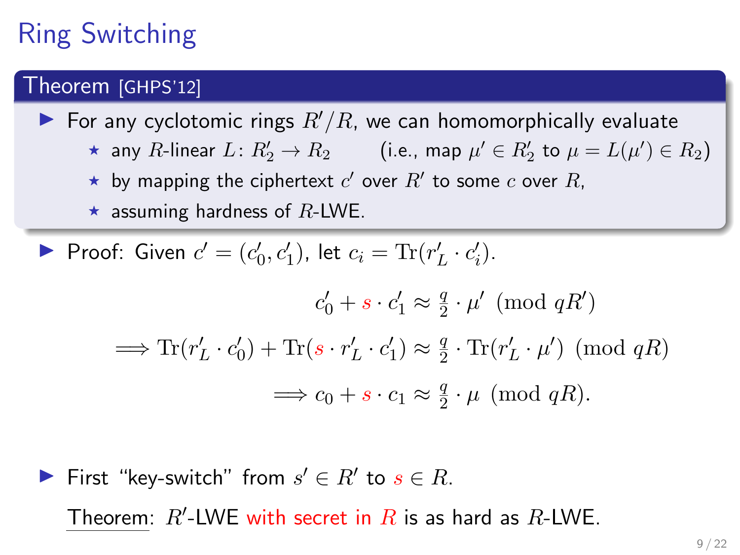# Ring Switching

**Theorem** [GHPS'12]

- For any cyclotomic rings $R'/R$, we can homomorphically evaluate
  - ⋆ any $R$-linear $L \colon R'_2 \to R_2$ (i.e., map $\mu' \in R'_2$ to $\mu = L(\mu') \in R_2$)
  - ⋆ by mapping the ciphertext $c'$ over $R'$ to some $c$ over $R$,
  - ⋆ assuming hardness of $R$-LWE.

- Proof: Given $c' = (c'_0, c'_1)$, let $c_i = \mathrm{Tr}(r'_L \cdot c'_i)$.

$$c'_0 + s \cdot c'_1 \approx \tfrac{q}{2} \cdot \mu' \pmod{qR'}$$

$$\implies \mathrm{Tr}(r'_L \cdot c'_0) + \mathrm{Tr}(s \cdot r'_L \cdot c'_1) \approx \tfrac{q}{2} \cdot \mathrm{Tr}(r'_L \cdot \mu') \pmod{qR}$$

$$\implies c_0 + s \cdot c_1 \approx \tfrac{q}{2} \cdot \mu \pmod{qR}.$$

- First "key-switch" from $s' \in R'$ to $s \in R$.

  Theorem: $R'$-LWE with secret in $R$ is as hard as $R$-LWE.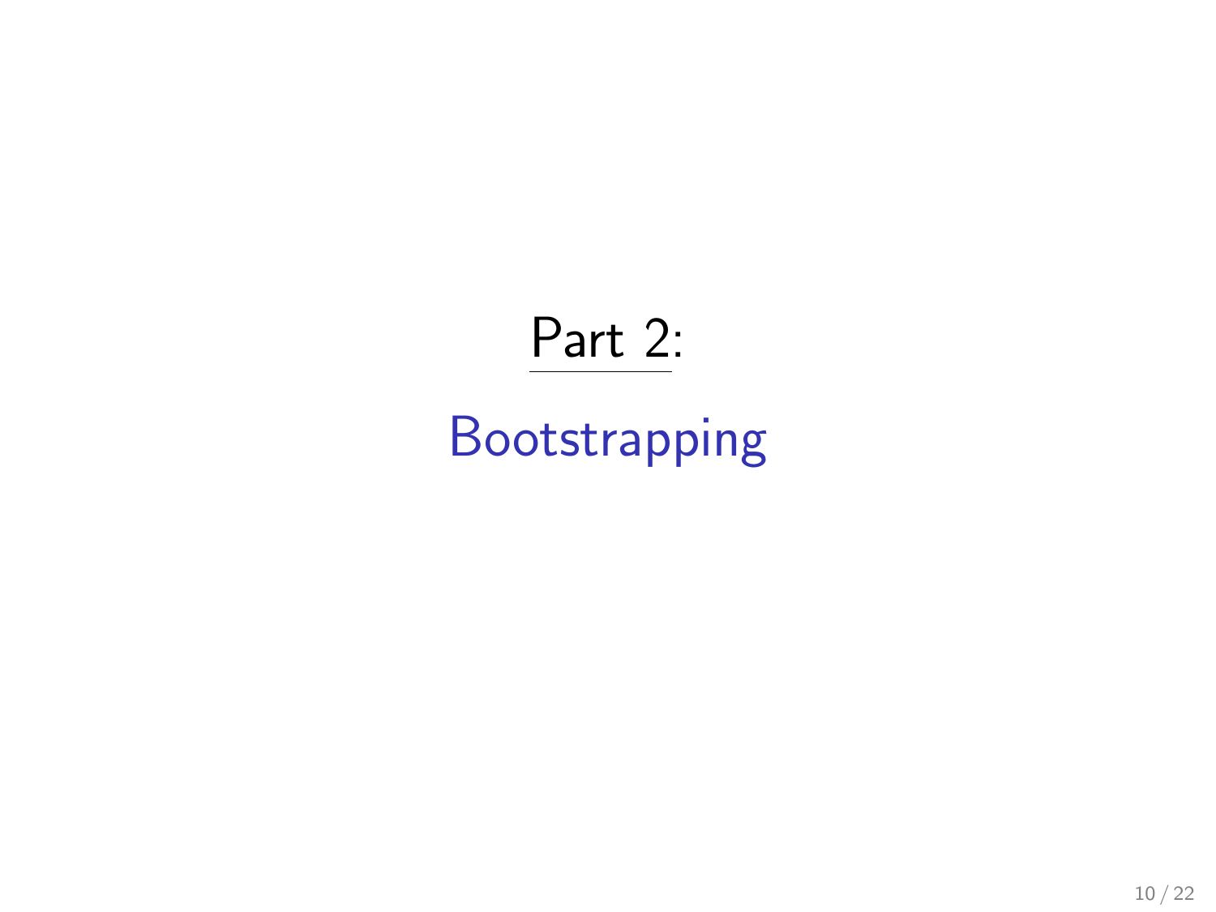# Part 2:

## Bootstrapping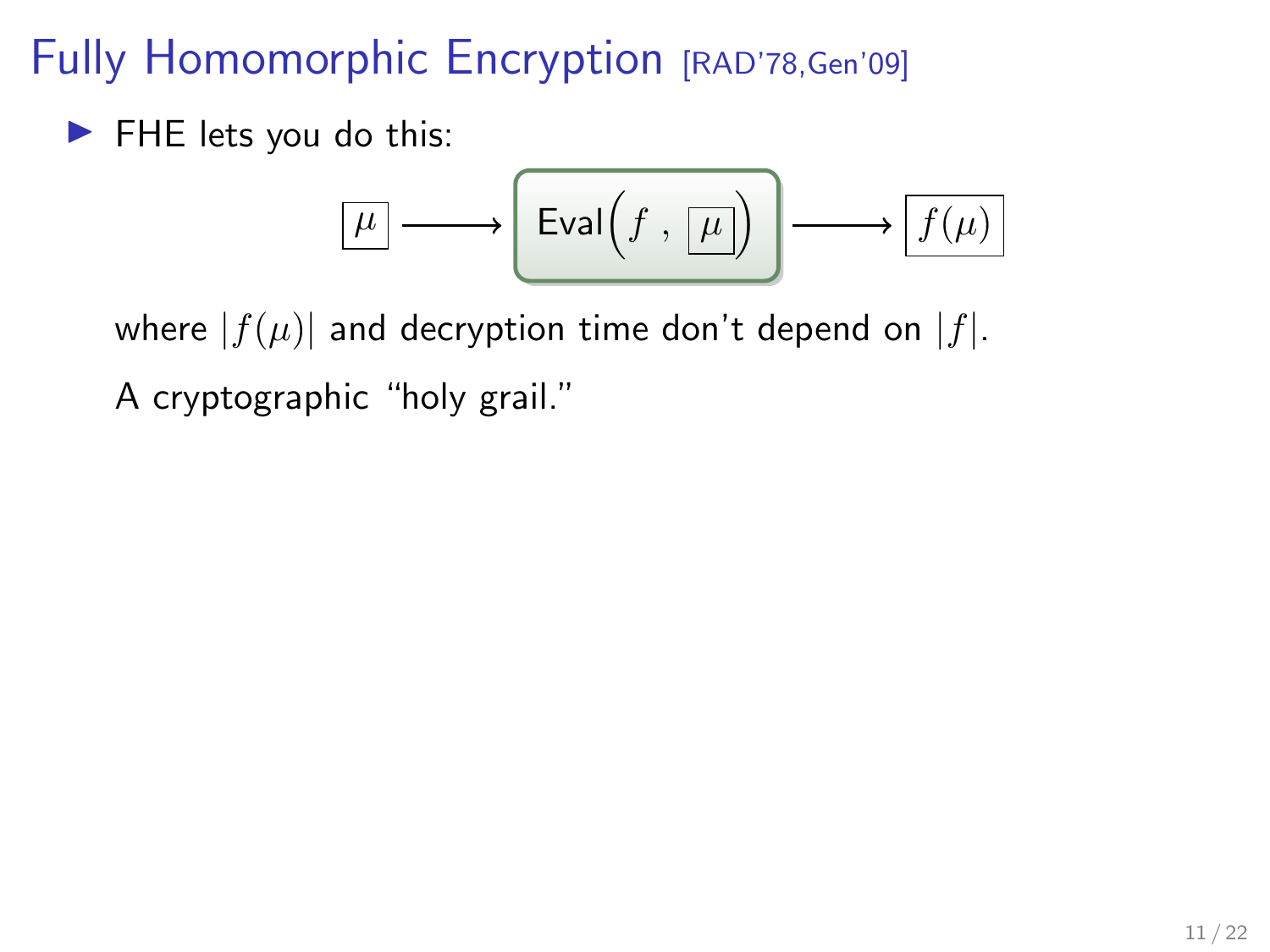# Fully Homomorphic Encryption [RAD'78,Gen'09]

- FHE lets you do this:

$$\boxed{\mu} \longrightarrow \boxed{\mathsf{Eval}\Big(f\ ,\ \boxed{\mu}\Big)} \longrightarrow \boxed{f(\mu)}$$

where $|f(\mu)|$ and decryption time don't depend on $|f|$.

A cryptographic "holy grail."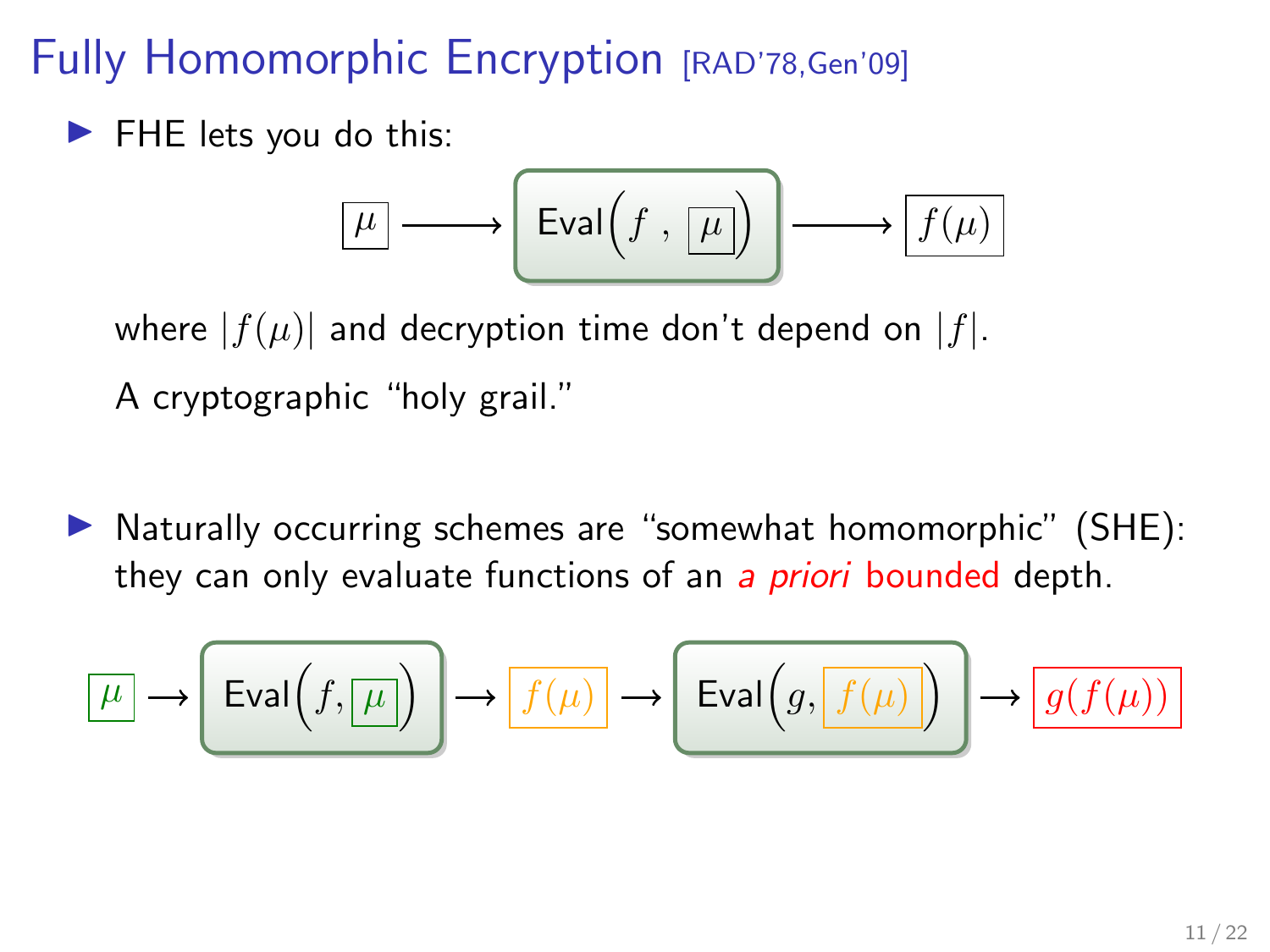# Fully Homomorphic Encryption [RAD'78,Gen'09]

- FHE lets you do this:

$$\boxed{\mu} \longrightarrow \boxed{\text{Eval}\Big(f\ ,\ \boxed{\mu}\Big)} \longrightarrow \boxed{f(\mu)}$$

  where $|f(\mu)|$ and decryption time don't depend on $|f|$.

  A cryptographic "holy grail."

- Naturally occurring schemes are "somewhat homomorphic" (SHE): they can only evaluate functions of an *a priori* bounded depth.

$$\boxed{\mu} \rightarrow \boxed{\text{Eval}\Big(f, \boxed{\mu}\Big)} \rightarrow \boxed{f(\mu)} \rightarrow \boxed{\text{Eval}\Big(g, \boxed{f(\mu)}\Big)} \rightarrow \boxed{g(f(\mu))}$$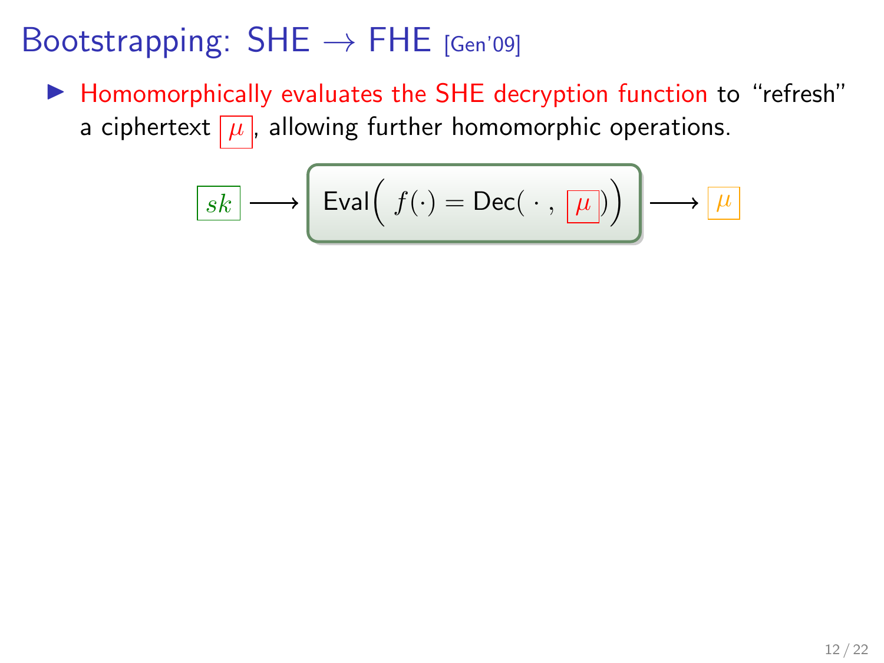# Bootstrapping: SHE $\rightarrow$ FHE [Gen'09]

- Homomorphically evaluates the SHE decryption function to "refresh" a ciphertext $\boxed{\mu}$, allowing further homomorphic operations.

$$\boxed{sk} \longrightarrow \boxed{\mathsf{Eval}\Big(\ f(\cdot) = \mathsf{Dec}(\ \cdot\ ,\ \boxed{\mu}\,)\Big)} \longrightarrow \boxed{\mu}$$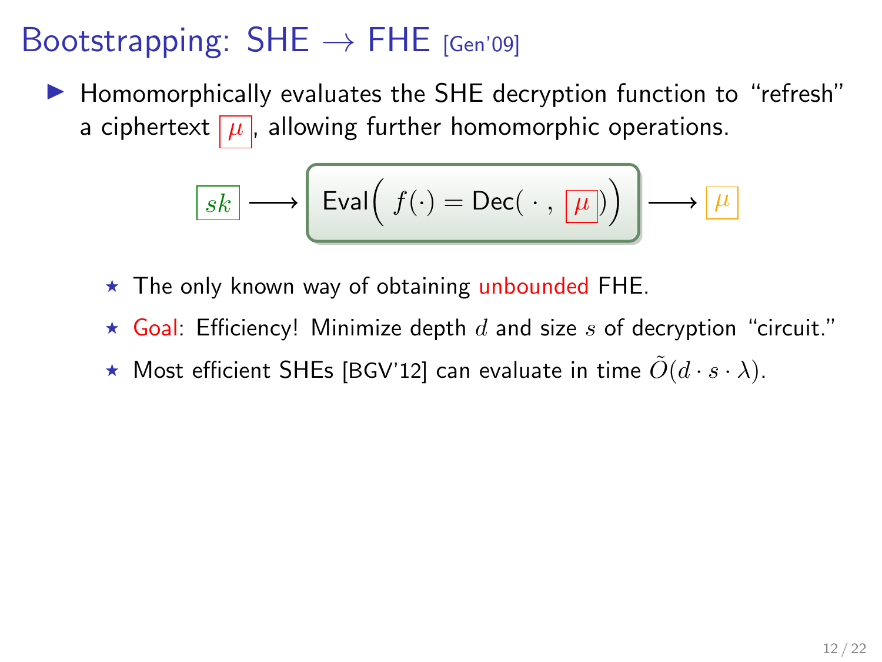# Bootstrapping: SHE → FHE [Gen'09]

- Homomorphically evaluates the SHE decryption function to "refresh" a ciphertext $\boxed{\mu}$, allowing further homomorphic operations.

$$\boxed{sk} \longrightarrow \boxed{\mathsf{Eval}\Big(\ f(\cdot) = \mathsf{Dec}(\ \cdot\ ,\ \boxed{\mu})\Big)} \longrightarrow \boxed{\mu}$$

  - The only known way of obtaining unbounded FHE.
  - Goal: Efficiency! Minimize depth $d$ and size $s$ of decryption "circuit."
  - Most efficient SHEs [BGV'12] can evaluate in time $\tilde{O}(d \cdot s \cdot \lambda)$.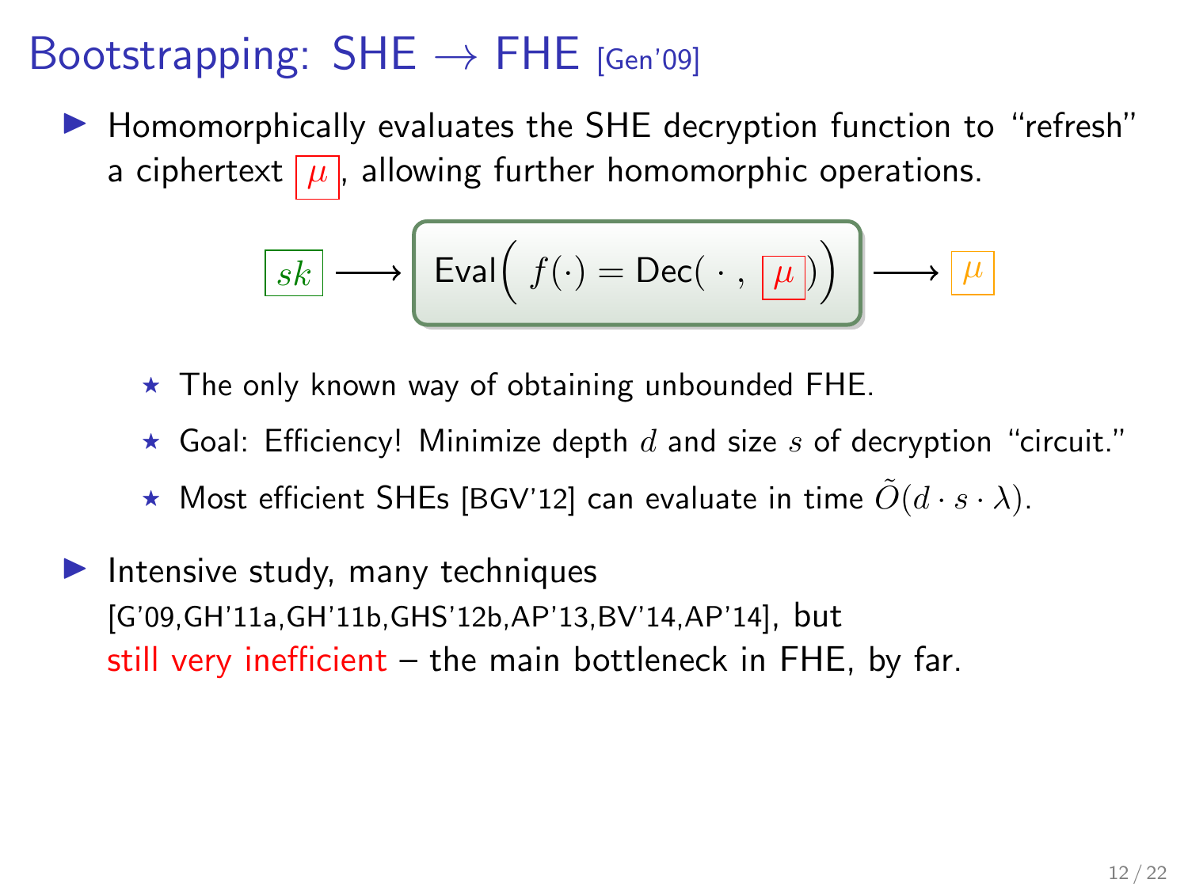# Bootstrapping: SHE $\rightarrow$ FHE [Gen'09]

- Homomorphically evaluates the SHE decryption function to "refresh" a ciphertext $\boxed{\mu}$, allowing further homomorphic operations.

$$\boxed{sk} \longrightarrow \boxed{\text{Eval}\Big( f(\cdot) = \text{Dec}(\ \cdot\ , \boxed{\mu}) \Big)} \longrightarrow \boxed{\mu}$$

  - ⋆ The only known way of obtaining unbounded FHE.
  - ⋆ Goal: Efficiency! Minimize depth $d$ and size $s$ of decryption "circuit."
  - ⋆ Most efficient SHEs [BGV'12] can evaluate in time $\tilde{O}(d \cdot s \cdot \lambda)$.

- Intensive study, many techniques [G'09,GH'11a,GH'11b,GHS'12b,AP'13,BV'14,AP'14], but still very inefficient – the main bottleneck in FHE, by far.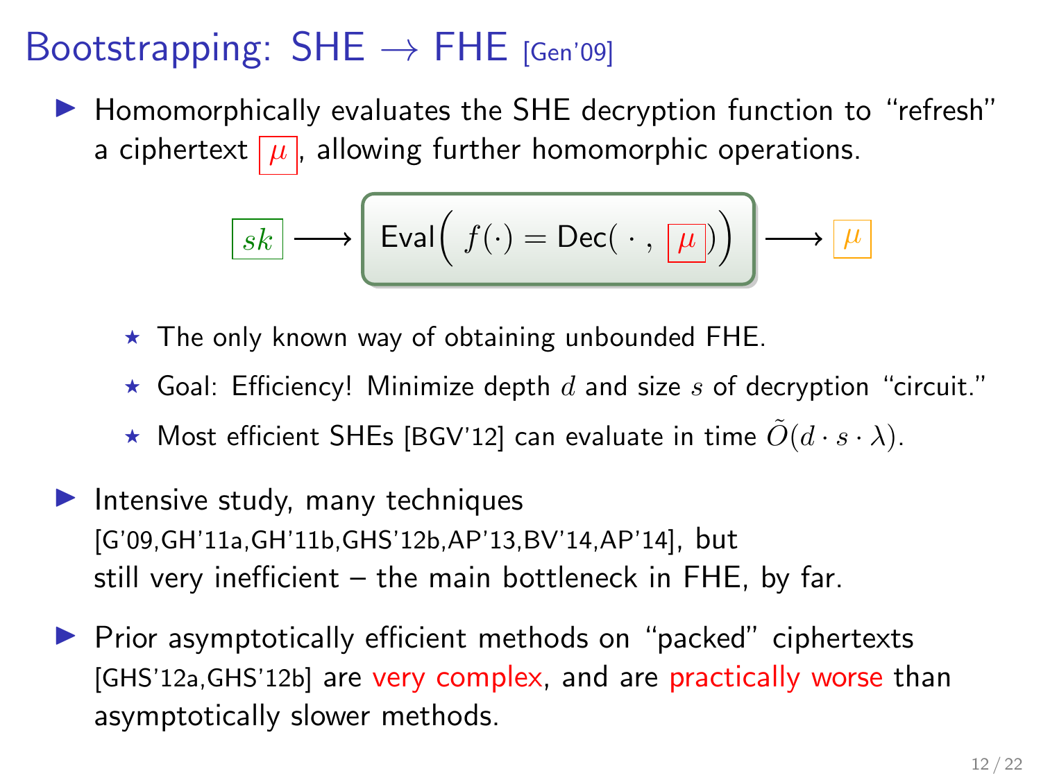# Bootstrapping: SHE $\rightarrow$ FHE [Gen'09]

- Homomorphically evaluates the SHE decryption function to "refresh" a ciphertext $\boxed{\mu}$, allowing further homomorphic operations.

$$\boxed{sk} \longrightarrow \boxed{\text{Eval}\Big(\ f(\cdot) = \text{Dec}(\ \cdot\ ,\ \boxed{\mu}\ )\Big)} \longrightarrow \boxed{\mu}$$

  - ★ The only known way of obtaining unbounded FHE.
  - ★ Goal: Efficiency! Minimize depth $d$ and size $s$ of decryption "circuit."
  - ★ Most efficient SHEs [BGV'12] can evaluate in time $\tilde{O}(d \cdot s \cdot \lambda)$.

- Intensive study, many techniques [G'09,GH'11a,GH'11b,GHS'12b,AP'13,BV'14,AP'14], but still very inefficient – the main bottleneck in FHE, by far.

- Prior asymptotically efficient methods on "packed" ciphertexts [GHS'12a,GHS'12b] are very complex, and are practically worse than asymptotically slower methods.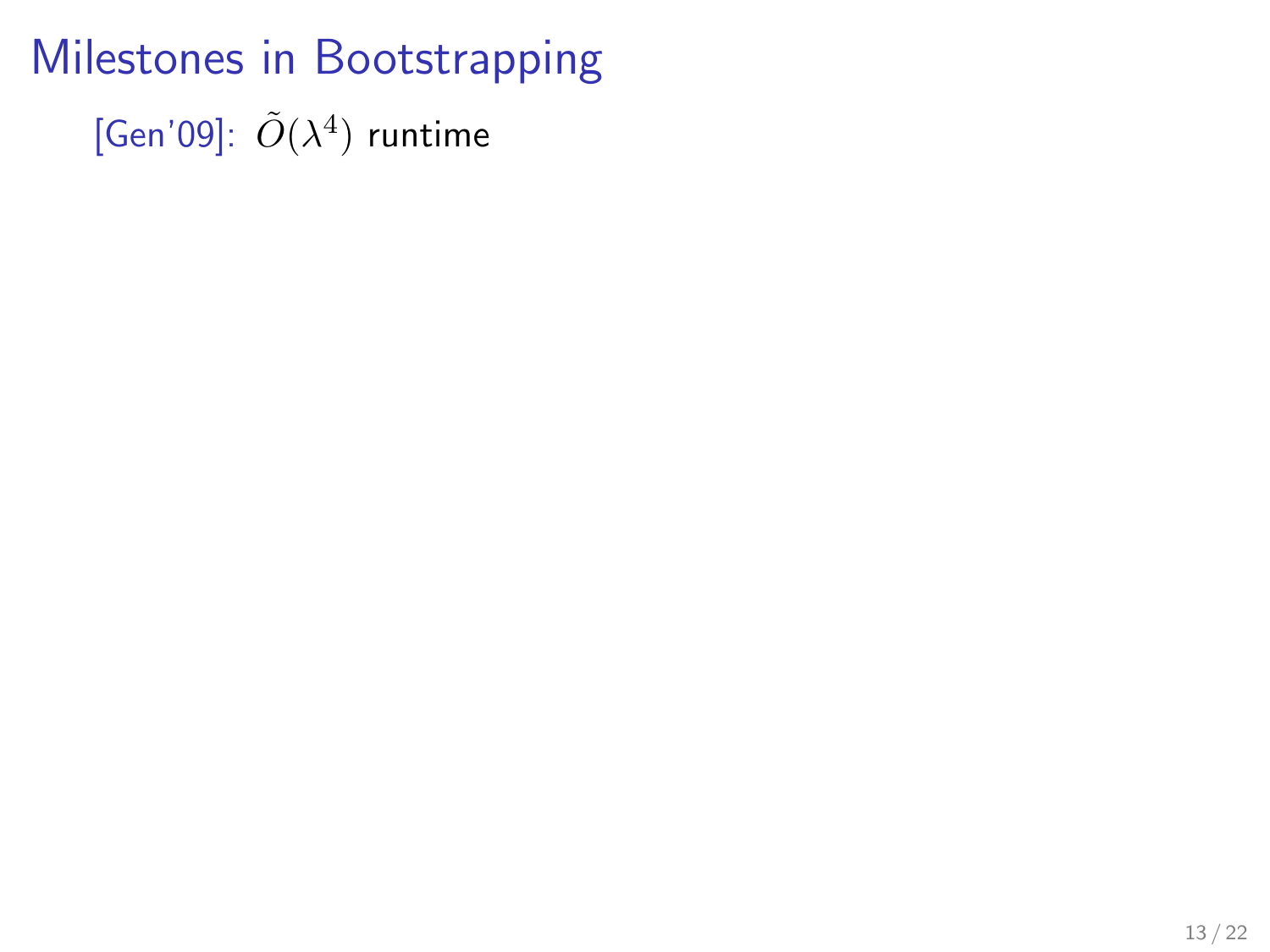# Milestones in Bootstrapping

[Gen'09]: $\tilde{O}(\lambda^4)$ runtime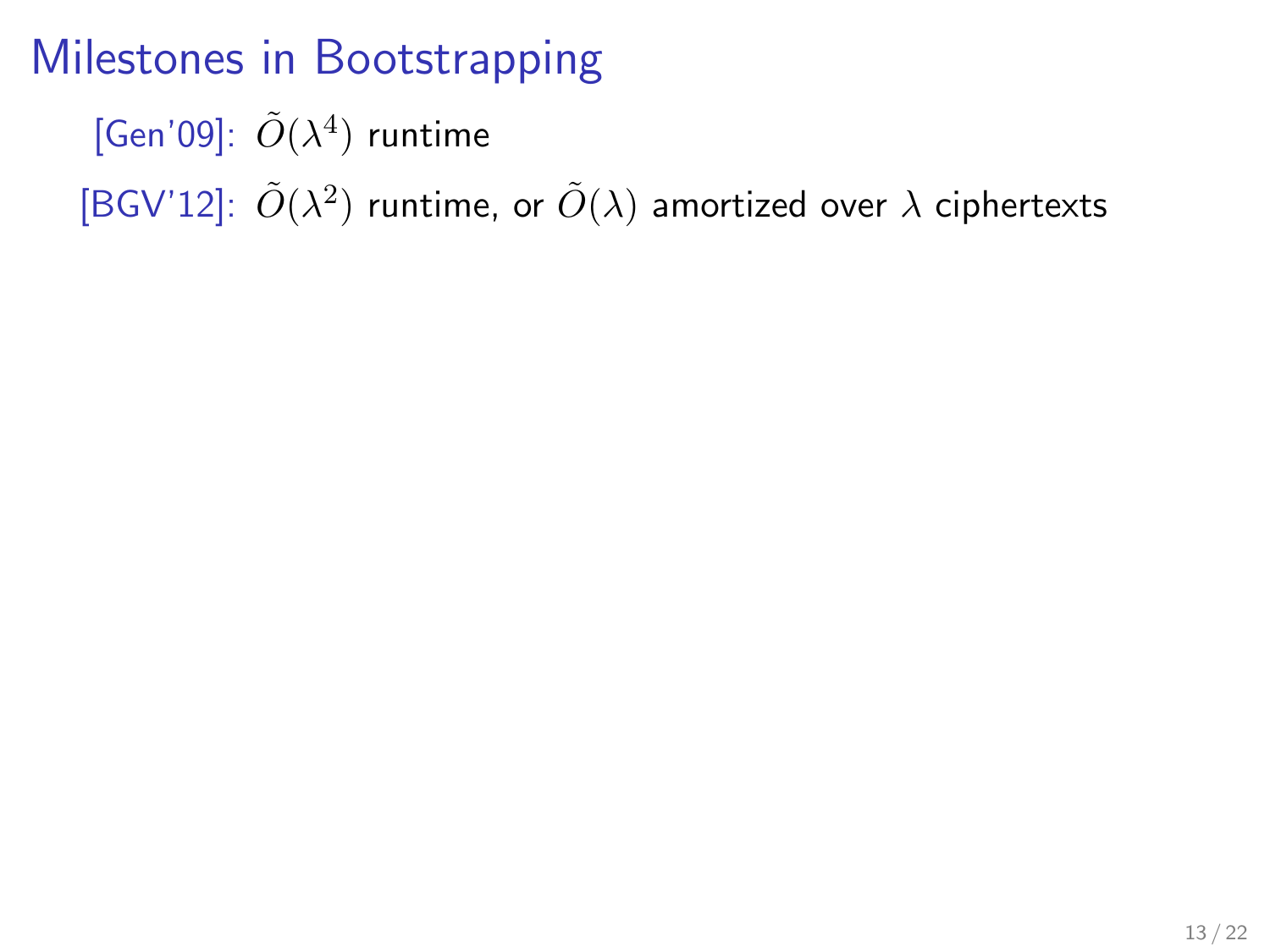# Milestones in Bootstrapping

[Gen'09]: $\tilde{O}(\lambda^4)$ runtime

[BGV'12]: $\tilde{O}(\lambda^2)$ runtime, or $\tilde{O}(\lambda)$ amortized over $\lambda$ ciphertexts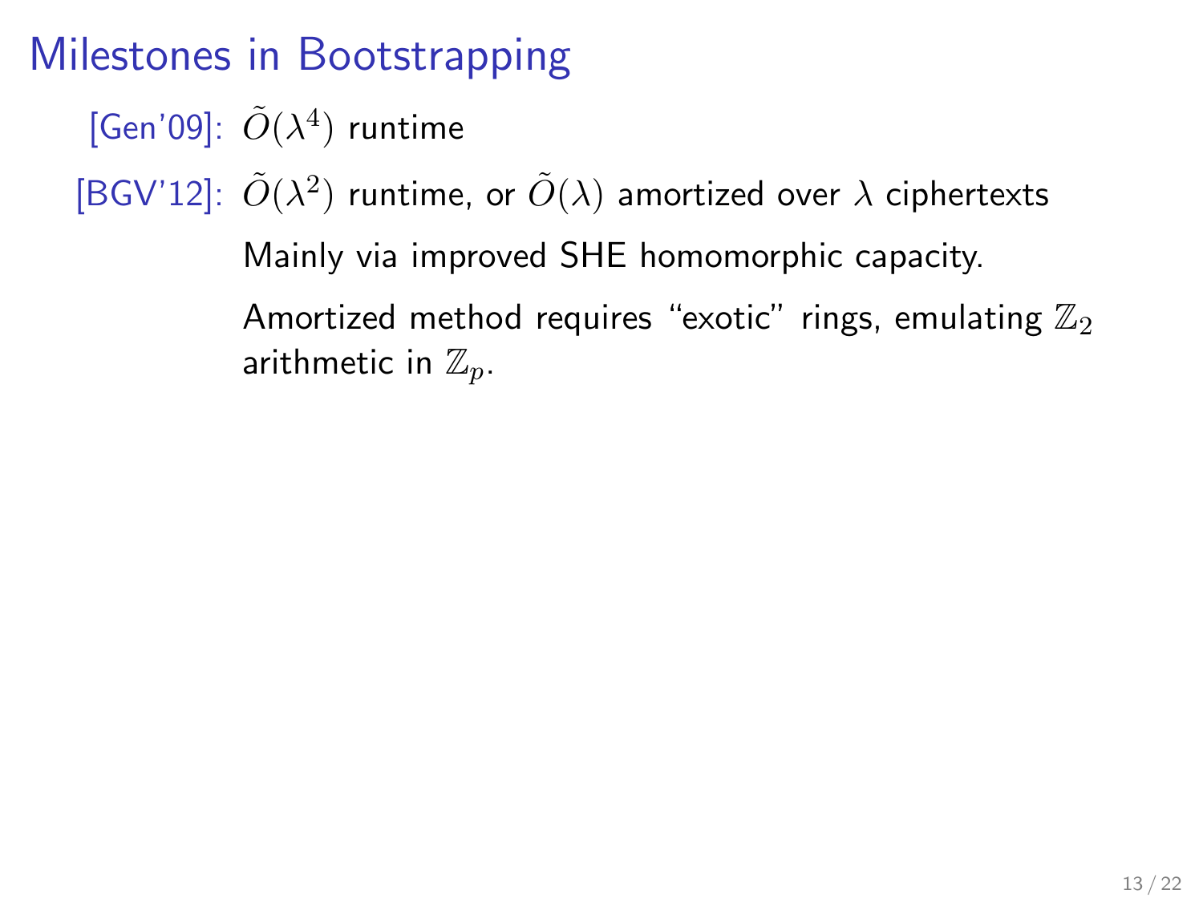# Milestones in Bootstrapping

[Gen'09]: $\tilde{O}(\lambda^4)$ runtime

[BGV'12]: $\tilde{O}(\lambda^2)$ runtime, or $\tilde{O}(\lambda)$ amortized over $\lambda$ ciphertexts

Mainly via improved SHE homomorphic capacity.

Amortized method requires "exotic" rings, emulating $\mathbb{Z}_2$ arithmetic in $\mathbb{Z}_p$.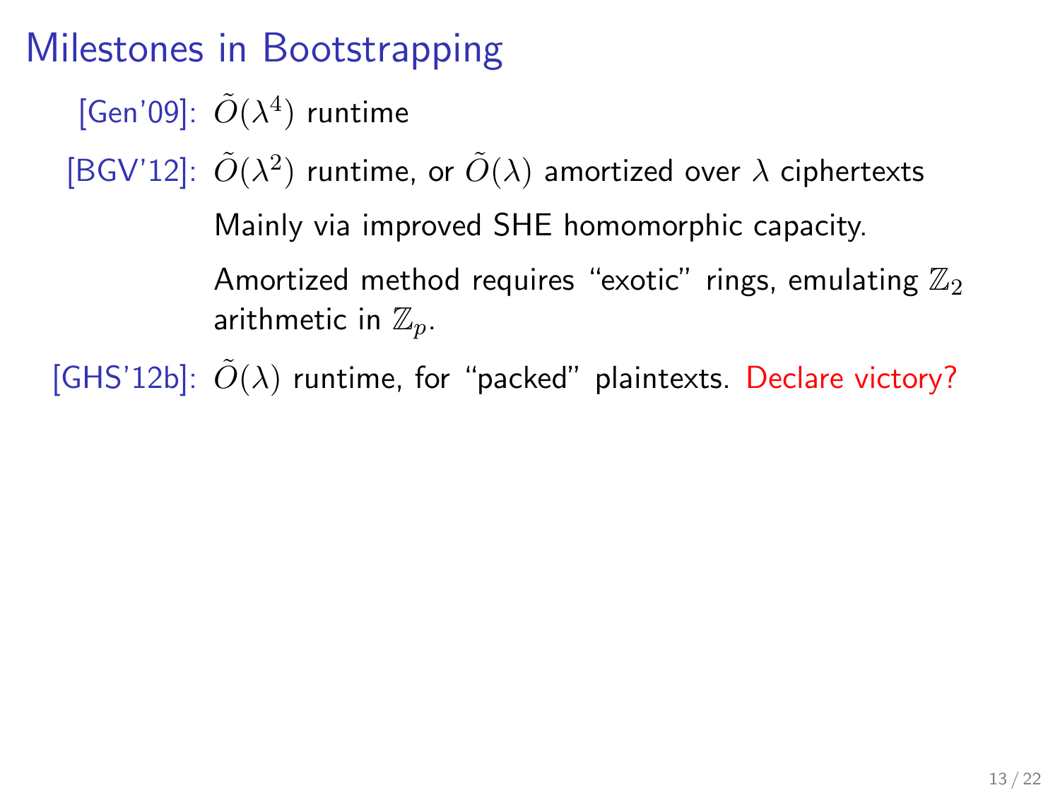# Milestones in Bootstrapping

[Gen'09]: $\tilde{O}(\lambda^4)$ runtime

[BGV'12]: $\tilde{O}(\lambda^2)$ runtime, or $\tilde{O}(\lambda)$ amortized over $\lambda$ ciphertexts

Mainly via improved SHE homomorphic capacity.

Amortized method requires "exotic" rings, emulating $\mathbb{Z}_2$ arithmetic in $\mathbb{Z}_p$.

[GHS'12b]: $\tilde{O}(\lambda)$ runtime, for "packed" plaintexts. Declare victory?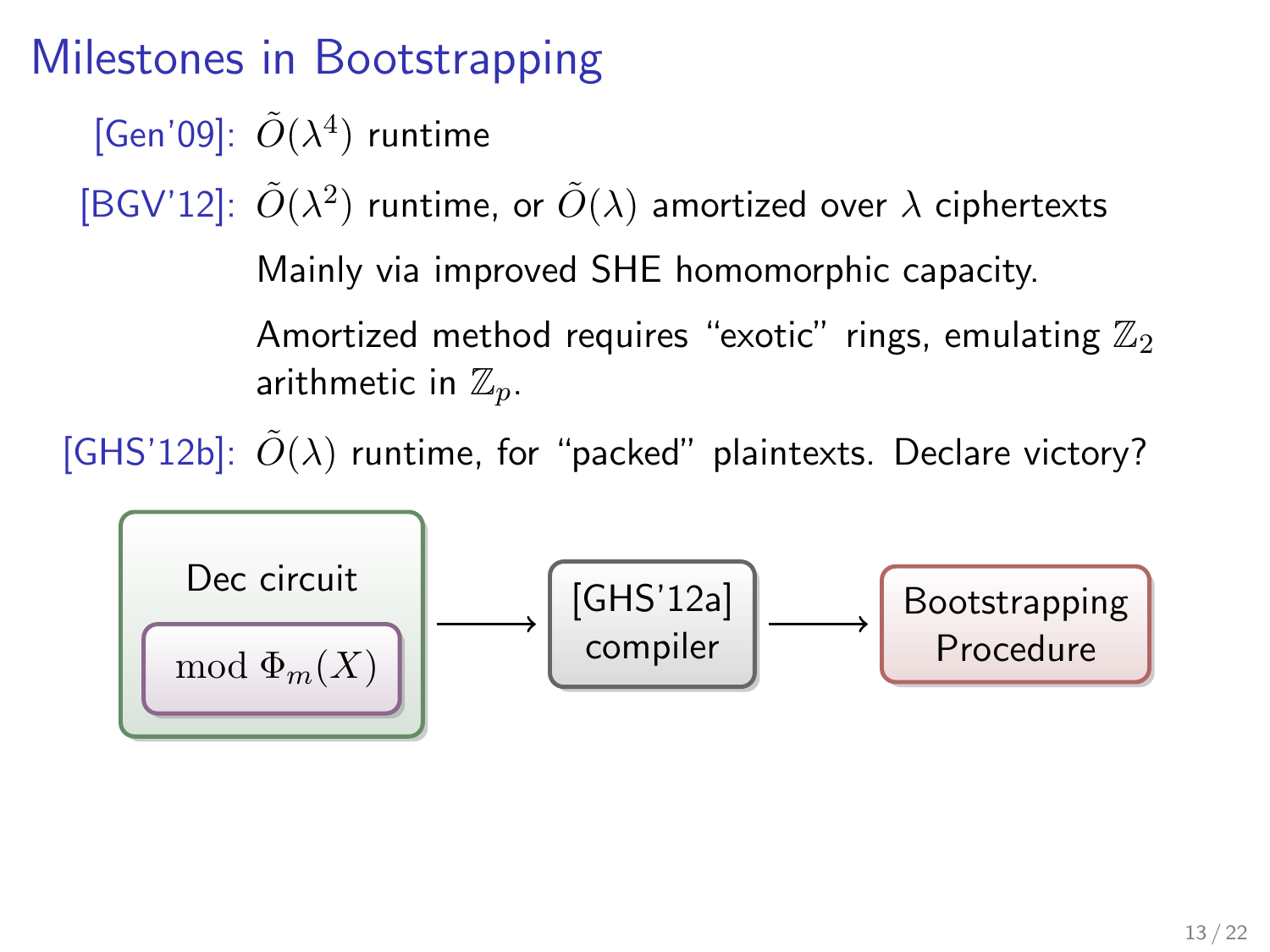# Milestones in Bootstrapping

[Gen'09]: $\tilde{O}(\lambda^4)$ runtime

[BGV'12]: $\tilde{O}(\lambda^2)$ runtime, or $\tilde{O}(\lambda)$ amortized over $\lambda$ ciphertexts

Mainly via improved SHE homomorphic capacity.

Amortized method requires "exotic" rings, emulating $\mathbb{Z}_2$ arithmetic in $\mathbb{Z}_p$.

[GHS'12b]: $\tilde{O}(\lambda)$ runtime, for "packed" plaintexts. Declare victory?

Dec circuit ($\bmod \Phi_m(X)$) ⟶ [GHS'12a] compiler ⟶ Bootstrapping Procedure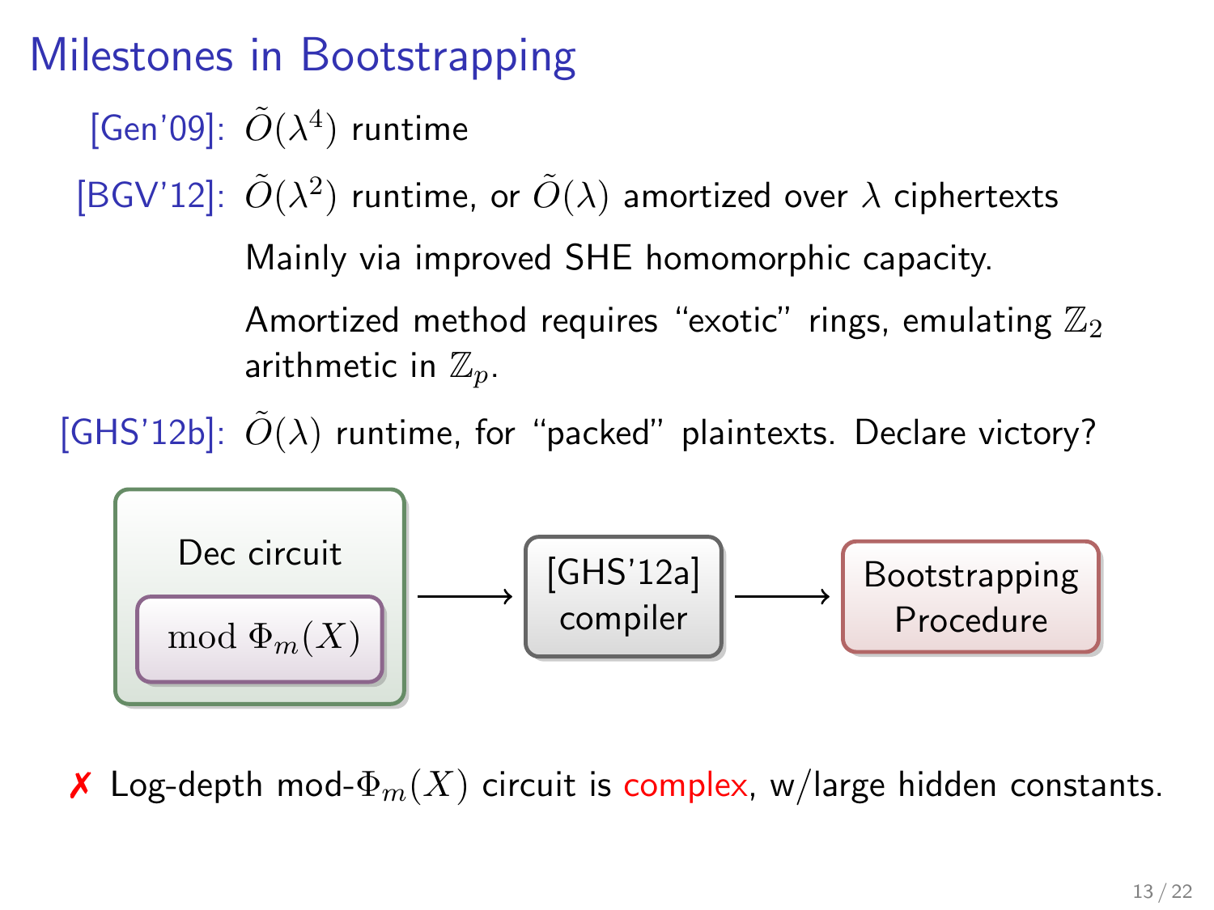# Milestones in Bootstrapping

[Gen'09]: $\tilde{O}(\lambda^4)$ runtime

[BGV'12]: $\tilde{O}(\lambda^2)$ runtime, or $\tilde{O}(\lambda)$ amortized over $\lambda$ ciphertexts

Mainly via improved SHE homomorphic capacity.

Amortized method requires "exotic" rings, emulating $\mathbb{Z}_2$ arithmetic in $\mathbb{Z}_p$.

[GHS'12b]: $\tilde{O}(\lambda)$ runtime, for "packed" plaintexts. Declare victory?

Dec circuit ($\bmod \Phi_m(X)$) ⟶ [GHS'12a] compiler ⟶ Bootstrapping Procedure

✗ Log-depth mod-$\Phi_m(X)$ circuit is complex, w/large hidden constants.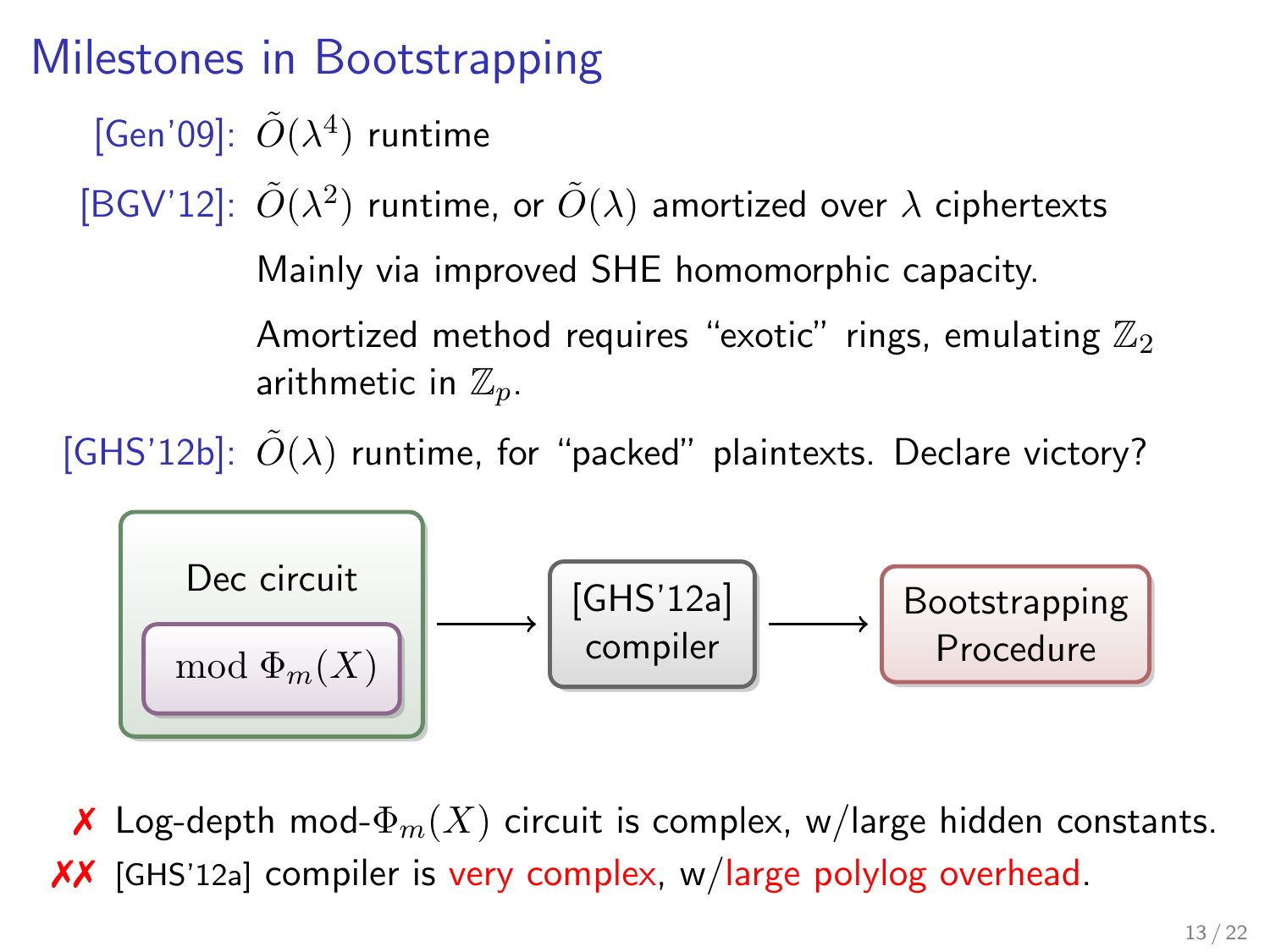# Milestones in Bootstrapping

[Gen'09]: $\tilde{O}(\lambda^4)$ runtime

[BGV'12]: $\tilde{O}(\lambda^2)$ runtime, or $\tilde{O}(\lambda)$ amortized over $\lambda$ ciphertexts

Mainly via improved SHE homomorphic capacity.

Amortized method requires "exotic" rings, emulating $\mathbb{Z}_2$ arithmetic in $\mathbb{Z}_p$.

[GHS'12b]: $\tilde{O}(\lambda)$ runtime, for "packed" plaintexts. Declare victory?

Dec circuit [ $\bmod \Phi_m(X)$ ] ⟶ [GHS'12a] compiler ⟶ Bootstrapping Procedure

✗ Log-depth mod-$\Phi_m(X)$ circuit is complex, w/large hidden constants.

✗✗ [GHS'12a] compiler is very complex, w/large polylog overhead.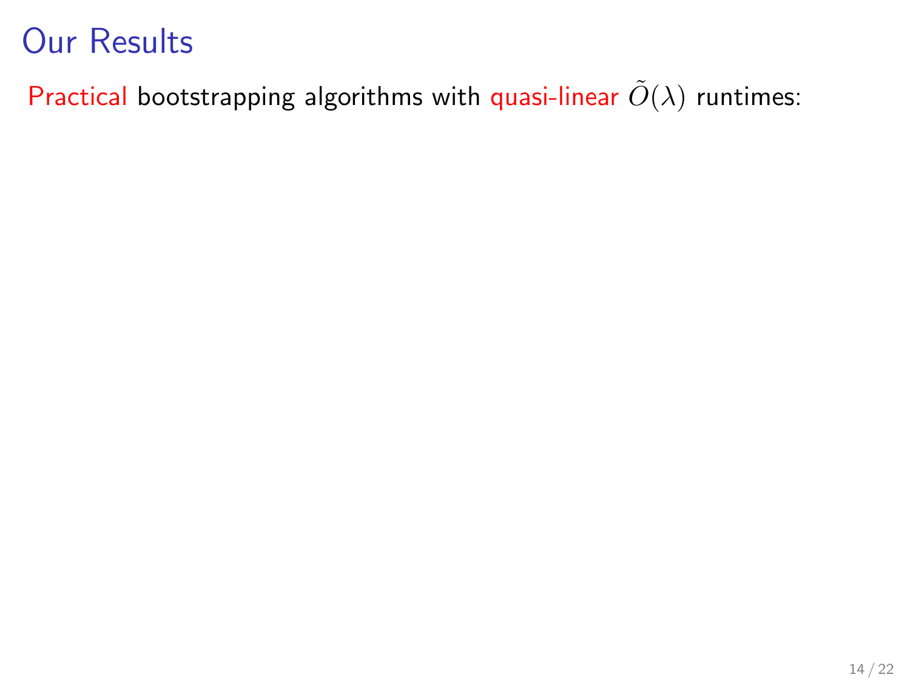# Our Results

Practical bootstrapping algorithms with quasi-linear $\tilde{O}(\lambda)$ runtimes: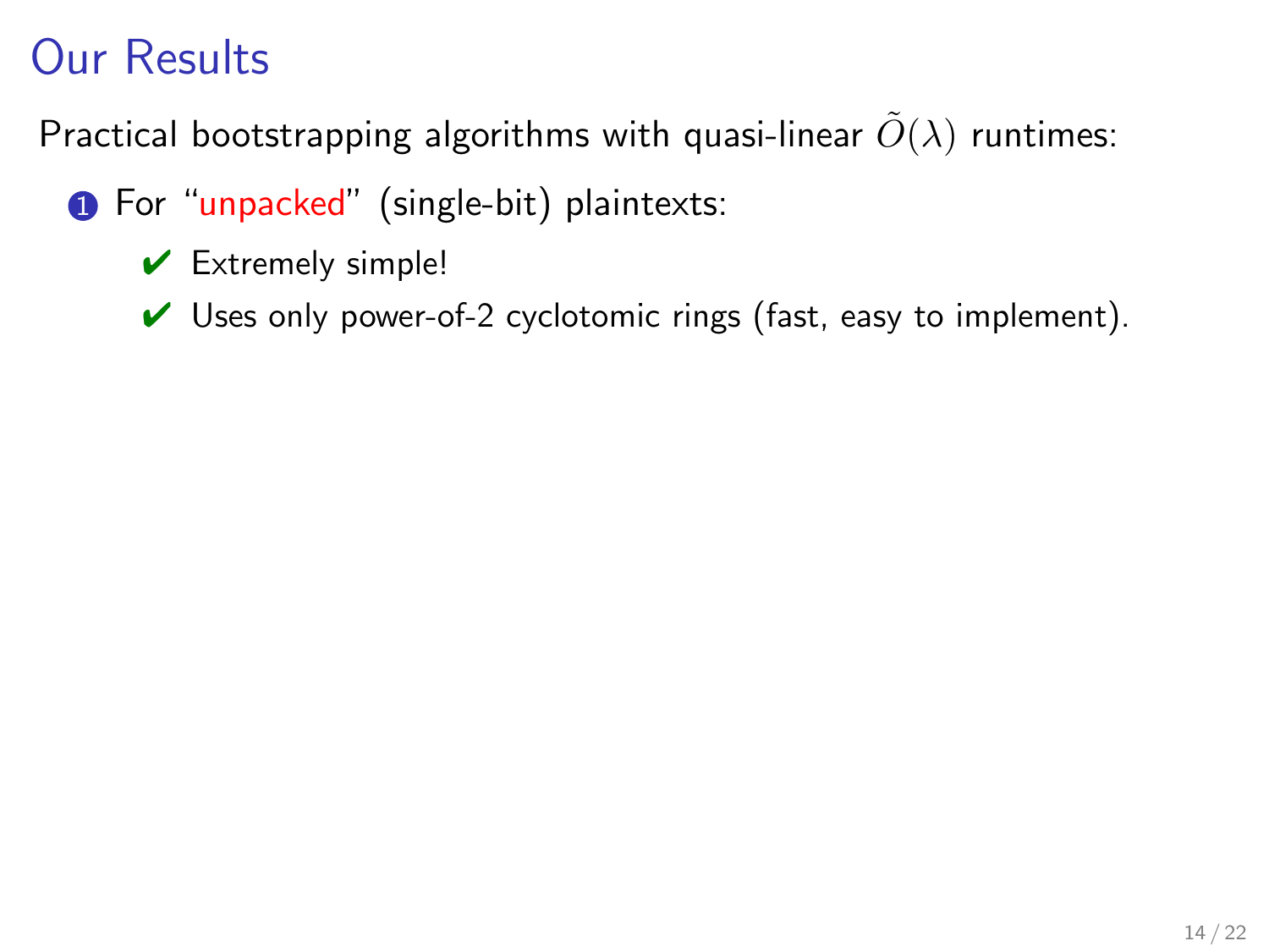# Our Results

Practical bootstrapping algorithms with quasi-linear $\tilde{O}(\lambda)$ runtimes:

1. For "unpacked" (single-bit) plaintexts:
   - ✔ Extremely simple!
   - ✔ Uses only power-of-2 cyclotomic rings (fast, easy to implement).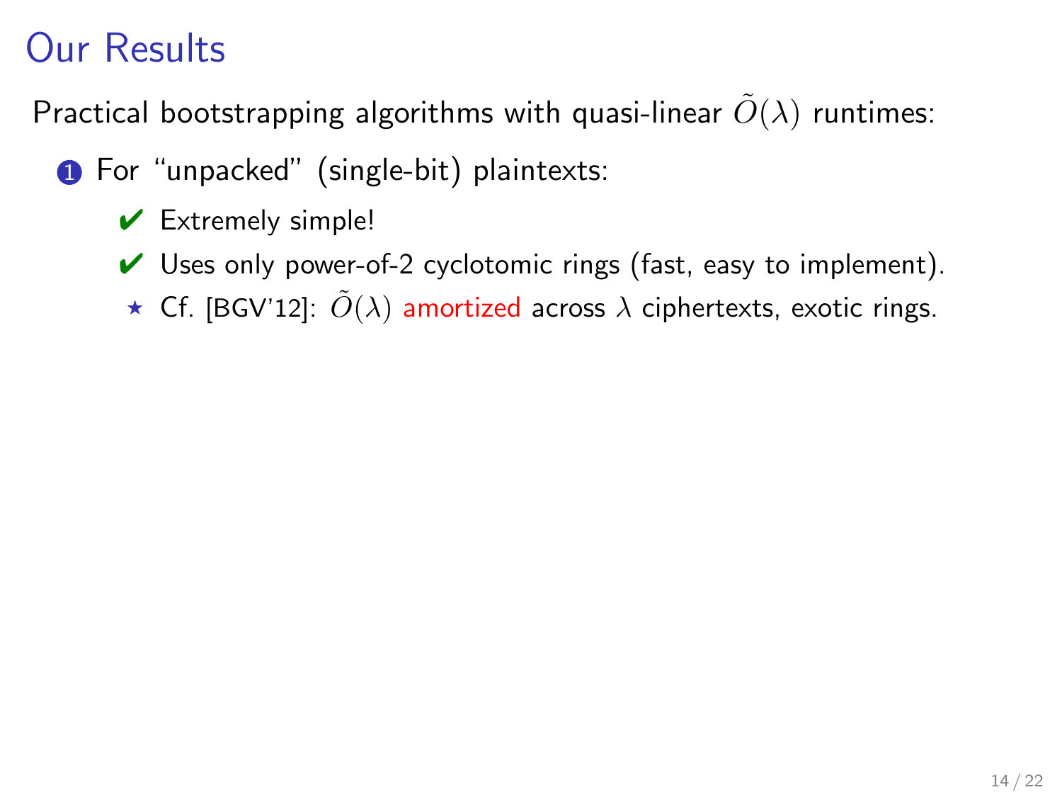# Our Results

Practical bootstrapping algorithms with quasi-linear $\tilde{O}(\lambda)$ runtimes:

1. For "unpacked" (single-bit) plaintexts:
   - ✔ Extremely simple!
   - ✔ Uses only power-of-2 cyclotomic rings (fast, easy to implement).
   - ⋆ Cf. [BGV'12]: $\tilde{O}(\lambda)$ amortized across $\lambda$ ciphertexts, exotic rings.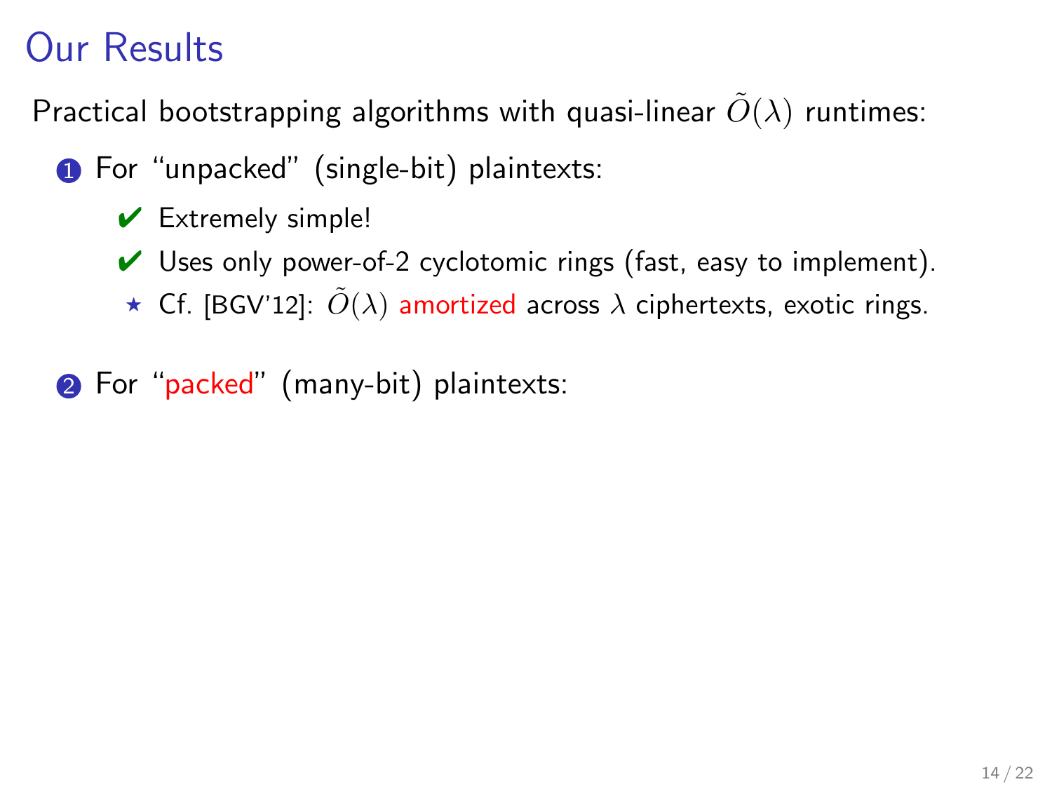# Our Results

Practical bootstrapping algorithms with quasi-linear $\tilde{O}(\lambda)$ runtimes:

1. For "unpacked" (single-bit) plaintexts:
   - ✔ Extremely simple!
   - ✔ Uses only power-of-2 cyclotomic rings (fast, easy to implement).
   - ⋆ Cf. [BGV'12]: $\tilde{O}(\lambda)$ amortized across $\lambda$ ciphertexts, exotic rings.

2. For "packed" (many-bit) plaintexts: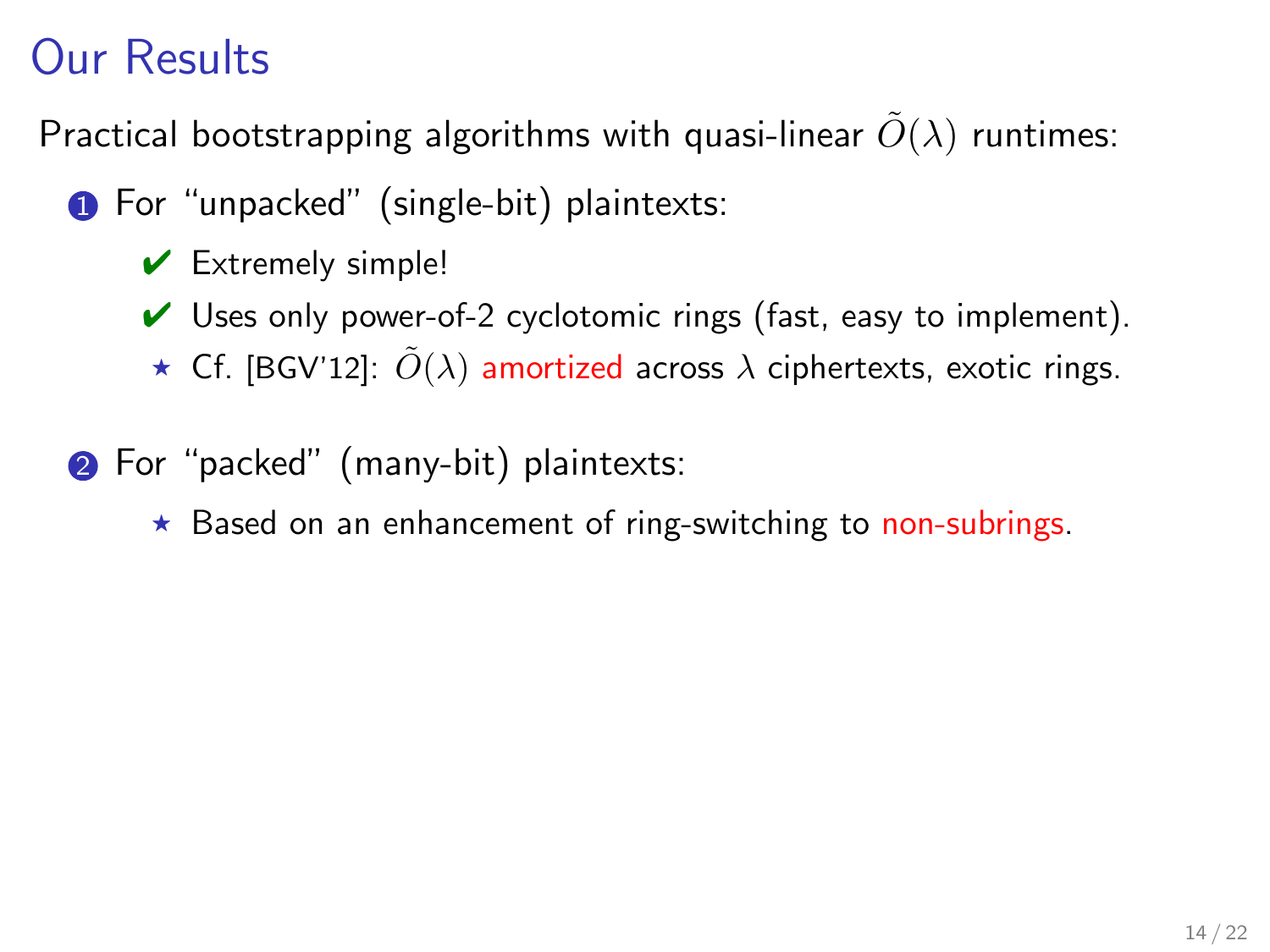# Our Results

Practical bootstrapping algorithms with quasi-linear $\tilde{O}(\lambda)$ runtimes:

1. For "unpacked" (single-bit) plaintexts:
   - ✔ Extremely simple!
   - ✔ Uses only power-of-2 cyclotomic rings (fast, easy to implement).
   - ⋆ Cf. [BGV'12]: $\tilde{O}(\lambda)$ amortized across $\lambda$ ciphertexts, exotic rings.

2. For "packed" (many-bit) plaintexts:
   - ⋆ Based on an enhancement of ring-switching to non-subrings.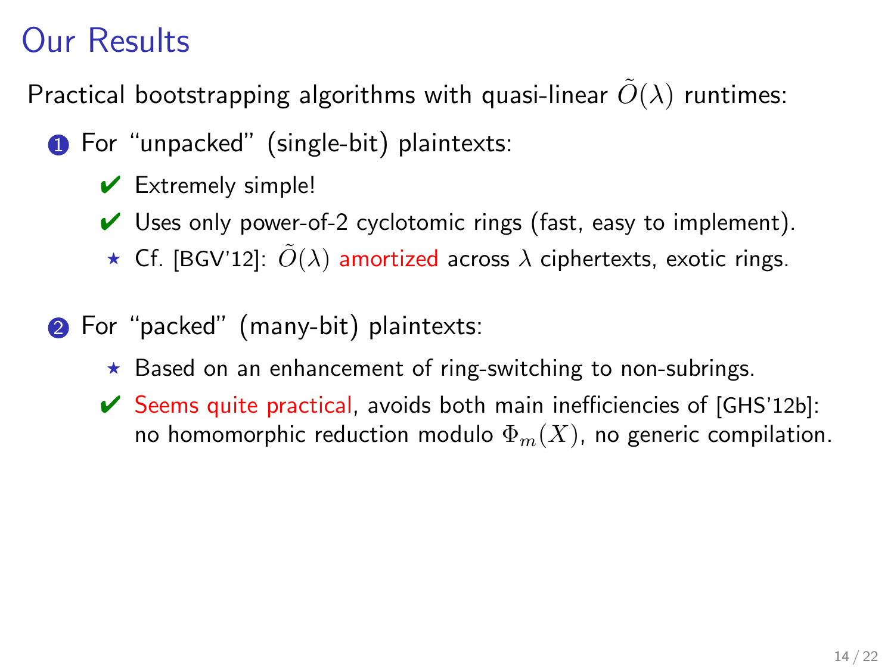# Our Results

Practical bootstrapping algorithms with quasi-linear $\tilde{O}(\lambda)$ runtimes:

1. For “unpacked” (single-bit) plaintexts:
   - ✔ Extremely simple!
   - ✔ Uses only power-of-2 cyclotomic rings (fast, easy to implement).
   - ⋆ Cf. [BGV’12]: $\tilde{O}(\lambda)$ amortized across $\lambda$ ciphertexts, exotic rings.

2. For “packed” (many-bit) plaintexts:
   - ⋆ Based on an enhancement of ring-switching to non-subrings.
   - ✔ Seems quite practical, avoids both main inefficiencies of [GHS’12b]: no homomorphic reduction modulo $\Phi_m(X)$, no generic compilation.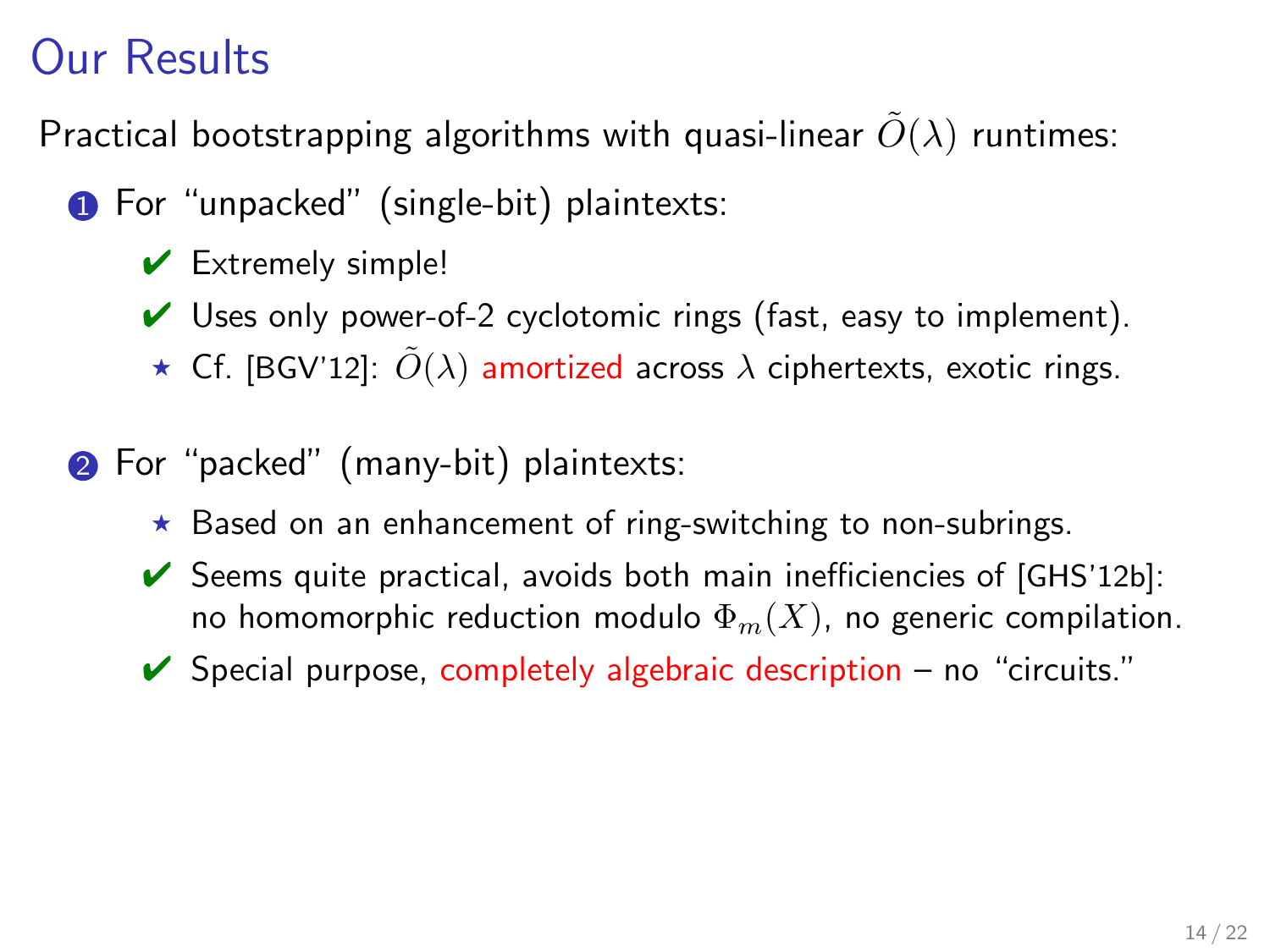# Our Results

Practical bootstrapping algorithms with quasi-linear $\tilde{O}(\lambda)$ runtimes:

1. For "unpacked" (single-bit) plaintexts:
   - ✔ Extremely simple!
   - ✔ Uses only power-of-2 cyclotomic rings (fast, easy to implement).
   - ⋆ Cf. [BGV'12]: $\tilde{O}(\lambda)$ amortized across $\lambda$ ciphertexts, exotic rings.

2. For "packed" (many-bit) plaintexts:
   - ⋆ Based on an enhancement of ring-switching to non-subrings.
   - ✔ Seems quite practical, avoids both main inefficiencies of [GHS'12b]: no homomorphic reduction modulo $\Phi_m(X)$, no generic compilation.
   - ✔ Special purpose, completely algebraic description – no "circuits."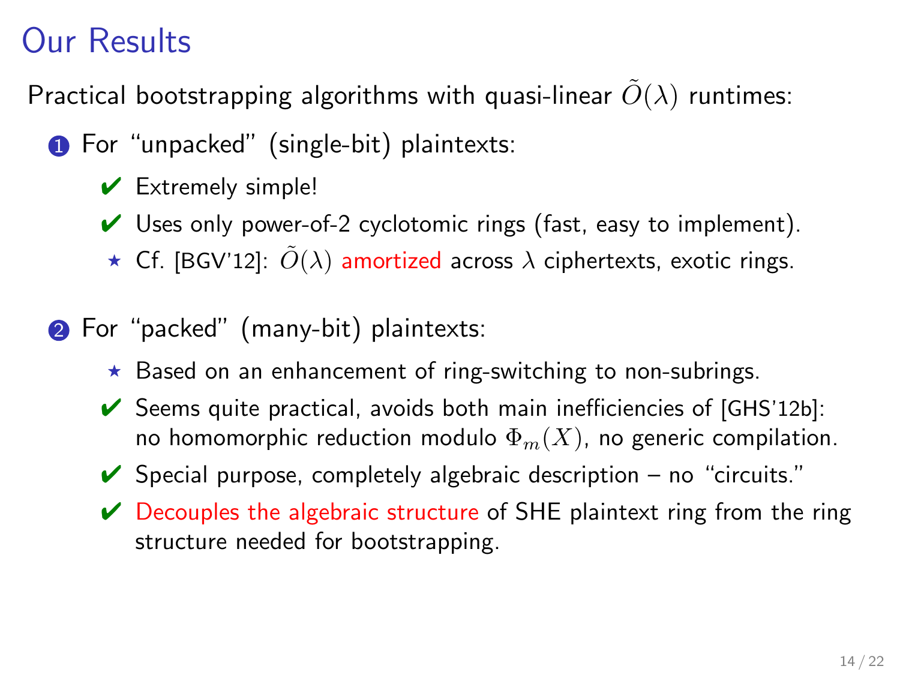# Our Results

Practical bootstrapping algorithms with quasi-linear $\tilde{O}(\lambda)$ runtimes:

1. For "unpacked" (single-bit) plaintexts:
   - ✔ Extremely simple!
   - ✔ Uses only power-of-2 cyclotomic rings (fast, easy to implement).
   - ⋆ Cf. [BGV'12]: $\tilde{O}(\lambda)$ amortized across $\lambda$ ciphertexts, exotic rings.

2. For "packed" (many-bit) plaintexts:
   - ⋆ Based on an enhancement of ring-switching to non-subrings.
   - ✔ Seems quite practical, avoids both main inefficiencies of [GHS'12b]: no homomorphic reduction modulo $\Phi_m(X)$, no generic compilation.
   - ✔ Special purpose, completely algebraic description – no "circuits."
   - ✔ Decouples the algebraic structure of SHE plaintext ring from the ring structure needed for bootstrapping.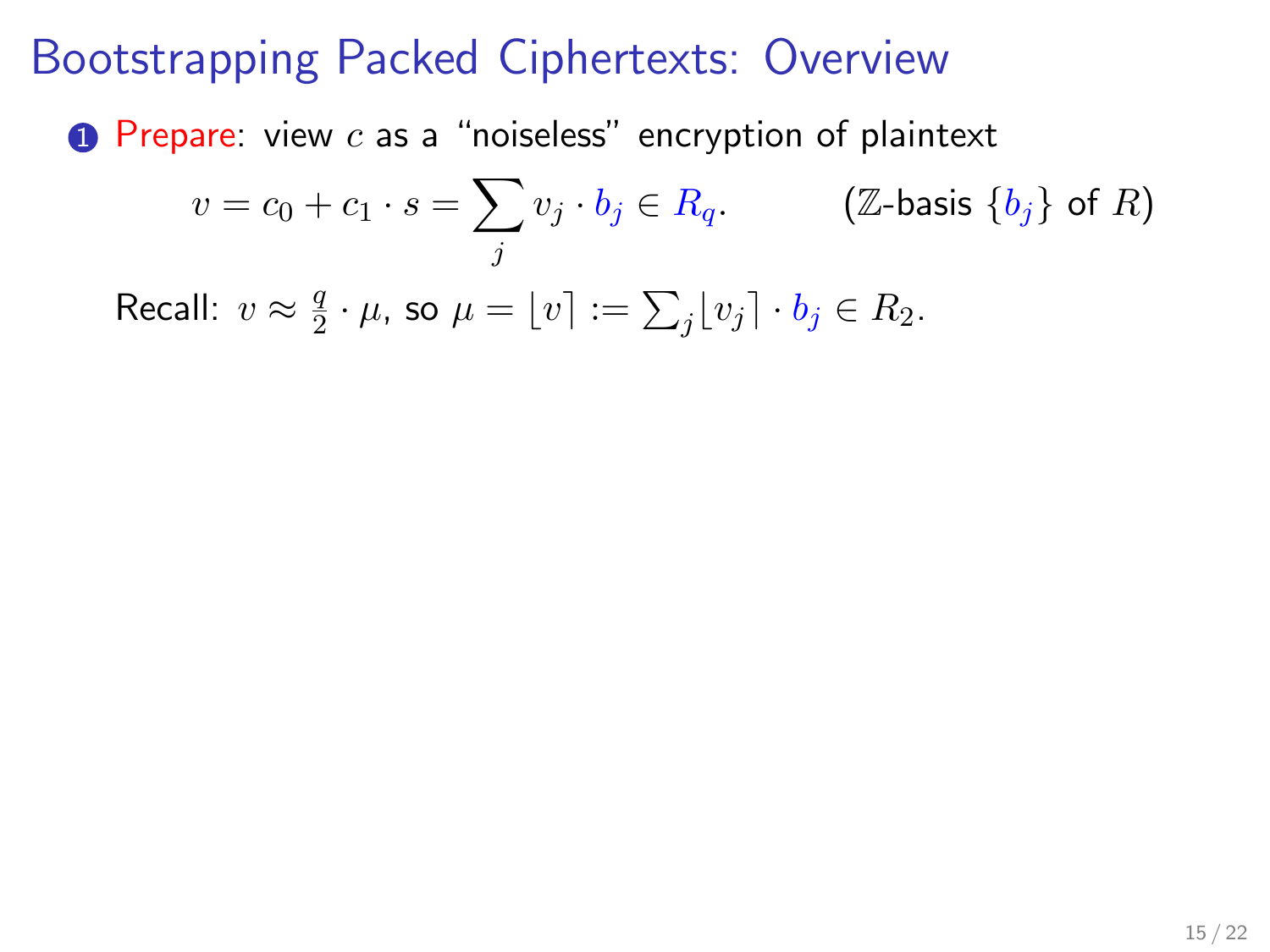# Bootstrapping Packed Ciphertexts: Overview

1. **Prepare**: view $c$ as a "noiseless" encryption of plaintext

$$v = c_0 + c_1 \cdot s = \sum_j v_j \cdot b_j \in R_q. \qquad (\mathbb{Z}\text{-basis } \{b_j\} \text{ of } R)$$

Recall: $v \approx \frac{q}{2} \cdot \mu$, so $\mu = \lfloor v \rceil := \sum_j \lfloor v_j \rceil \cdot b_j \in R_2$.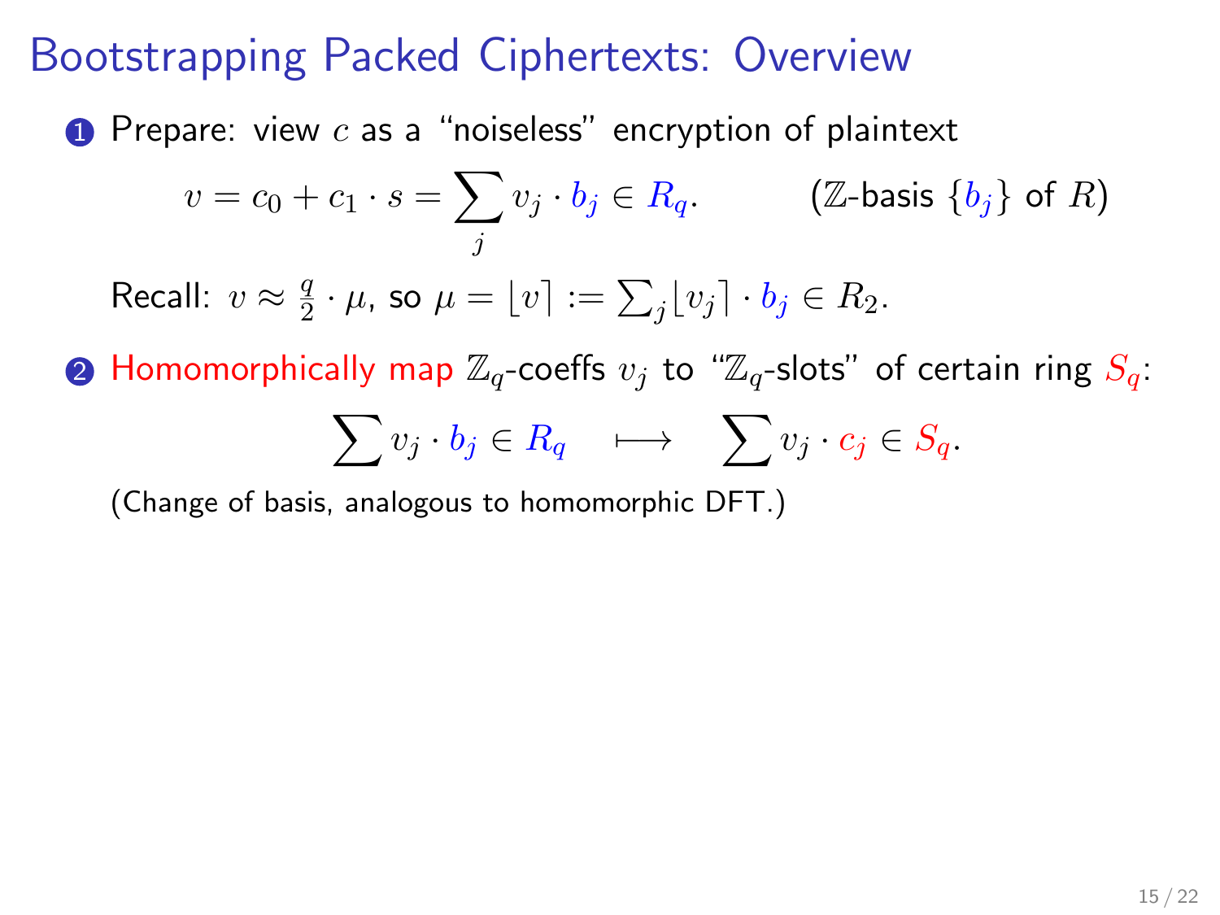# Bootstrapping Packed Ciphertexts: Overview

1. Prepare: view $c$ as a "noiseless" encryption of plaintext

$$v = c_0 + c_1 \cdot s = \sum_j v_j \cdot b_j \in R_q. \qquad (\mathbb{Z}\text{-basis } \{b_j\} \text{ of } R)$$

   Recall: $v \approx \frac{q}{2} \cdot \mu$, so $\mu = \lfloor v \rceil := \sum_j \lfloor v_j \rceil \cdot b_j \in R_2$.

2. Homomorphically map $\mathbb{Z}_q$-coeffs $v_j$ to "$\mathbb{Z}_q$-slots" of certain ring $S_q$:

$$\sum v_j \cdot b_j \in R_q \quad \longmapsto \quad \sum v_j \cdot c_j \in S_q.$$

   (Change of basis, analogous to homomorphic DFT.)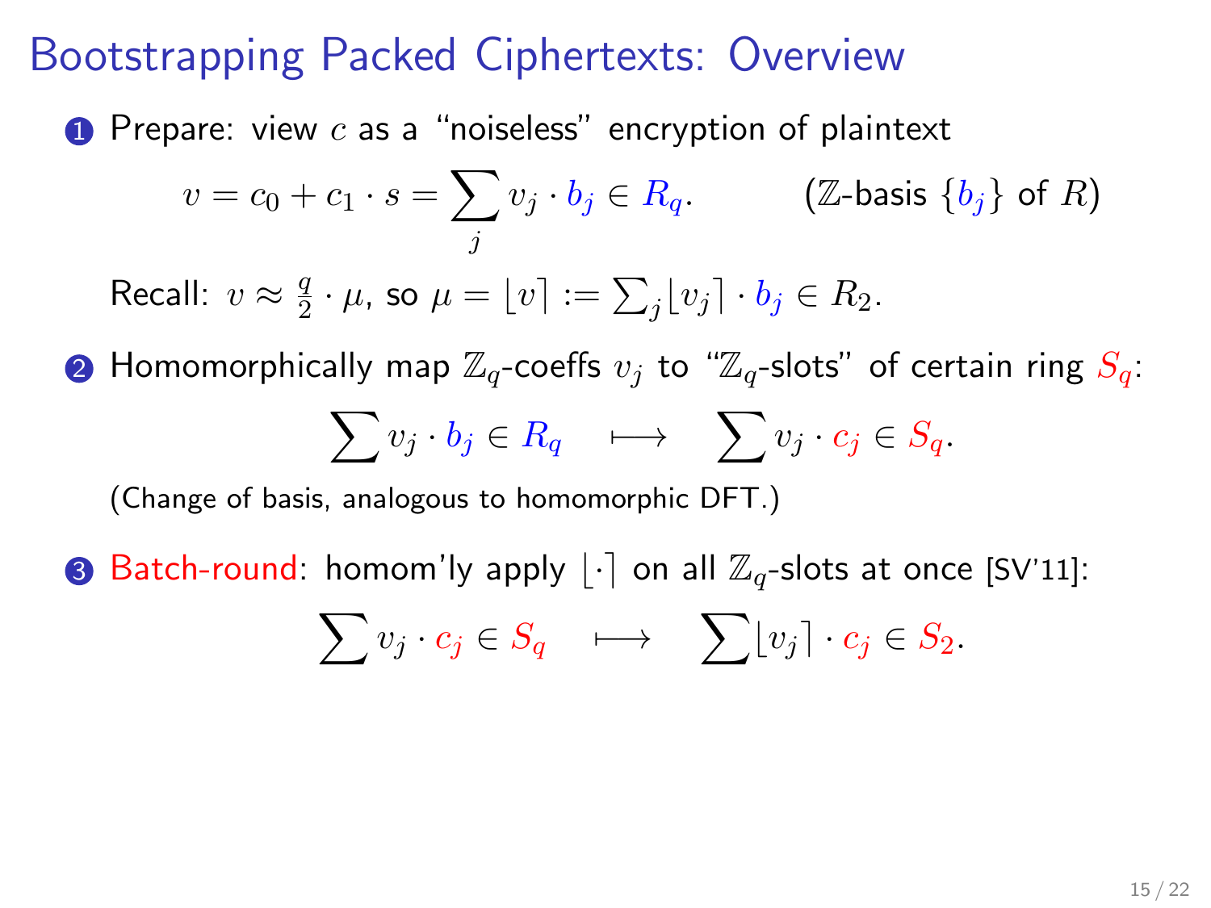# Bootstrapping Packed Ciphertexts: Overview

1. Prepare: view $c$ as a "noiseless" encryption of plaintext

$$v = c_0 + c_1 \cdot s = \sum_j v_j \cdot b_j \in R_q. \qquad (\mathbb{Z}\text{-basis } \{b_j\} \text{ of } R)$$

   Recall: $v \approx \frac{q}{2} \cdot \mu$, so $\mu = \lfloor v \rceil := \sum_j \lfloor v_j \rceil \cdot b_j \in R_2$.

2. Homomorphically map $\mathbb{Z}_q$-coeffs $v_j$ to "$\mathbb{Z}_q$-slots" of certain ring $S_q$:

$$\sum v_j \cdot b_j \in R_q \quad \longmapsto \quad \sum v_j \cdot c_j \in S_q.$$

   (Change of basis, analogous to homomorphic DFT.)

3. Batch-round: homom'ly apply $\lfloor \cdot \rceil$ on all $\mathbb{Z}_q$-slots at once [SV'11]:

$$\sum v_j \cdot c_j \in S_q \quad \longmapsto \quad \sum \lfloor v_j \rceil \cdot c_j \in S_2.$$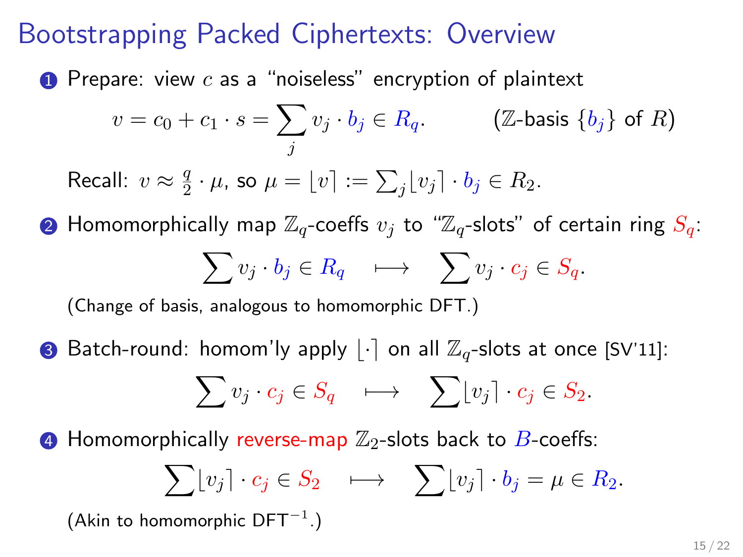# Bootstrapping Packed Ciphertexts: Overview

1. Prepare: view $c$ as a "noiseless" encryption of plaintext

$$v = c_0 + c_1 \cdot s = \sum_j v_j \cdot b_j \in R_q. \qquad (\mathbb{Z}\text{-basis } \{b_j\} \text{ of } R)$$

   Recall: $v \approx \frac{q}{2} \cdot \mu$, so $\mu = \lfloor v \rceil := \sum_j \lfloor v_j \rceil \cdot b_j \in R_2$.

2. Homomorphically map $\mathbb{Z}_q$-coeffs $v_j$ to "$\mathbb{Z}_q$-slots" of certain ring $S_q$:

$$\sum v_j \cdot b_j \in R_q \quad \longmapsto \quad \sum v_j \cdot c_j \in S_q.$$

   (Change of basis, analogous to homomorphic DFT.)

3. Batch-round: homom'ly apply $\lfloor \cdot \rceil$ on all $\mathbb{Z}_q$-slots at once [SV'11]:

$$\sum v_j \cdot c_j \in S_q \quad \longmapsto \quad \sum \lfloor v_j \rceil \cdot c_j \in S_2.$$

4. Homomorphically reverse-map $\mathbb{Z}_2$-slots back to $B$-coeffs:

$$\sum \lfloor v_j \rceil \cdot c_j \in S_2 \quad \longmapsto \quad \sum \lfloor v_j \rceil \cdot b_j = \mu \in R_2.$$

   (Akin to homomorphic $\mathsf{DFT}^{-1}$.)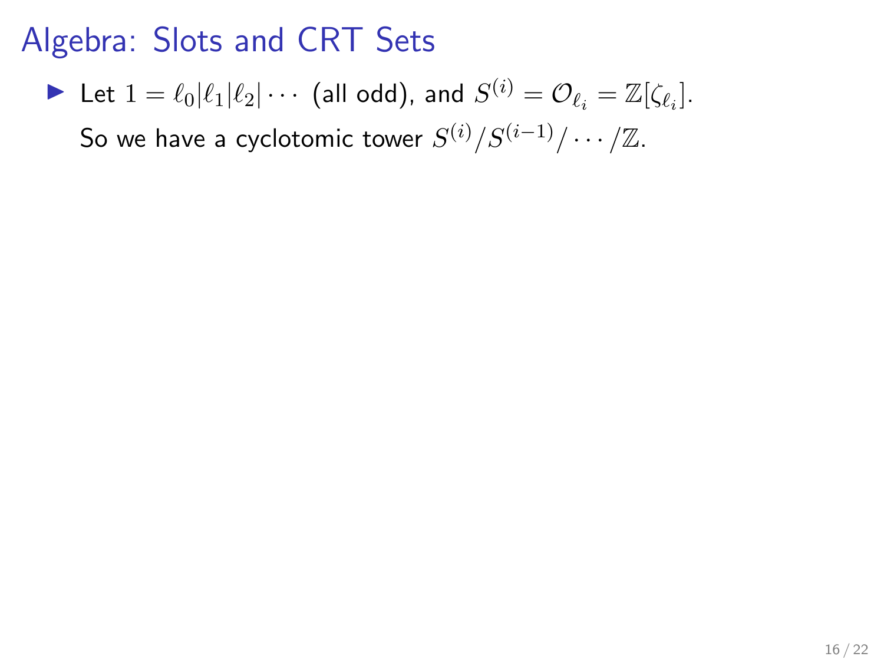# Algebra: Slots and CRT Sets

- Let $1 = \ell_0 | \ell_1 | \ell_2 | \cdots$ (all odd), and $S^{(i)} = \mathcal{O}_{\ell_i} = \mathbb{Z}[\zeta_{\ell_i}]$.

  So we have a cyclotomic tower $S^{(i)}/S^{(i-1)}/\cdots/\mathbb{Z}$.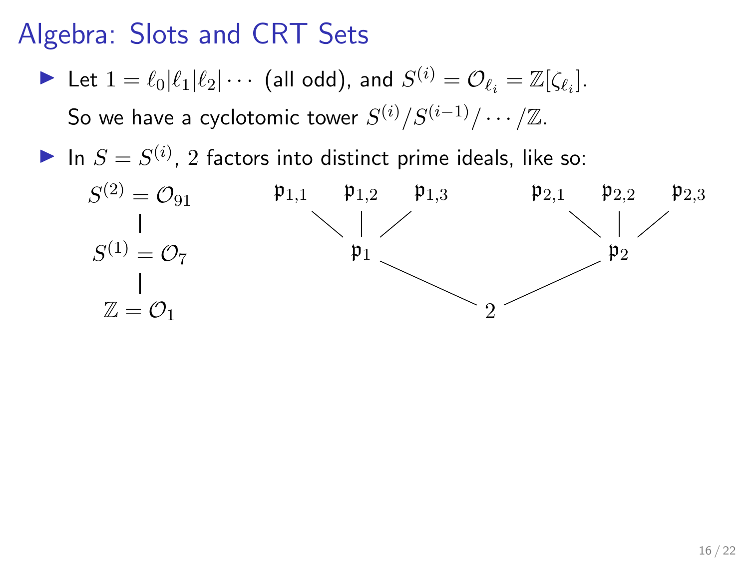# Algebra: Slots and CRT Sets

- Let $1 = \ell_0 | \ell_1 | \ell_2 | \cdots$ (all odd), and $S^{(i)} = \mathcal{O}_{\ell_i} = \mathbb{Z}[\zeta_{\ell_i}]$.

  So we have a cyclotomic tower $S^{(i)} / S^{(i-1)} / \cdots / \mathbb{Z}$.

- In $S = S^{(i)}$, 2 factors into distinct prime ideals, like so:

$S^{(2)} = \mathcal{O}_{91}$

$|$

$S^{(1)} = \mathcal{O}_7$

$|$

$\mathbb{Z} = \mathcal{O}_1$

$\mathfrak{p}_{1,1}$ $\mathfrak{p}_{1,2}$ $\mathfrak{p}_{1,3}$ $\mathfrak{p}_{2,1}$ $\mathfrak{p}_{2,2}$ $\mathfrak{p}_{2,3}$

$\mathfrak{p}_1$ $\mathfrak{p}_2$

$2$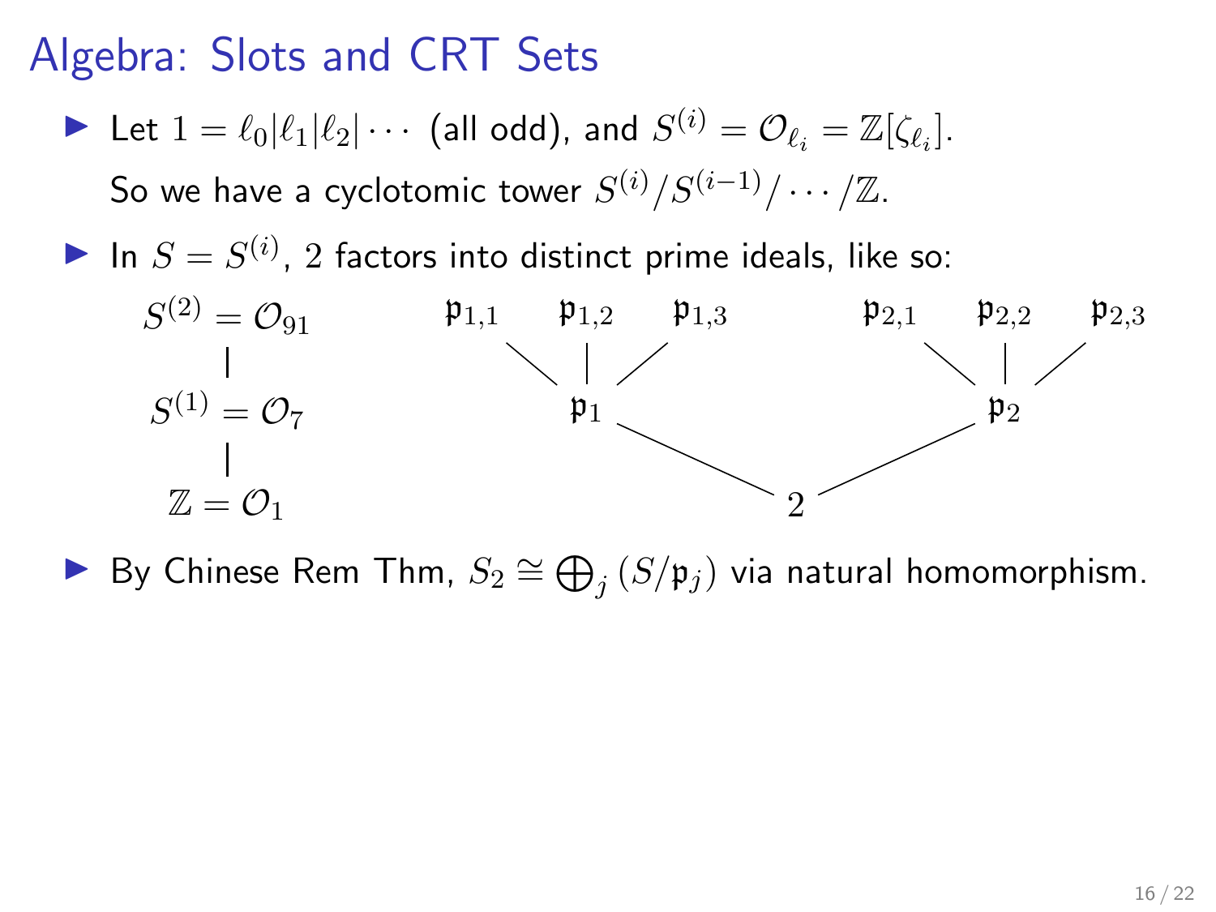# Algebra: Slots and CRT Sets

- Let $1 = \ell_0 | \ell_1 | \ell_2 | \cdots$ (all odd), and $S^{(i)} = \mathcal{O}_{\ell_i} = \mathbb{Z}[\zeta_{\ell_i}]$.

  So we have a cyclotomic tower $S^{(i)} / S^{(i-1)} / \cdots / \mathbb{Z}$.

- In $S = S^{(i)}$, $2$ factors into distinct prime ideals, like so:

$$
\begin{array}{ccccccc}
S^{(2)} = \mathcal{O}_{91} & & \mathfrak{p}_{1,1} \quad \mathfrak{p}_{1,2} \quad \mathfrak{p}_{1,3} & & \mathfrak{p}_{2,1} \quad \mathfrak{p}_{2,2} \quad \mathfrak{p}_{2,3} \\
| & & \mathfrak{p}_1 & & \mathfrak{p}_2 \\
S^{(1)} = \mathcal{O}_7 & & & & \\
| & & & 2 & \\
\mathbb{Z} = \mathcal{O}_1 & & & &
\end{array}
$$

- By Chinese Rem Thm, $S_2 \cong \bigoplus_j (S/\mathfrak{p}_j)$ via natural homomorphism.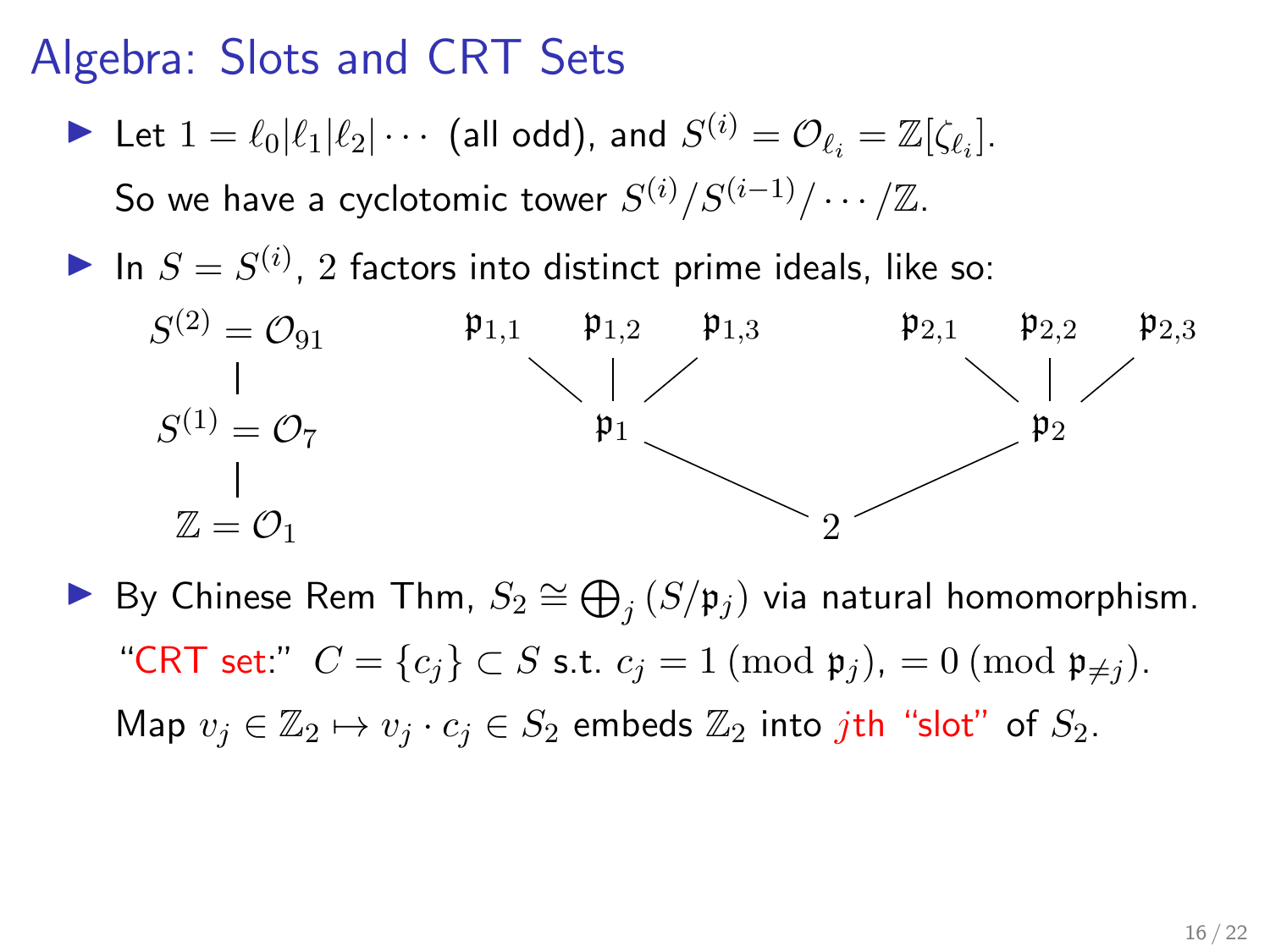# Algebra: Slots and CRT Sets

- Let $1 = \ell_0 | \ell_1 | \ell_2 | \cdots$ (all odd), and $S^{(i)} = \mathcal{O}_{\ell_i} = \mathbb{Z}[\zeta_{\ell_i}]$.

  So we have a cyclotomic tower $S^{(i)} / S^{(i-1)} / \cdots / \mathbb{Z}$.

- In $S = S^{(i)}$, $2$ factors into distinct prime ideals, like so:

  $S^{(2)} = \mathcal{O}_{91}$ | $S^{(1)} = \mathcal{O}_7$ | $\mathbb{Z} = \mathcal{O}_1$

  $\mathfrak{p}_{1,1}$ $\mathfrak{p}_{1,2}$ $\mathfrak{p}_{1,3}$ — $\mathfrak{p}_1$; $\mathfrak{p}_{2,1}$ $\mathfrak{p}_{2,2}$ $\mathfrak{p}_{2,3}$ — $\mathfrak{p}_2$; $\mathfrak{p}_1$, $\mathfrak{p}_2$ — $2$

- By Chinese Rem Thm, $S_2 \cong \bigoplus_j (S/\mathfrak{p}_j)$ via natural homomorphism.

  "CRT set:" $C = \{c_j\} \subset S$ s.t. $c_j = 1 \pmod{\mathfrak{p}_j}$, $= 0 \pmod{\mathfrak{p}_{\neq j}}$.

  Map $v_j \in \mathbb{Z}_2 \mapsto v_j \cdot c_j \in S_2$ embeds $\mathbb{Z}_2$ into $j$th "slot" of $S_2$.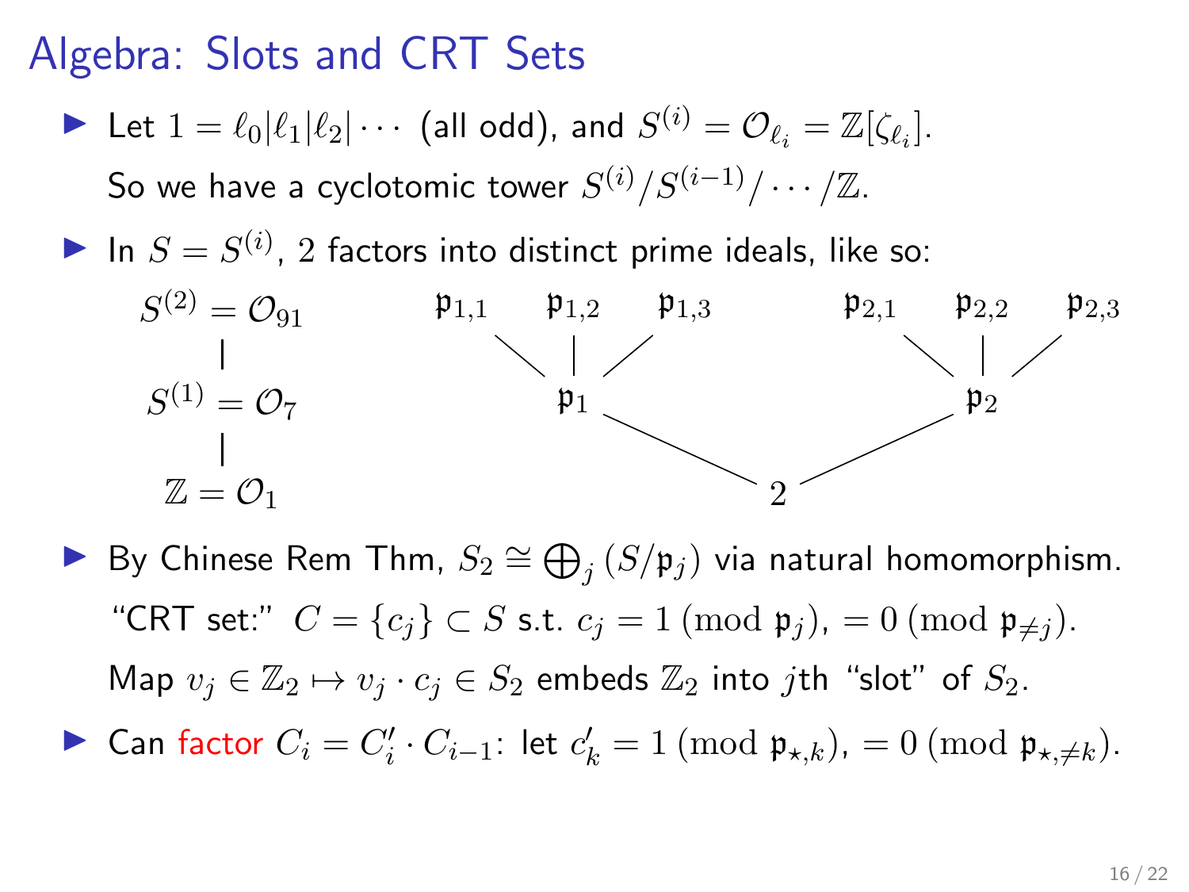# Algebra: Slots and CRT Sets

- Let $1 = \ell_0 | \ell_1 | \ell_2 | \cdots$ (all odd), and $S^{(i)} = \mathcal{O}_{\ell_i} = \mathbb{Z}[\zeta_{\ell_i}]$.

  So we have a cyclotomic tower $S^{(i)}/S^{(i-1)}/\cdots/\mathbb{Z}$.

- In $S = S^{(i)}$, 2 factors into distinct prime ideals, like so:

$$
\begin{array}{ccccc}
S^{(2)} = \mathcal{O}_{91} & \quad & \mathfrak{p}_{1,1} \quad \mathfrak{p}_{1,2} \quad \mathfrak{p}_{1,3} & \quad & \mathfrak{p}_{2,1} \quad \mathfrak{p}_{2,2} \quad \mathfrak{p}_{2,3} \\
| & & \mathfrak{p}_1 & & \mathfrak{p}_2 \\
S^{(1)} = \mathcal{O}_{7} & & & 2 & \\
| & & & & \\
\mathbb{Z} = \mathcal{O}_1 & & & &
\end{array}
$$

- By Chinese Rem Thm, $S_2 \cong \bigoplus_j (S/\mathfrak{p}_j)$ via natural homomorphism.

  "CRT set:" $C = \{c_j\} \subset S$ s.t. $c_j = 1 \pmod{\mathfrak{p}_j}$, $= 0 \pmod{\mathfrak{p}_{\neq j}}$.

  Map $v_j \in \mathbb{Z}_2 \mapsto v_j \cdot c_j \in S_2$ embeds $\mathbb{Z}_2$ into $j$th "slot" of $S_2$.

- Can factor $C_i = C_i' \cdot C_{i-1}$: let $c_k' = 1 \pmod{\mathfrak{p}_{\star,k}}$, $= 0 \pmod{\mathfrak{p}_{\star,\neq k}}$.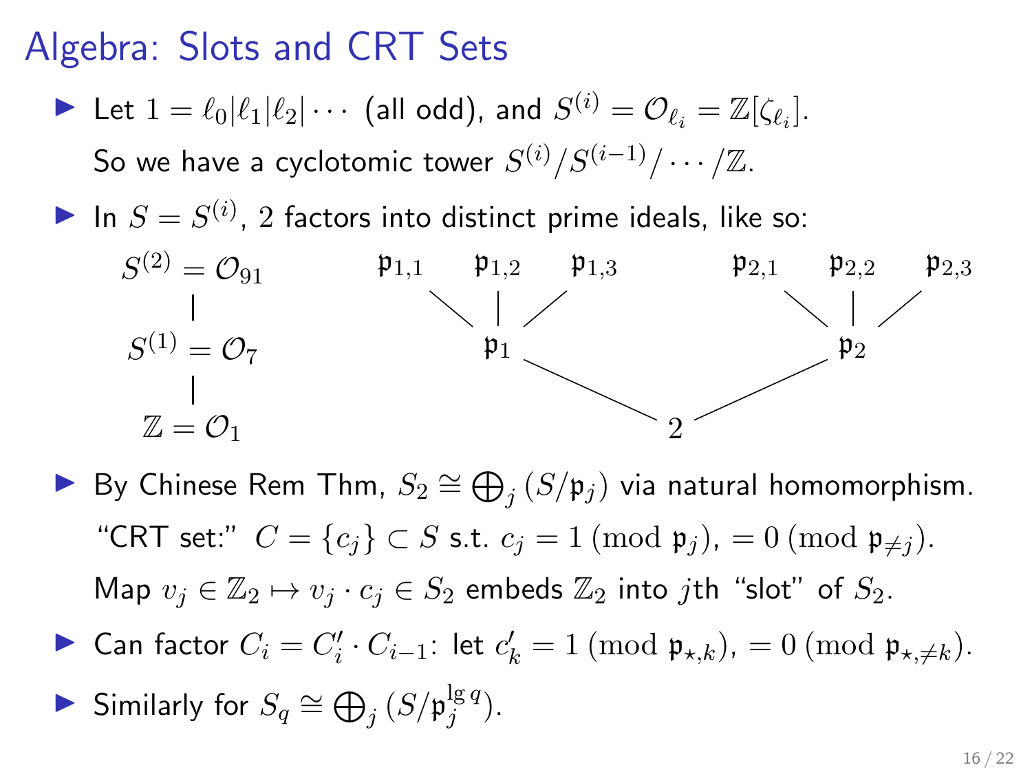# Algebra: Slots and CRT Sets

- Let $1 = \ell_0 | \ell_1 | \ell_2 | \cdots$ (all odd), and $S^{(i)} = \mathcal{O}_{\ell_i} = \mathbb{Z}[\zeta_{\ell_i}]$.

  So we have a cyclotomic tower $S^{(i)}/S^{(i-1)}/\cdots/\mathbb{Z}$.

- In $S = S^{(i)}$, 2 factors into distinct prime ideals, like so:

$$
\begin{array}{ccccccccc}
S^{(2)} = \mathcal{O}_{91} & & \mathfrak{p}_{1,1} & \mathfrak{p}_{1,2} & \mathfrak{p}_{1,3} & & \mathfrak{p}_{2,1} & \mathfrak{p}_{2,2} & \mathfrak{p}_{2,3} \\
| & & & \mathfrak{p}_1 & & & & \mathfrak{p}_2 & \\
S^{(1)} = \mathcal{O}_7 & & & & & 2 & & & \\
| & & & & & & & & \\
\mathbb{Z} = \mathcal{O}_1 & & & & & & & &
\end{array}
$$

- By Chinese Rem Thm, $S_2 \cong \bigoplus_j (S/\mathfrak{p}_j)$ via natural homomorphism.

  "CRT set:" $C = \{c_j\} \subset S$ s.t. $c_j = 1 \pmod{\mathfrak{p}_j}$, $= 0 \pmod{\mathfrak{p}_{\neq j}}$.

  Map $v_j \in \mathbb{Z}_2 \mapsto v_j \cdot c_j \in S_2$ embeds $\mathbb{Z}_2$ into $j$th "slot" of $S_2$.

- Can factor $C_i = C_i' \cdot C_{i-1}$: let $c_k' = 1 \pmod{\mathfrak{p}_{\star,k}}$, $= 0 \pmod{\mathfrak{p}_{\star,\neq k}}$.

- Similarly for $S_q \cong \bigoplus_j (S/\mathfrak{p}_j^{\lg q})$.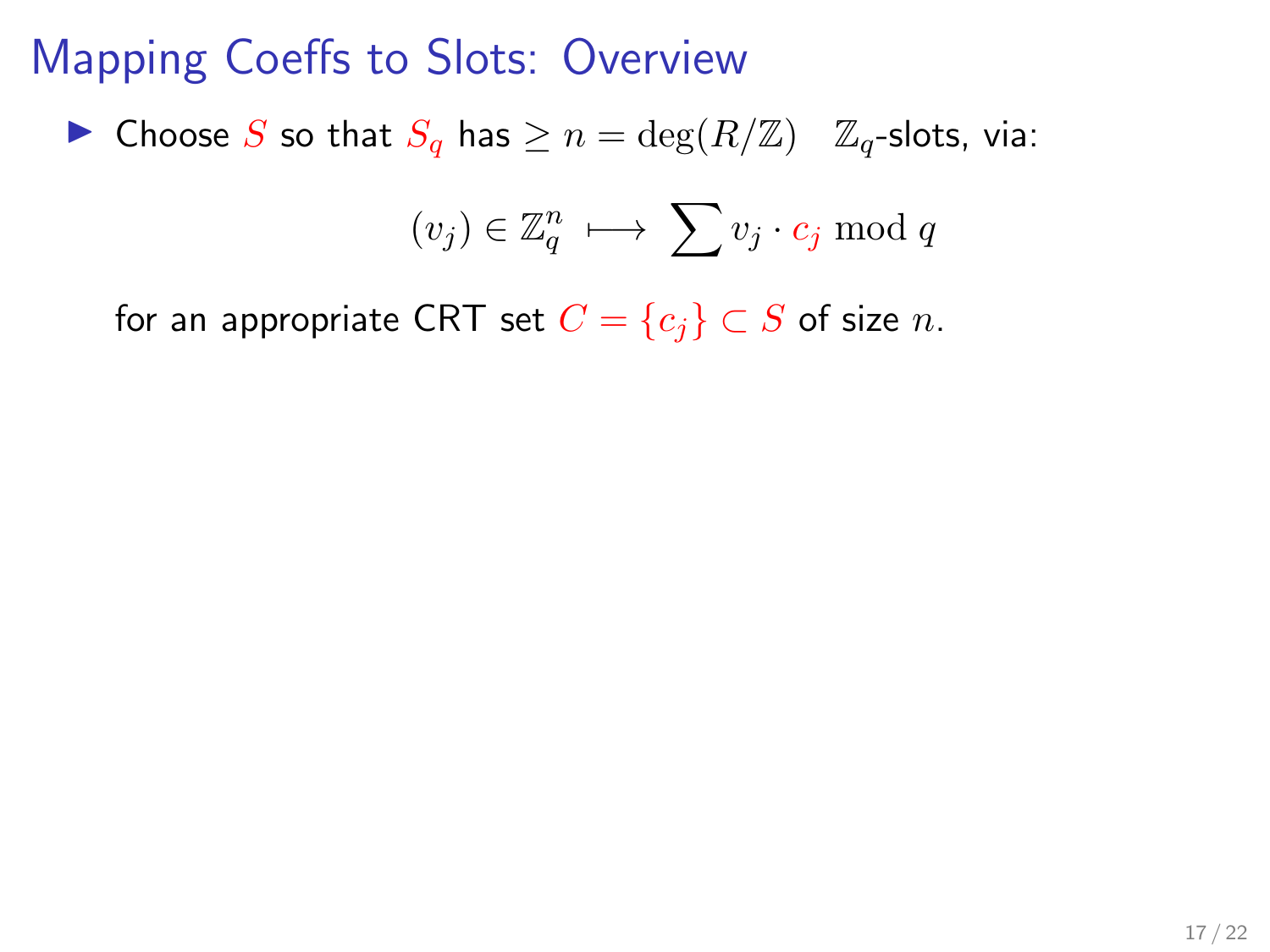# Mapping Coeffs to Slots: Overview

- Choose $S$ so that $S_q$ has $\geq n = \deg(R/\mathbb{Z})$ $\mathbb{Z}_q$-slots, via:

$$(v_j) \in \mathbb{Z}_q^n \longmapsto \sum v_j \cdot c_j \bmod q$$

for an appropriate CRT set $C = \{c_j\} \subset S$ of size $n$.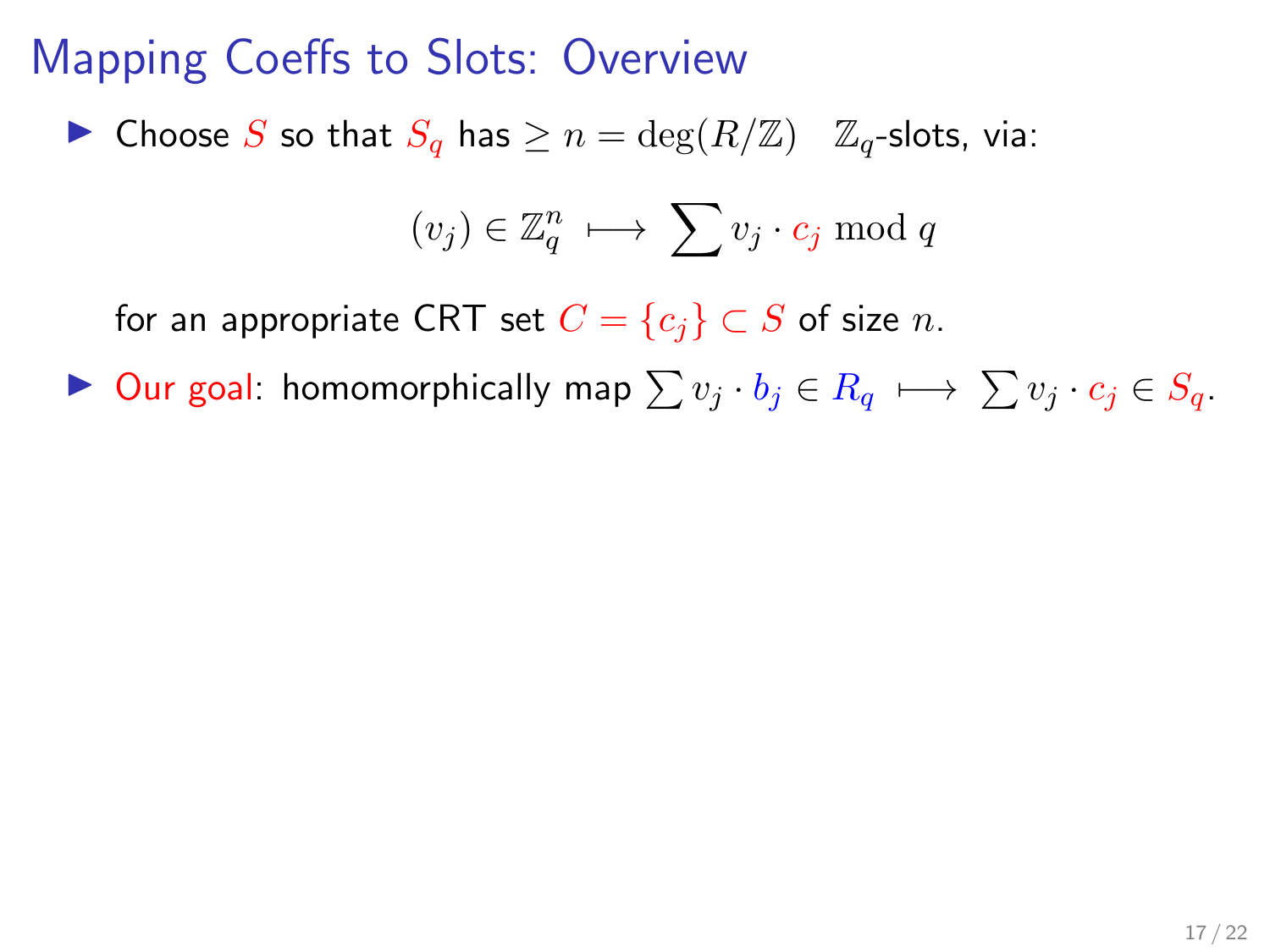# Mapping Coeffs to Slots: Overview

- Choose $S$ so that $S_q$ has $\geq n = \deg(R/\mathbb{Z})$ $\mathbb{Z}_q$-slots, via:

  $$(v_j) \in \mathbb{Z}_q^n \longmapsto \sum v_j \cdot c_j \bmod q$$

  for an appropriate CRT set $C = \{c_j\} \subset S$ of size $n$.

- Our goal: homomorphically map $\sum v_j \cdot b_j \in R_q \longmapsto \sum v_j \cdot c_j \in S_q$.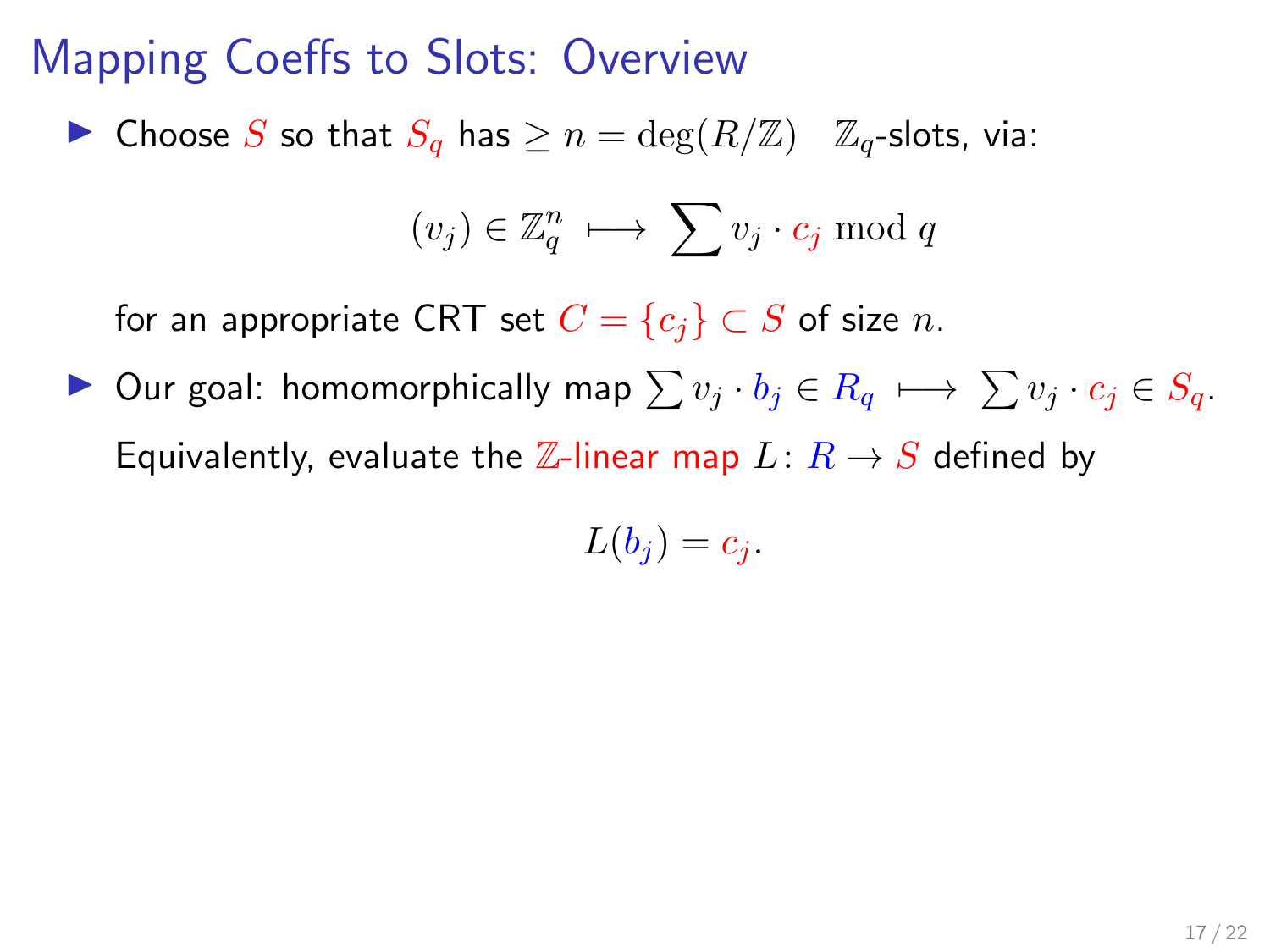# Mapping Coeffs to Slots: Overview

- Choose $S$ so that $S_q$ has $\geq n = \deg(R/\mathbb{Z})$ $\mathbb{Z}_q$-slots, via:

$$(v_j) \in \mathbb{Z}_q^n \longmapsto \sum v_j \cdot c_j \bmod q$$

  for an appropriate CRT set $C = \{c_j\} \subset S$ of size $n$.

- Our goal: homomorphically map $\sum v_j \cdot b_j \in R_q \longmapsto \sum v_j \cdot c_j \in S_q$.

  Equivalently, evaluate the $\mathbb{Z}$-linear map $L \colon R \to S$ defined by

$$L(b_j) = c_j.$$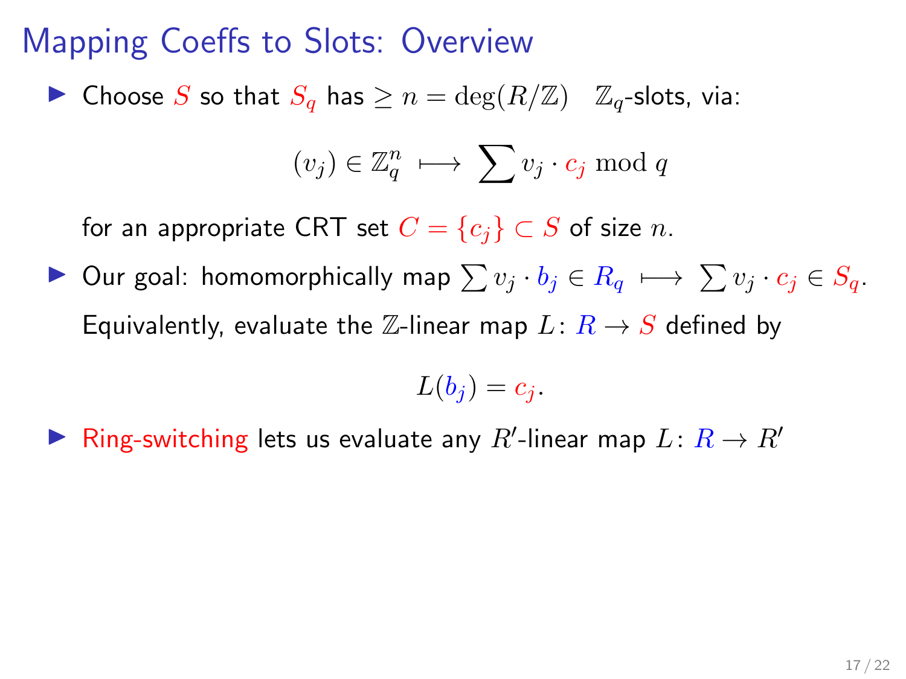# Mapping Coeffs to Slots: Overview

- Choose $S$ so that $S_q$ has $\geq n = \deg(R/\mathbb{Z})$ $\mathbb{Z}_q$-slots, via:

$$(v_j) \in \mathbb{Z}_q^n \longmapsto \sum v_j \cdot c_j \bmod q$$

  for an appropriate CRT set $C = \{c_j\} \subset S$ of size $n$.

- Our goal: homomorphically map $\sum v_j \cdot b_j \in R_q \longmapsto \sum v_j \cdot c_j \in S_q$.

  Equivalently, evaluate the $\mathbb{Z}$-linear map $L \colon R \to S$ defined by

$$L(b_j) = c_j.$$

- Ring-switching lets us evaluate any $R'$-linear map $L \colon R \to R'$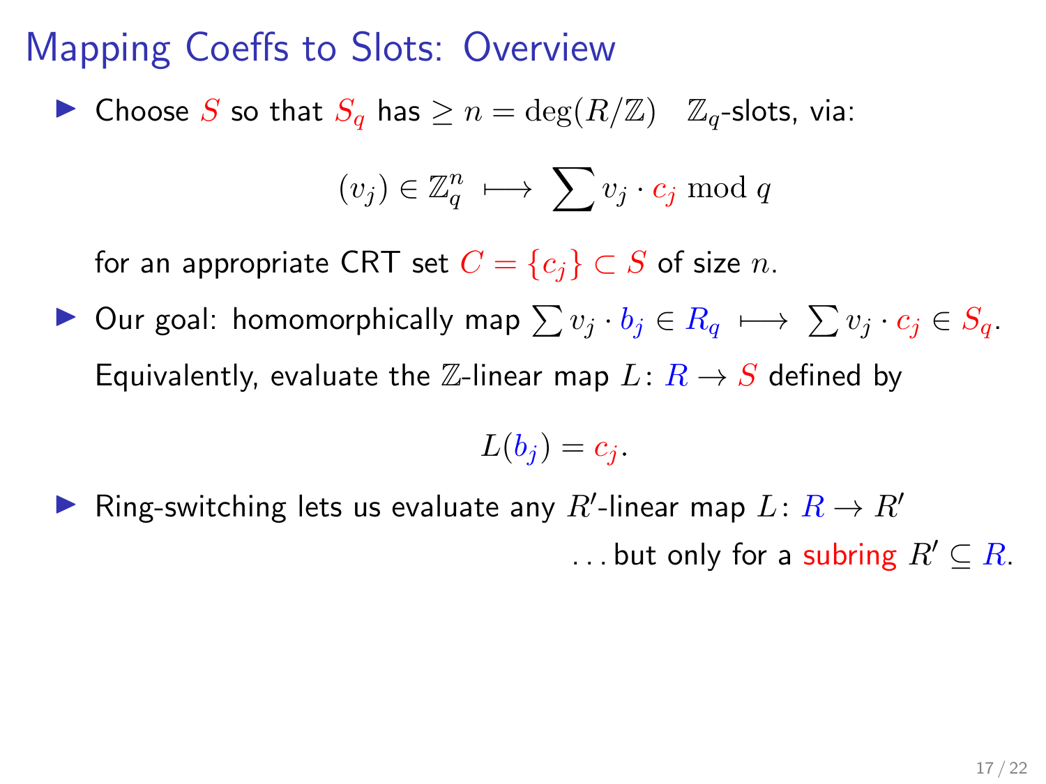# Mapping Coeffs to Slots: Overview

- Choose $S$ so that $S_q$ has $\geq n = \deg(R/\mathbb{Z})$ $\mathbb{Z}_q$-slots, via:

$$(v_j) \in \mathbb{Z}_q^n \longmapsto \sum v_j \cdot c_j \bmod q$$

  for an appropriate CRT set $C = \{c_j\} \subset S$ of size $n$.

- Our goal: homomorphically map $\sum v_j \cdot b_j \in R_q \longmapsto \sum v_j \cdot c_j \in S_q$.

  Equivalently, evaluate the $\mathbb{Z}$-linear map $L \colon R \to S$ defined by

$$L(b_j) = c_j.$$

- Ring-switching lets us evaluate any $R'$-linear map $L \colon R \to R'$

  ...but only for a subring $R' \subseteq R$.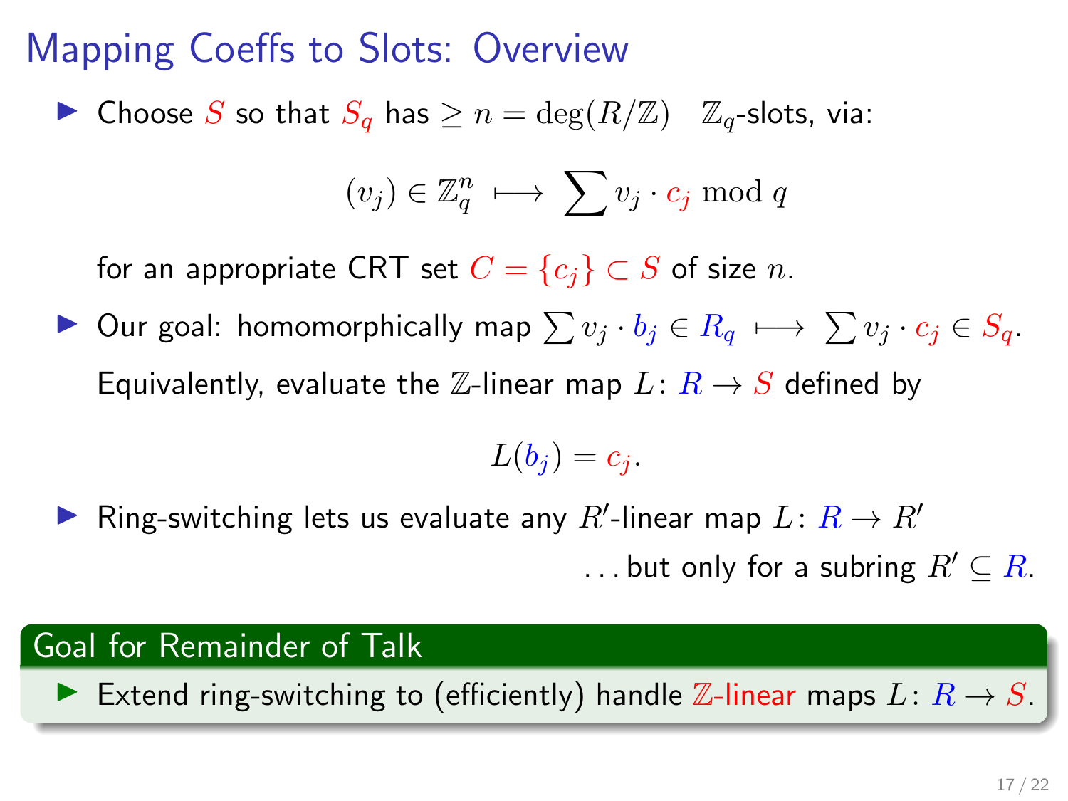# Mapping Coeffs to Slots: Overview

- Choose $S$ so that $S_q$ has $\geq n = \deg(R/\mathbb{Z})$ $\mathbb{Z}_q$-slots, via:

$$(v_j) \in \mathbb{Z}_q^n \longmapsto \sum v_j \cdot c_j \bmod q$$

  for an appropriate CRT set $C = \{c_j\} \subset S$ of size $n$.

- Our goal: homomorphically map $\sum v_j \cdot b_j \in R_q \longmapsto \sum v_j \cdot c_j \in S_q$.

  Equivalently, evaluate the $\mathbb{Z}$-linear map $L \colon R \to S$ defined by

$$L(b_j) = c_j.$$

- Ring-switching lets us evaluate any $R'$-linear map $L \colon R \to R'$

  ...but only for a subring $R' \subseteq R$.

## Goal for Remainder of Talk

- Extend ring-switching to (efficiently) handle $\mathbb{Z}$-linear maps $L \colon R \to S$.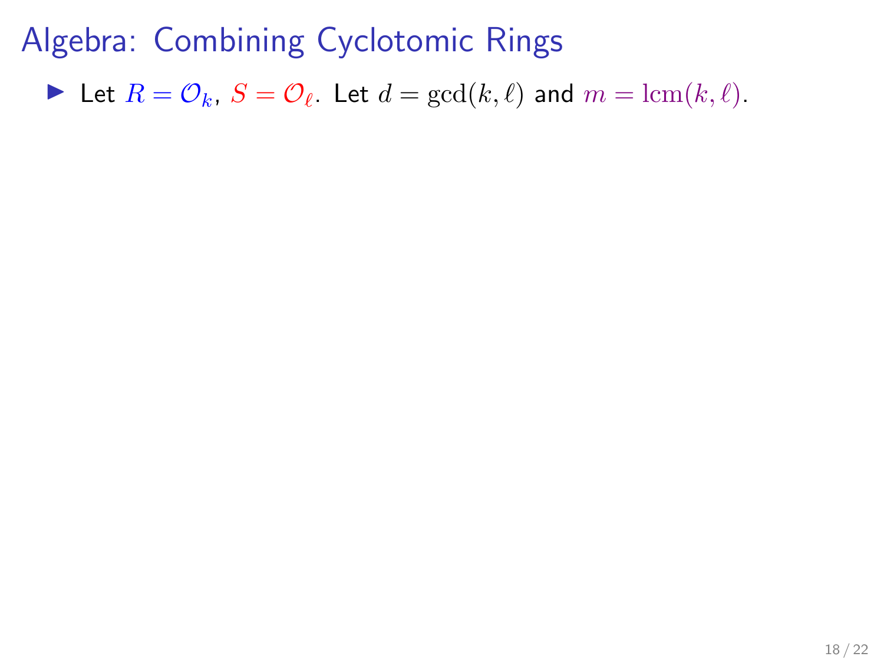# Algebra: Combining Cyclotomic Rings

- Let $R = \mathcal{O}_k$, $S = \mathcal{O}_\ell$. Let $d = \gcd(k, \ell)$ and $m = \operatorname{lcm}(k, \ell)$.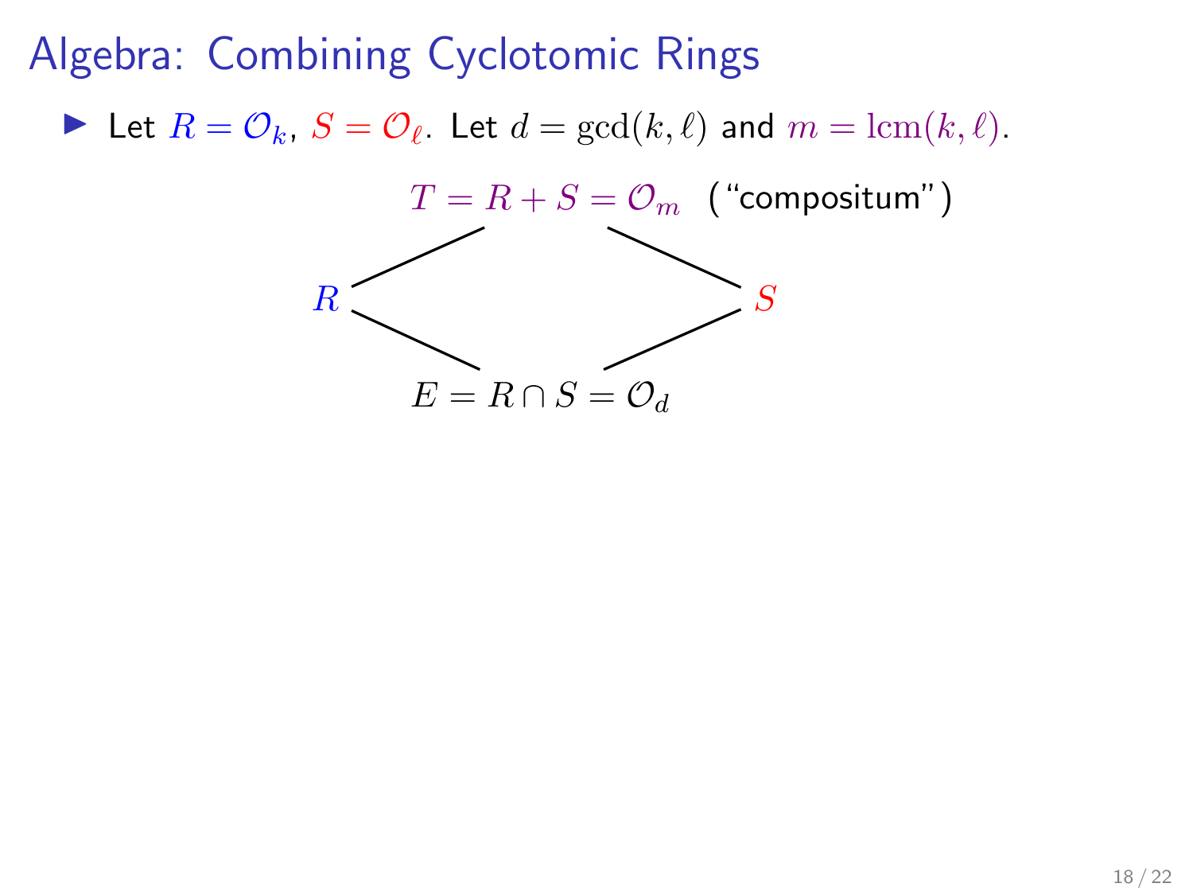# Algebra: Combining Cyclotomic Rings

- Let $R = \mathcal{O}_k$, $S = \mathcal{O}_\ell$. Let $d = \gcd(k, \ell)$ and $m = \mathrm{lcm}(k, \ell)$.

$$T = R + S = \mathcal{O}_m \quad (\text{“compositum”})$$

$$R \qquad\qquad S$$

$$E = R \cap S = \mathcal{O}_d$$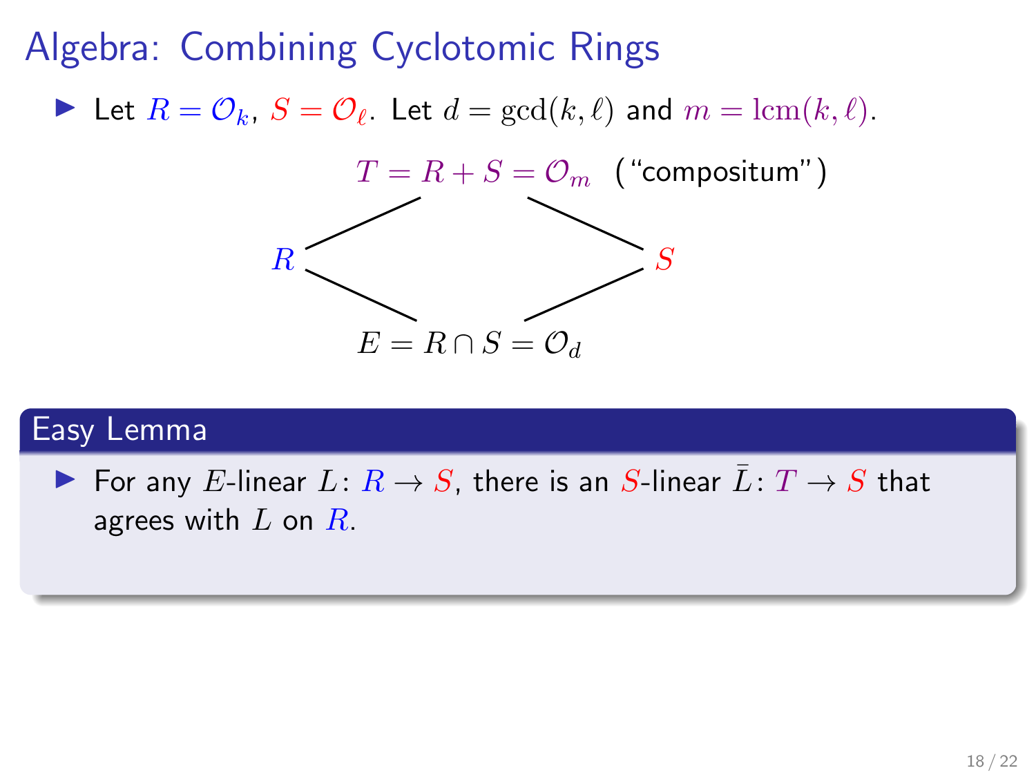# Algebra: Combining Cyclotomic Rings

- Let $R = \mathcal{O}_k$, $S = \mathcal{O}_\ell$. Let $d = \gcd(k, \ell)$ and $m = \mathrm{lcm}(k, \ell)$.

$$T = R + S = \mathcal{O}_m \quad (\text{"compositum"})$$

$$R \qquad\qquad S$$

$$E = R \cap S = \mathcal{O}_d$$

## Easy Lemma

- For any $E$-linear $L \colon R \to S$, there is an $S$-linear $\bar{L} \colon T \to S$ that agrees with $L$ on $R$.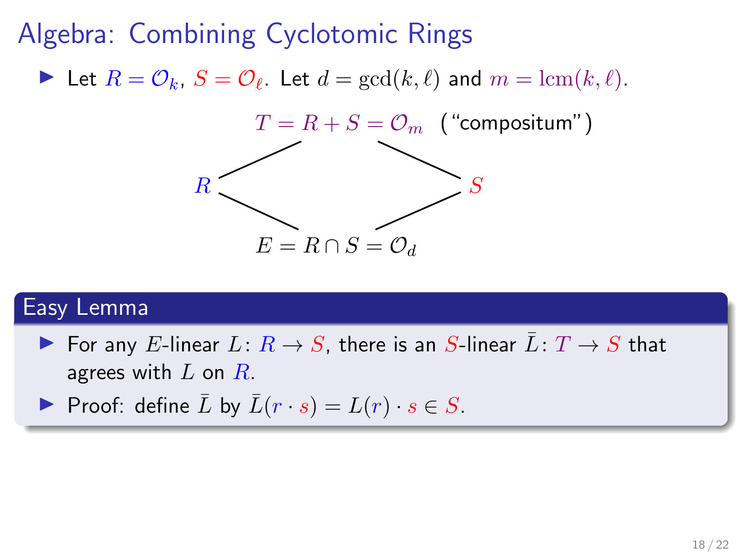# Algebra: Combining Cyclotomic Rings

- Let $R = \mathcal{O}_k$, $S = \mathcal{O}_\ell$. Let $d = \gcd(k, \ell)$ and $m = \mathrm{lcm}(k, \ell)$.

$$T = R + S = \mathcal{O}_m \quad \text{("compositum")}$$

$$R \qquad\qquad S$$

$$E = R \cap S = \mathcal{O}_d$$

## Easy Lemma

- For any $E$-linear $L \colon R \to S$, there is an $S$-linear $\bar{L} \colon T \to S$ that agrees with $L$ on $R$.
- Proof: define $\bar{L}$ by $\bar{L}(r \cdot s) = L(r) \cdot s \in S$.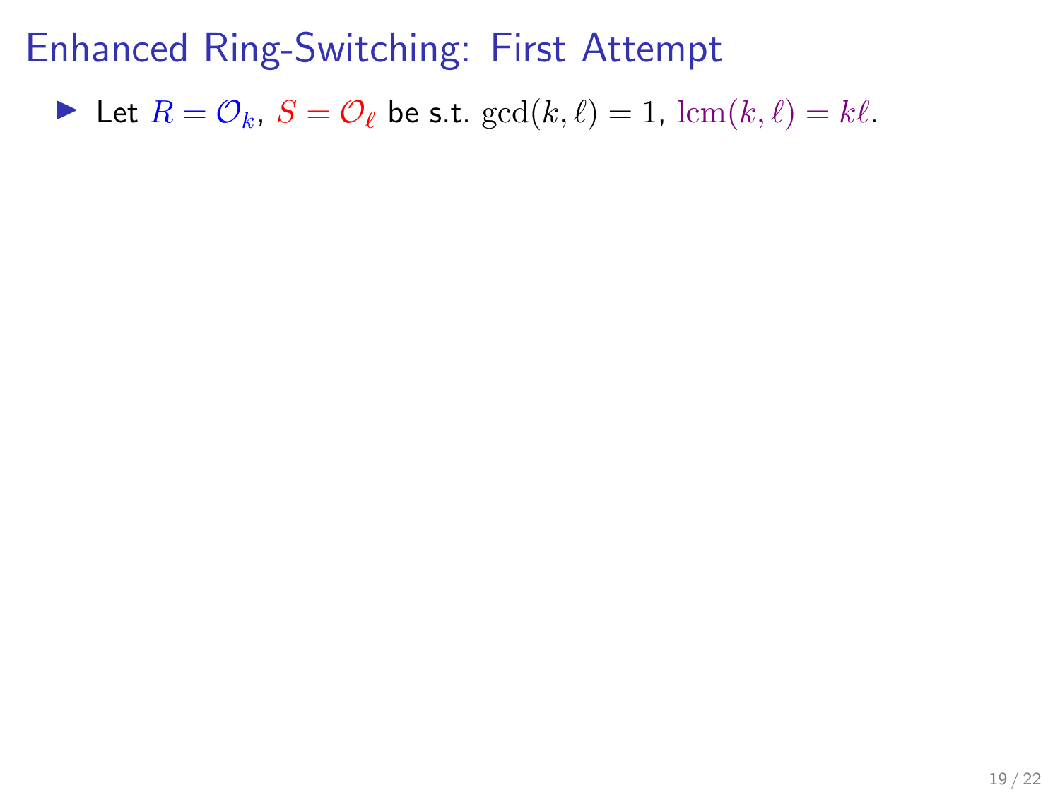# Enhanced Ring-Switching: First Attempt

- Let $R = \mathcal{O}_k$, $S = \mathcal{O}_\ell$ be s.t. $\gcd(k, \ell) = 1$, $\operatorname{lcm}(k, \ell) = k\ell$.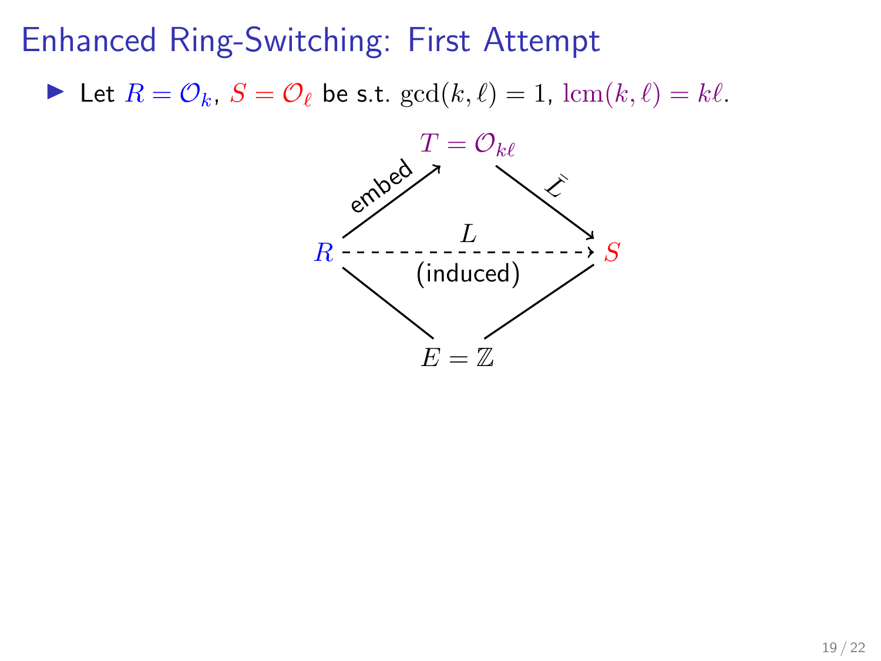# Enhanced Ring-Switching: First Attempt

- Let $R = \mathcal{O}_k$, $S = \mathcal{O}_\ell$ be s.t. $\gcd(k, \ell) = 1$, $\mathrm{lcm}(k, \ell) = k\ell$.

$T = \mathcal{O}_{k\ell}$

$R \xrightarrow{\text{embed}} T$, $T \xrightarrow{\bar{L}} S$

$R \overset{L}{\dashrightarrow} S$ (induced)

$E = \mathbb{Z}$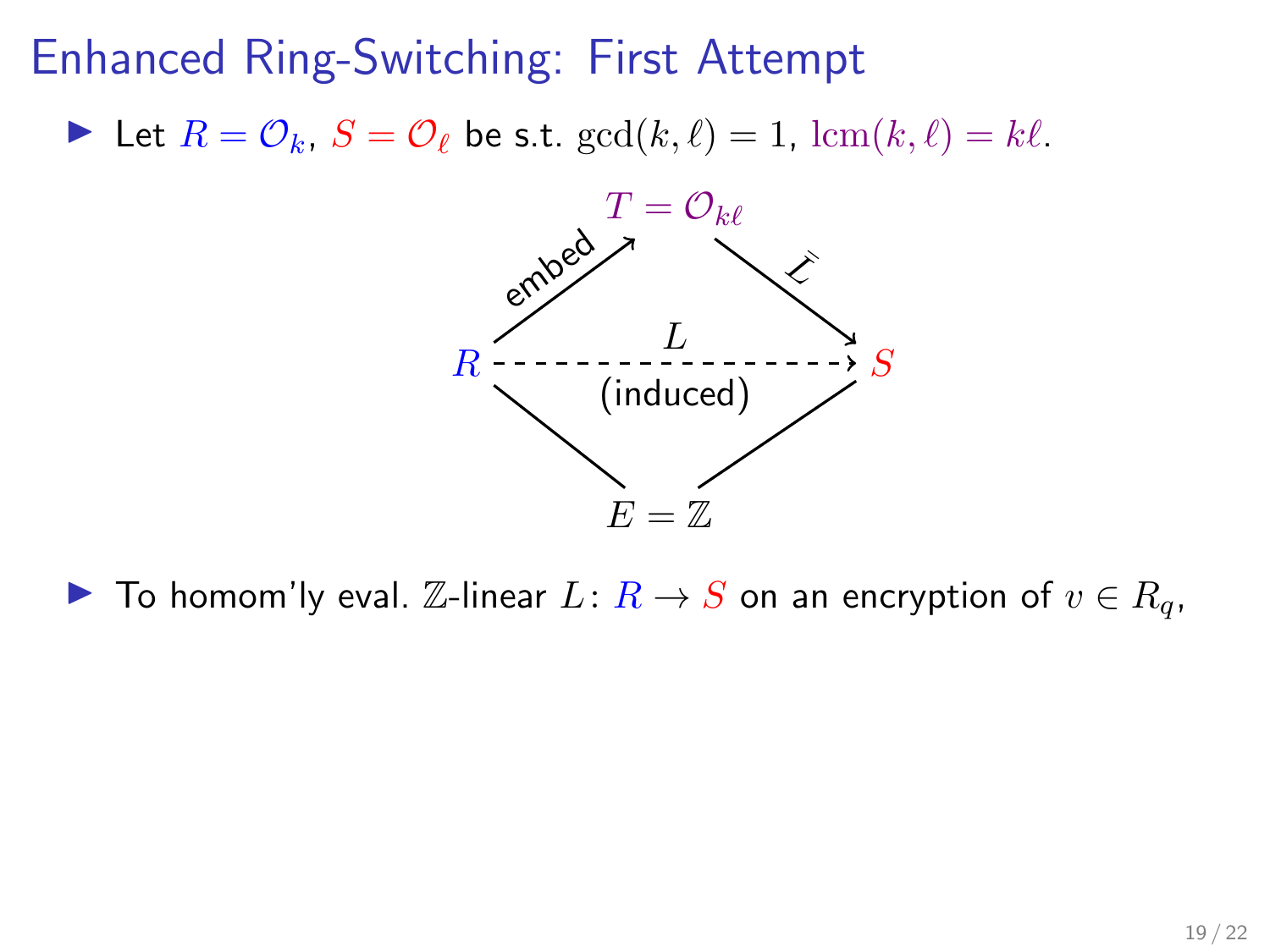# Enhanced Ring-Switching: First Attempt

- Let $R = \mathcal{O}_k$, $S = \mathcal{O}_\ell$ be s.t. $\gcd(k, \ell) = 1$, $\mathrm{lcm}(k, \ell) = k\ell$.

$T = \mathcal{O}_{k\ell}$

embed: $R \to T$; $\bar{L}$: $T \to S$; $L$ (induced): $R \dashrightarrow S$

$E = \mathbb{Z}$

- To homom'ly eval. $\mathbb{Z}$-linear $L \colon R \to S$ on an encryption of $v \in R_q$,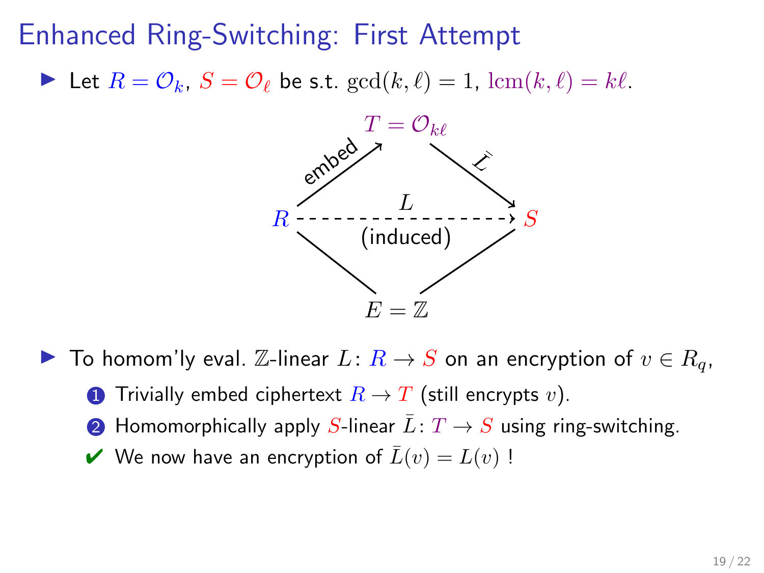# Enhanced Ring-Switching: First Attempt

- Let $R = \mathcal{O}_k$, $S = \mathcal{O}_\ell$ be s.t. $\gcd(k, \ell) = 1$, $\mathrm{lcm}(k, \ell) = k\ell$.

$$
\begin{array}{ccccc}
 & & T = \mathcal{O}_{k\ell} & & \\
 & \overset{\text{embed}}{\nearrow} & & \overset{\bar{L}}{\searrow} & \\
R & & \overset{L}{\underset{\text{(induced)}}{\dashrightarrow}} & & S \\
 & \diagdown & & \diagup & \\
 & & E = \mathbb{Z} & &
\end{array}
$$

- To homom'ly eval. $\mathbb{Z}$-linear $L \colon R \to S$ on an encryption of $v \in R_q$,
  1. Trivially embed ciphertext $R \to T$ (still encrypts $v$).
  2. Homomorphically apply $S$-linear $\bar{L} \colon T \to S$ using ring-switching.

  ✔ We now have an encryption of $\bar{L}(v) = L(v)$ !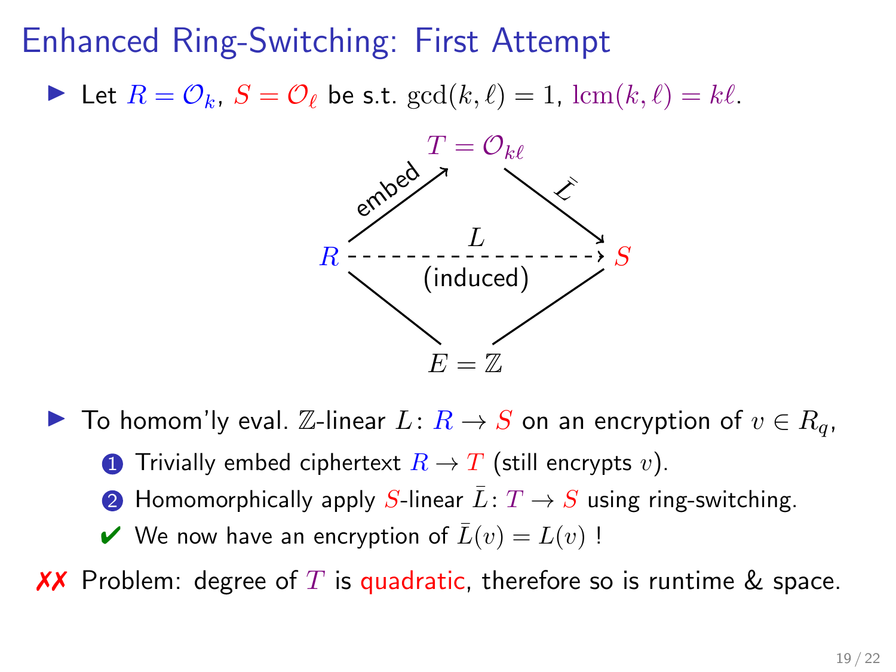# Enhanced Ring-Switching: First Attempt

- Let $R = \mathcal{O}_k$, $S = \mathcal{O}_\ell$ be s.t. $\gcd(k, \ell) = 1$, $\text{lcm}(k, \ell) = k\ell$.

$T = \mathcal{O}_{k\ell}$

embed: $R \to T$; $\bar{L}: T \to S$

$R \dashrightarrow S$: $L$ (induced)

$E = \mathbb{Z}$

- To homom'ly eval. $\mathbb{Z}$-linear $L \colon R \to S$ on an encryption of $v \in R_q$,
  1. Trivially embed ciphertext $R \to T$ (still encrypts $v$).
  2. Homomorphically apply $S$-linear $\bar{L} \colon T \to S$ using ring-switching.
  
  ✔ We now have an encryption of $\bar{L}(v) = L(v)$ !

✗✗ Problem: degree of $T$ is quadratic, therefore so is runtime & space.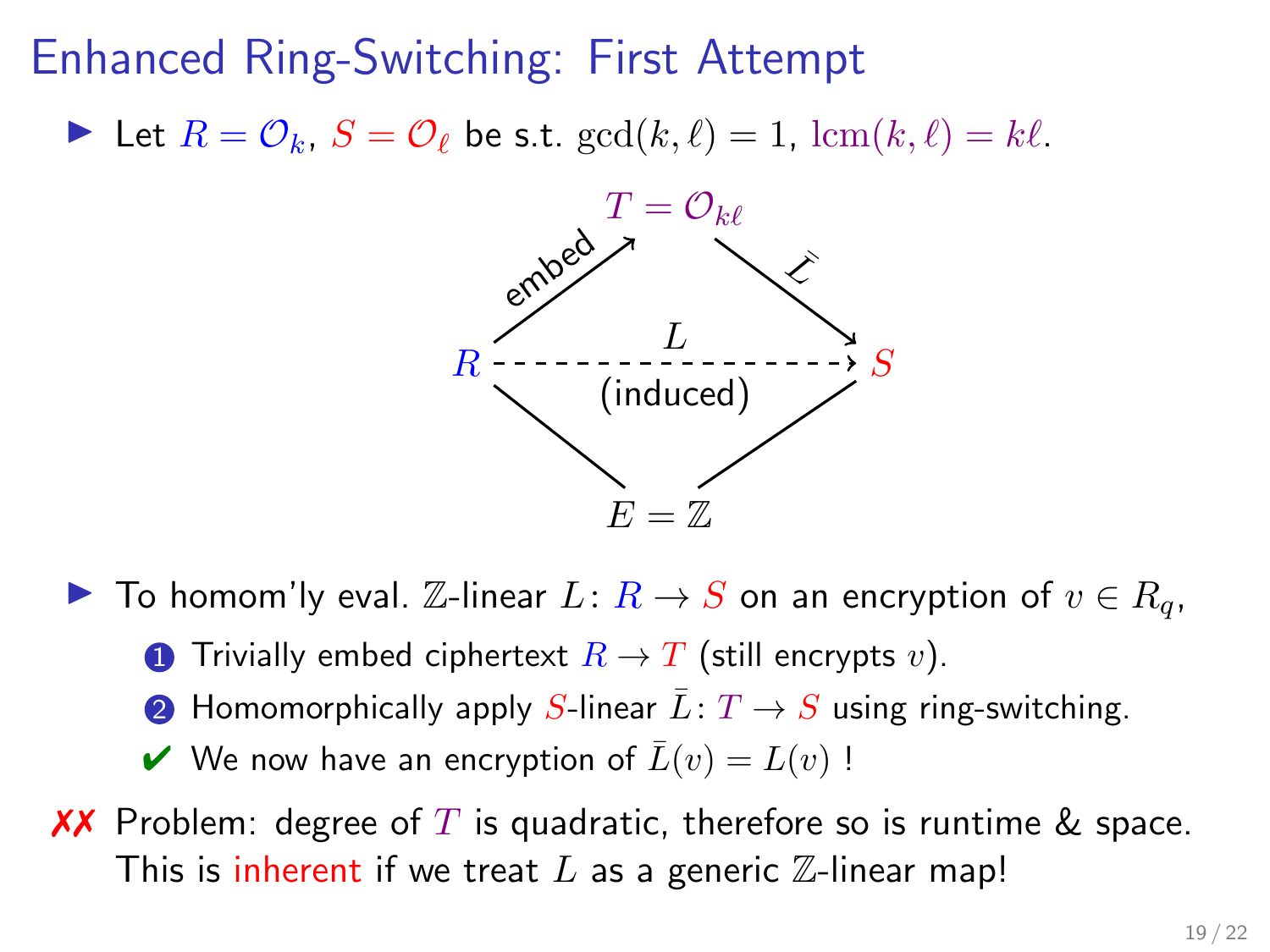# Enhanced Ring-Switching: First Attempt

- Let $R = \mathcal{O}_k$, $S = \mathcal{O}_\ell$ be s.t. $\gcd(k, \ell) = 1$, $\text{lcm}(k, \ell) = k\ell$.

$T = \mathcal{O}_{k\ell}$

embed: $R \to T$; $\bar{L}$: $T \to S$

$R \xrightarrow{L \text{ (induced)}} S$

$E = \mathbb{Z}$

- To homom'ly eval. $\mathbb{Z}$-linear $L \colon R \to S$ on an encryption of $v \in R_q$,
  1. Trivially embed ciphertext $R \to T$ (still encrypts $v$).
  2. Homomorphically apply $S$-linear $\bar{L} \colon T \to S$ using ring-switching.
  
  ✔ We now have an encryption of $\bar{L}(v) = L(v)$ !

✗✗ Problem: degree of $T$ is quadratic, therefore so is runtime & space. This is inherent if we treat $L$ as a generic $\mathbb{Z}$-linear map!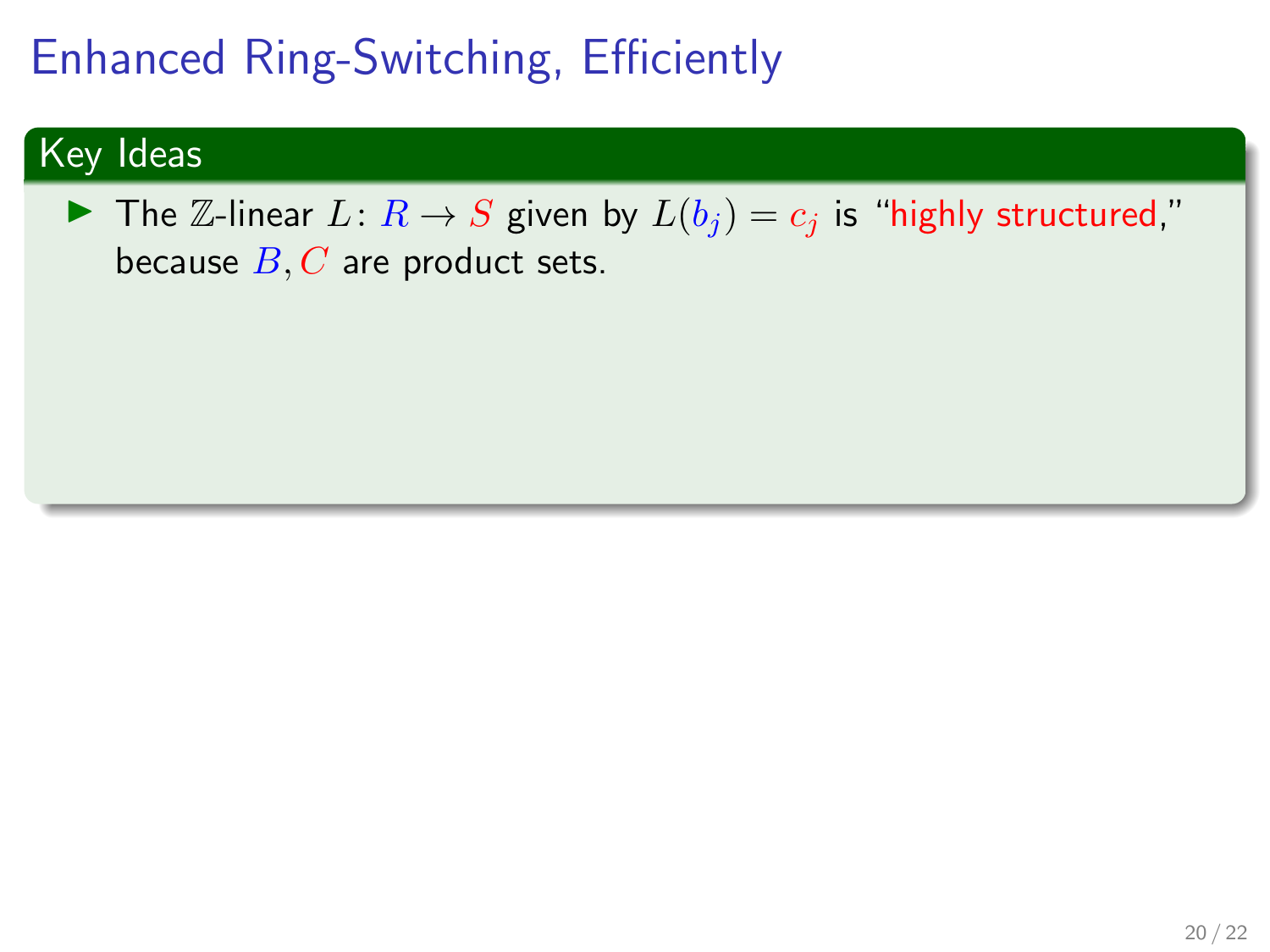# Enhanced Ring-Switching, Efficiently

## Key Ideas

- The $\mathbb{Z}$-linear $L\colon R \to S$ given by $L(b_j) = c_j$ is "highly structured," because $B, C$ are product sets.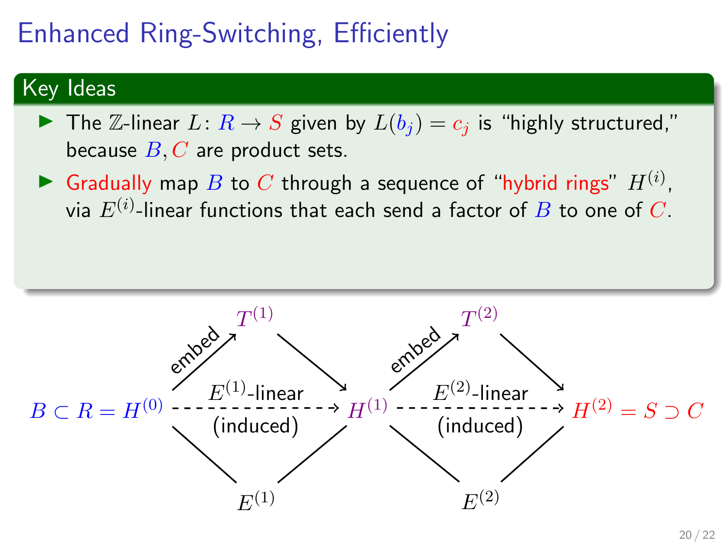# Enhanced Ring-Switching, Efficiently

## Key Ideas

- The $\mathbb{Z}$-linear $L \colon R \to S$ given by $L(b_j) = c_j$ is "highly structured," because $B, C$ are product sets.
- Gradually map $B$ to $C$ through a sequence of "hybrid rings" $H^{(i)}$, via $E^{(i)}$-linear functions that each send a factor of $B$ to one of $C$.

$$
B \subset R = H^{(0)} \xrightarrow[\text{(induced)}]{E^{(1)}\text{-linear}} H^{(1)} \xrightarrow[\text{(induced)}]{E^{(2)}\text{-linear}} H^{(2)} = S \supset C
$$

- $H^{(0)} \xrightarrow{\text{embed}} T^{(1)} \to H^{(1)}$, with $E^{(1)}$ below, connected to both $H^{(0)}$ and $H^{(1)}$.
- $H^{(1)} \xrightarrow{\text{embed}} T^{(2)} \to H^{(2)}$, with $E^{(2)}$ below, connected to both $H^{(1)}$ and $H^{(2)}$.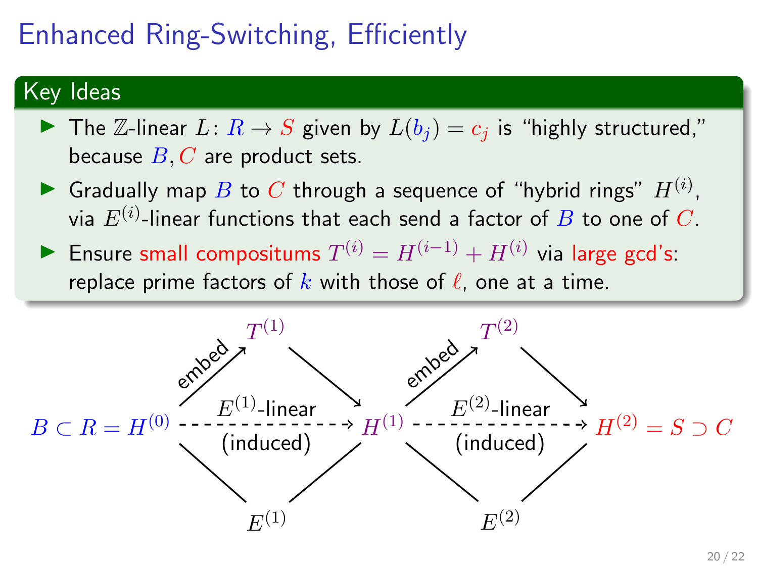# Enhanced Ring-Switching, Efficiently

## Key Ideas

- The $\mathbb{Z}$-linear $L \colon R \to S$ given by $L(b_j) = c_j$ is "highly structured," because $B, C$ are product sets.
- Gradually map $B$ to $C$ through a sequence of "hybrid rings" $H^{(i)}$, via $E^{(i)}$-linear functions that each send a factor of $B$ to one of $C$.
- Ensure small compositums $T^{(i)} = H^{(i-1)} + H^{(i)}$ via large gcd's: replace prime factors of $k$ with those of $\ell$, one at a time.

$T^{(1)}$ $\quad$ $T^{(2)}$

embed $\quad$ embed

$B \subset R = H^{(0)}$ --- $E^{(1)}$-linear (induced) ---> $H^{(1)}$ --- $E^{(2)}$-linear (induced) ---> $H^{(2)} = S \supset C$

$E^{(1)}$ $\quad$ $E^{(2)}$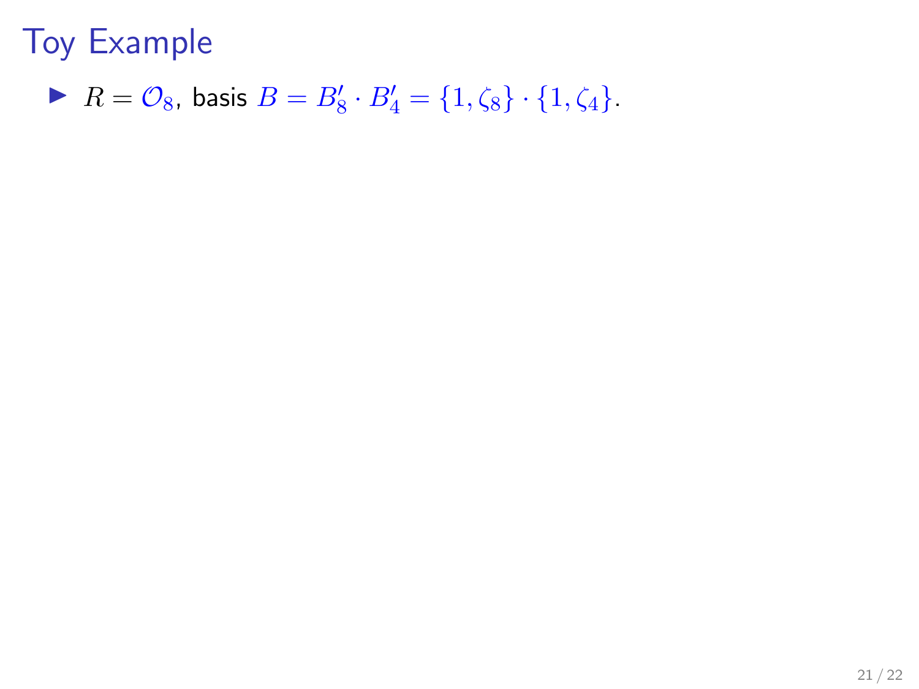# Toy Example

- $R = \mathcal{O}_8$, basis $B = B'_8 \cdot B'_4 = \{1, \zeta_8\} \cdot \{1, \zeta_4\}$.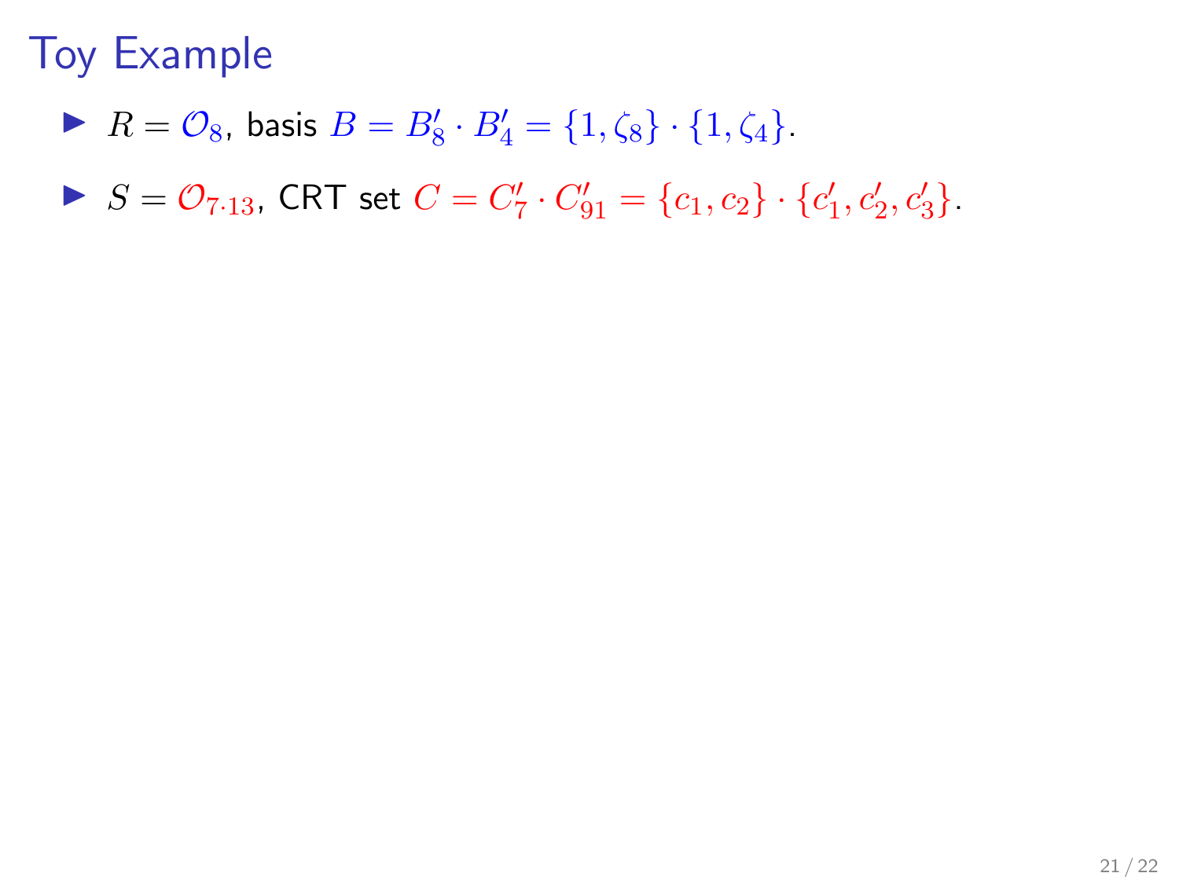# Toy Example

- $R = \mathcal{O}_8$, basis $B = B'_8 \cdot B'_4 = \{1, \zeta_8\} \cdot \{1, \zeta_4\}$.
- $S = \mathcal{O}_{7 \cdot 13}$, CRT set $C = C'_7 \cdot C'_{91} = \{c_1, c_2\} \cdot \{c'_1, c'_2, c'_3\}$.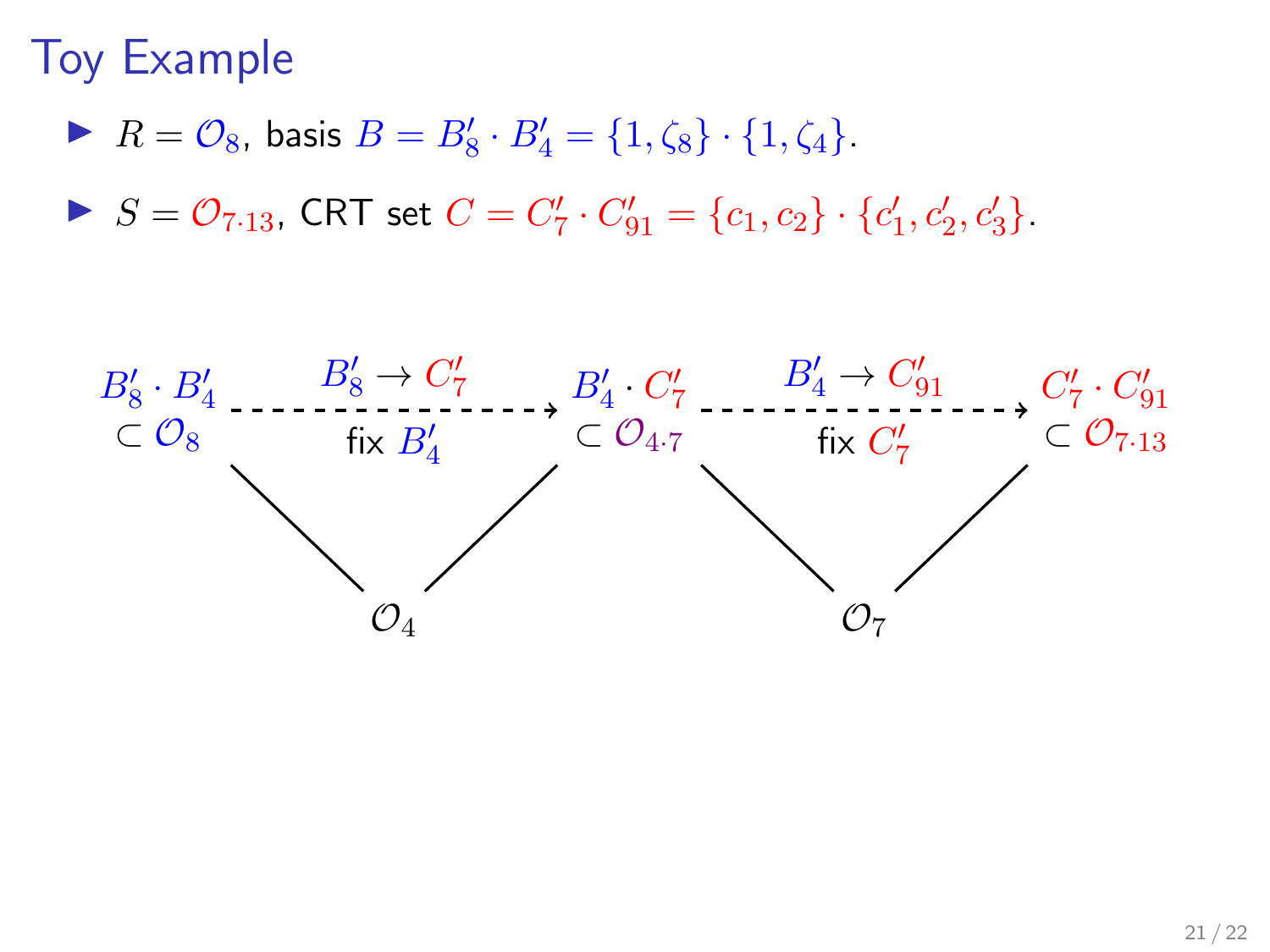# Toy Example

- $R = \mathcal{O}_8$, basis $B = B'_8 \cdot B'_4 = \{1, \zeta_8\} \cdot \{1, \zeta_4\}$.
- $S = \mathcal{O}_{7 \cdot 13}$, CRT set $C = C'_7 \cdot C'_{91} = \{c_1, c_2\} \cdot \{c'_1, c'_2, c'_3\}$.

$B'_8 \cdot B'_4 \subset \mathcal{O}_8$ --- $B'_8 \to C'_7$, fix $B'_4$ ---> $B'_4 \cdot C'_7 \subset \mathcal{O}_{4 \cdot 7}$ --- $B'_4 \to C'_{91}$, fix $C'_7$ ---> $C'_7 \cdot C'_{91} \subset \mathcal{O}_{7 \cdot 13}$

$\mathcal{O}_4$ $\qquad$ $\mathcal{O}_7$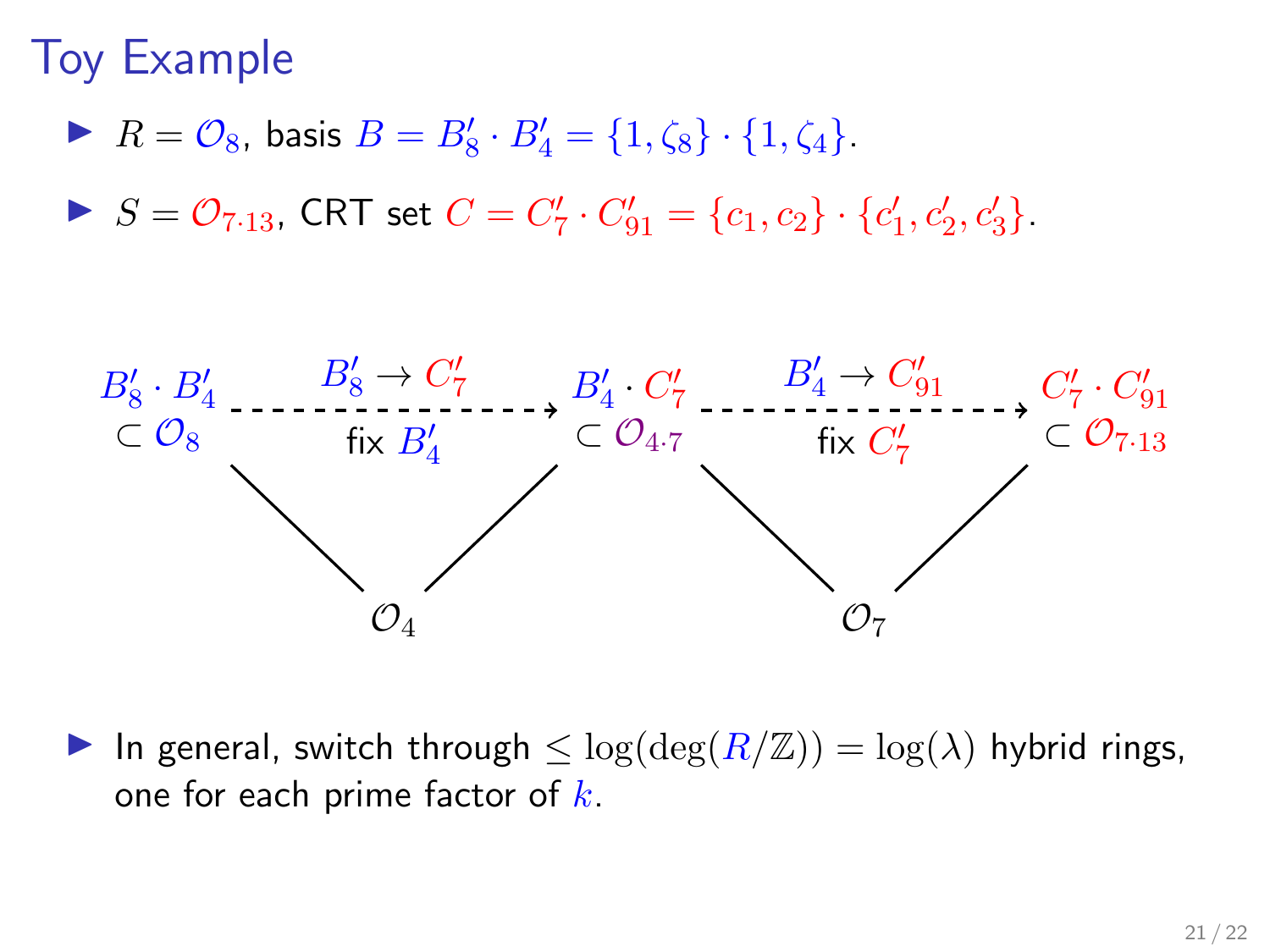# Toy Example

- $R = \mathcal{O}_8$, basis $B = B'_8 \cdot B'_4 = \{1, \zeta_8\} \cdot \{1, \zeta_4\}$.
- $S = \mathcal{O}_{7\cdot 13}$, CRT set $C = C'_7 \cdot C'_{91} = \{c_1, c_2\} \cdot \{c'_1, c'_2, c'_3\}$.

$B'_8 \cdot B'_4 \subset \mathcal{O}_8$ --- $B'_8 \to C'_7$ (fix $B'_4$) ---> $B'_4 \cdot C'_7 \subset \mathcal{O}_{4\cdot 7}$ --- $B'_4 \to C'_{91}$ (fix $C'_7$) ---> $C'_7 \cdot C'_{91} \subset \mathcal{O}_{7\cdot 13}$

$\mathcal{O}_4$ (below, joined to $\mathcal{O}_8$ and $\mathcal{O}_{4\cdot 7}$) $\qquad$ $\mathcal{O}_7$ (below, joined to $\mathcal{O}_{4\cdot 7}$ and $\mathcal{O}_{7\cdot 13}$)

- In general, switch through $\leq \log(\deg(R/\mathbb{Z})) = \log(\lambda)$ hybrid rings, one for each prime factor of $k$.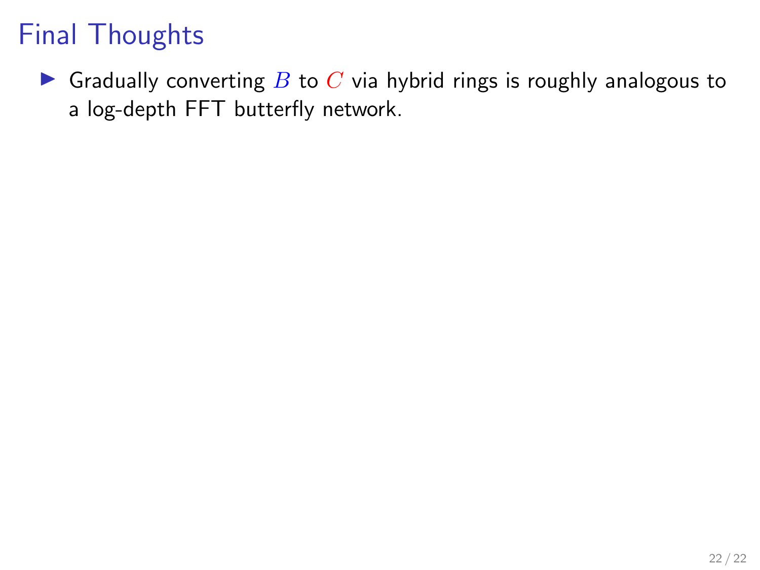# Final Thoughts

- Gradually converting $B$ to $C$ via hybrid rings is roughly analogous to a log-depth FFT butterfly network.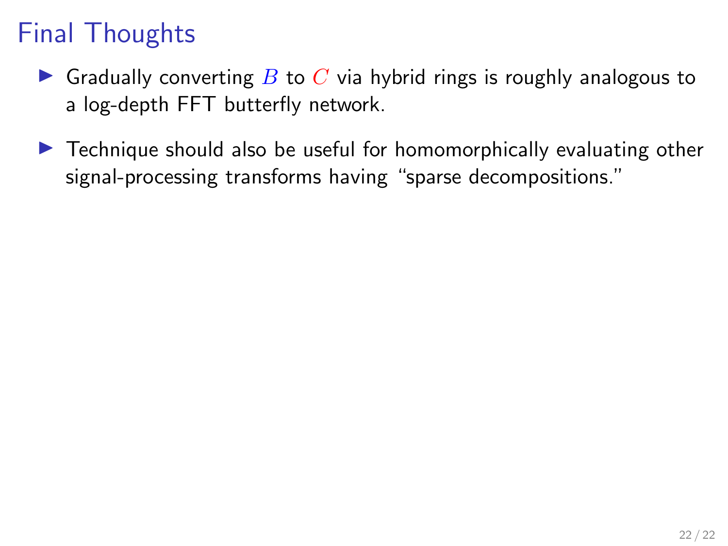# Final Thoughts

- Gradually converting $B$ to $C$ via hybrid rings is roughly analogous to a log-depth FFT butterfly network.
- Technique should also be useful for homomorphically evaluating other signal-processing transforms having "sparse decompositions."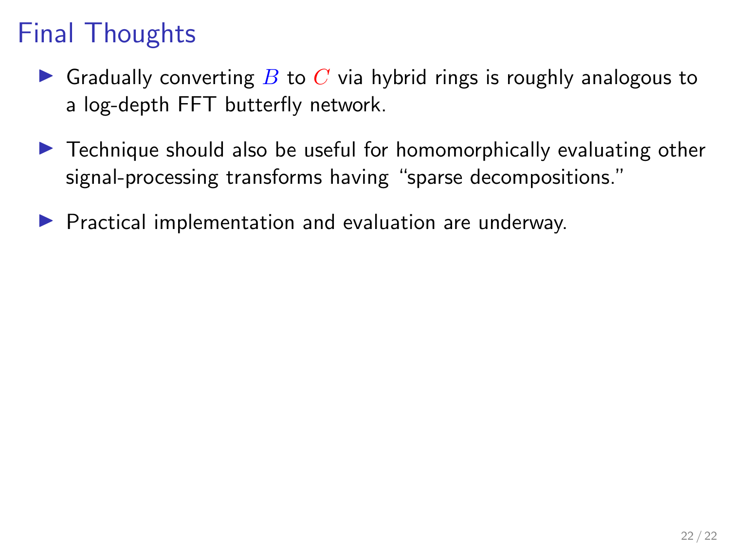# Final Thoughts

- Gradually converting $B$ to $C$ via hybrid rings is roughly analogous to a log-depth FFT butterfly network.
- Technique should also be useful for homomorphically evaluating other signal-processing transforms having "sparse decompositions."
- Practical implementation and evaluation are underway.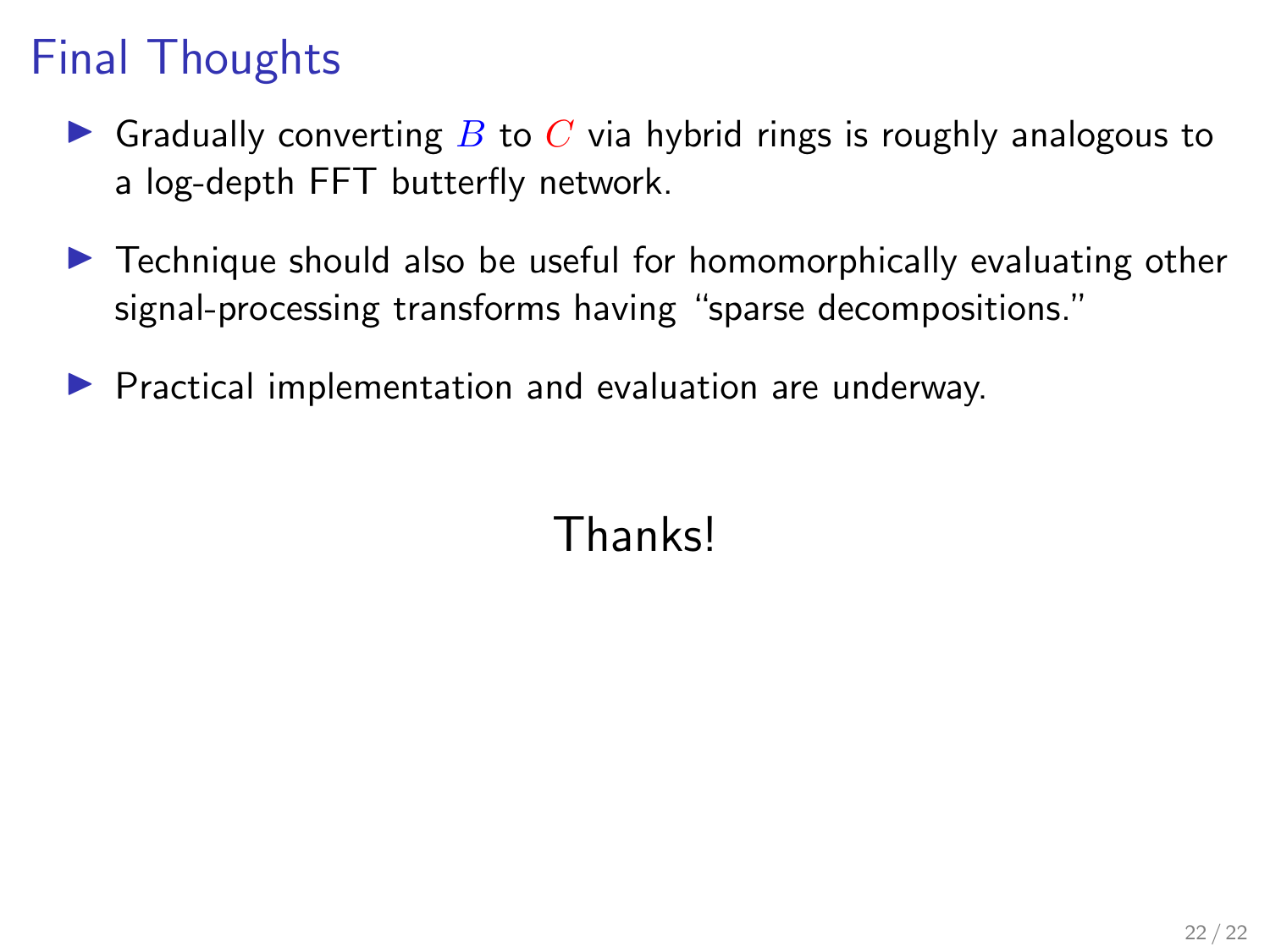# Final Thoughts

- Gradually converting $B$ to $C$ via hybrid rings is roughly analogous to a log-depth FFT butterfly network.
- Technique should also be useful for homomorphically evaluating other signal-processing transforms having "sparse decompositions."
- Practical implementation and evaluation are underway.

Thanks!